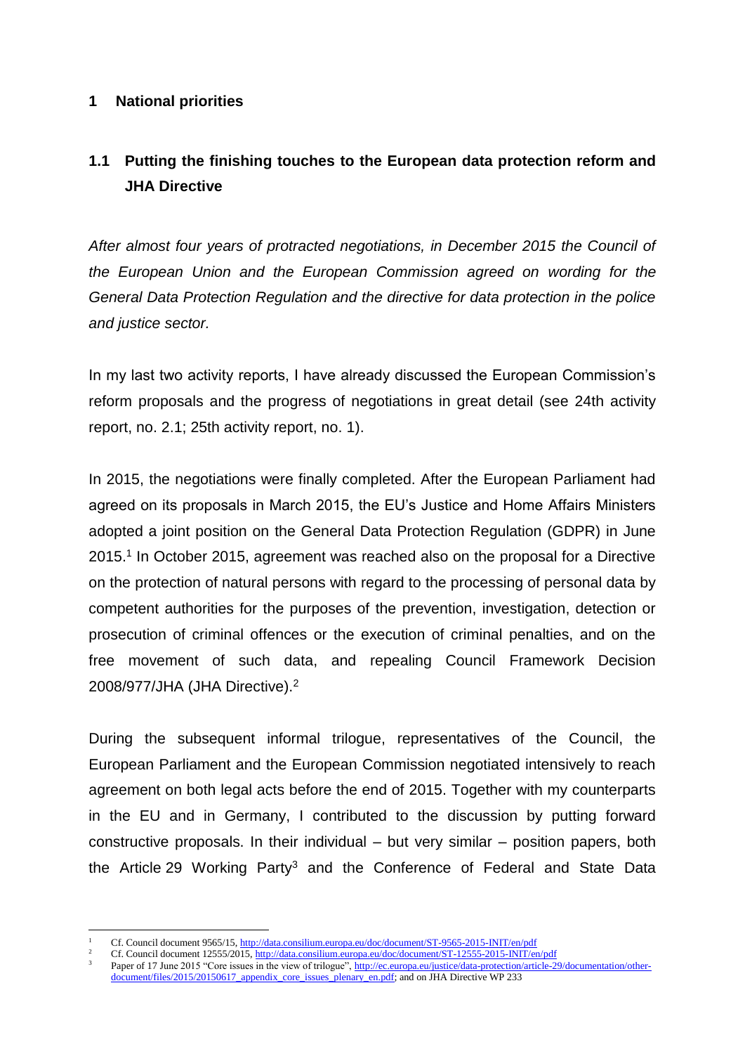# 1 National priorities

## 1.1 Putting the finishing touches to the European data protection reform and JHA Directive

*After almost four years of protracted negotiations, in December 2015 the Council of the European Union and the European Commission agreed on wording for the General Data Protection Regulation and the directive for data protection in the police and justice sector.*

In my last two activity reports, I have already discussed the European Commission's reform proposals and the progress of negotiations in great detail (see 24th activity report, no. 2.1; 25th activity report, no. 1).

In 2015, the negotiations were finally completed. After the European Parliament had agreed on its proposals in March 2015, the EU's Justice and Home Affairs Ministers adopted a joint position on the General Data Protection Regulation (GDPR) in June 2015.[1] In October 2015, agreement was reached also on the proposal for a Directive on the protection of natural persons with regard to the processing of personal data by competent authorities for the purposes of the prevention, investigation, detection or prosecution of criminal offences or the execution of criminal penalties, and on the free movement of such data, and repealing Council Framework Decision 2008/977/JHA (JHA Directive).[2]

During the subsequent informal trilogue, representatives of the Council, the European Parliament and the European Commission negotiated intensively to reach agreement on both legal acts before the end of 2015. Together with my counterparts in the EU and in Germany, I contributed to the discussion by putting forward constructive proposals. In their individual – but very similar – position papers, both the Article 29 Working Party[3] and the Conference of Federal and State Data

[1] Cf. Council document 9565/15, http://data.consilium.europa.eu/doc/document/ST-9565-2015-INIT/en/pdf

[2] Cf. Council document 12555/2015, http://data.consilium.europa.eu/doc/document/ST-12555-2015-INIT/en/pdf

[3] Paper of 17 June 2015 "Core issues in the view of trilogue", http://ec.europa.eu/justice/data-protection/article-29/documentation/other-document/files/2015/20150617_appendix_core_issues_plenary_en.pdf; and on JHA Directive WP 233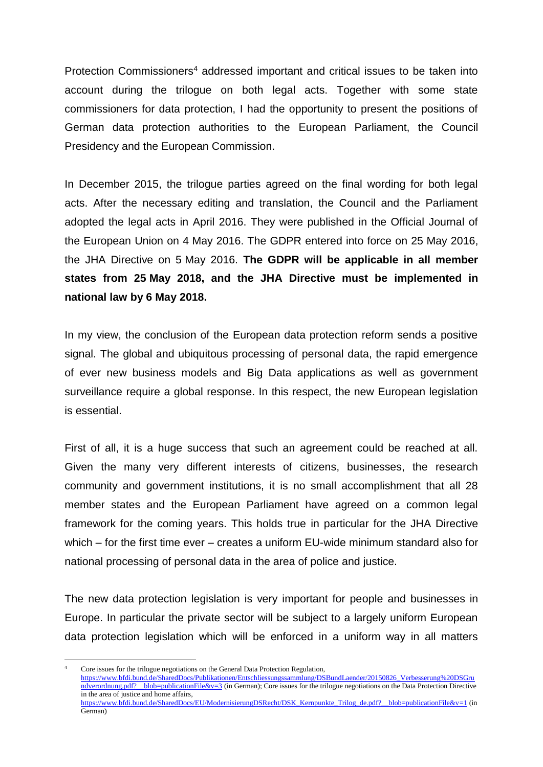Protection Commissioners[4] addressed important and critical issues to be taken into account during the trilogue on both legal acts. Together with some state commissioners for data protection, I had the opportunity to present the positions of German data protection authorities to the European Parliament, the Council Presidency and the European Commission.

In December 2015, the trilogue parties agreed on the final wording for both legal acts. After the necessary editing and translation, the Council and the Parliament adopted the legal acts in April 2016. They were published in the Official Journal of the European Union on 4 May 2016. The GDPR entered into force on 25 May 2016, the JHA Directive on 5 May 2016. **The GDPR will be applicable in all member states from 25 May 2018, and the JHA Directive must be implemented in national law by 6 May 2018.**

In my view, the conclusion of the European data protection reform sends a positive signal. The global and ubiquitous processing of personal data, the rapid emergence of ever new business models and Big Data applications as well as government surveillance require a global response. In this respect, the new European legislation is essential.

First of all, it is a huge success that such an agreement could be reached at all. Given the many very different interests of citizens, businesses, the research community and government institutions, it is no small accomplishment that all 28 member states and the European Parliament have agreed on a common legal framework for the coming years. This holds true in particular for the JHA Directive which – for the first time ever – creates a uniform EU-wide minimum standard also for national processing of personal data in the area of police and justice.

The new data protection legislation is very important for people and businesses in Europe. In particular the private sector will be subject to a largely uniform European data protection legislation which will be enforced in a uniform way in all matters

[4] Core issues for the trilogue negotiations on the General Data Protection Regulation, https://www.bfdi.bund.de/SharedDocs/Publikationen/Entschliessungssammlung/DSBundLaender/20150826_Verbesserung%20DSGrundverordnung.pdf?__blob=publicationFile&v=3 (in German); Core issues for the trilogue negotiations on the Data Protection Directive in the area of justice and home affairs, https://www.bfdi.bund.de/SharedDocs/EU/ModernisierungDSRecht/DSK_Kernpunkte_Trilog_de.pdf?__blob=publicationFile&v=1 (in German)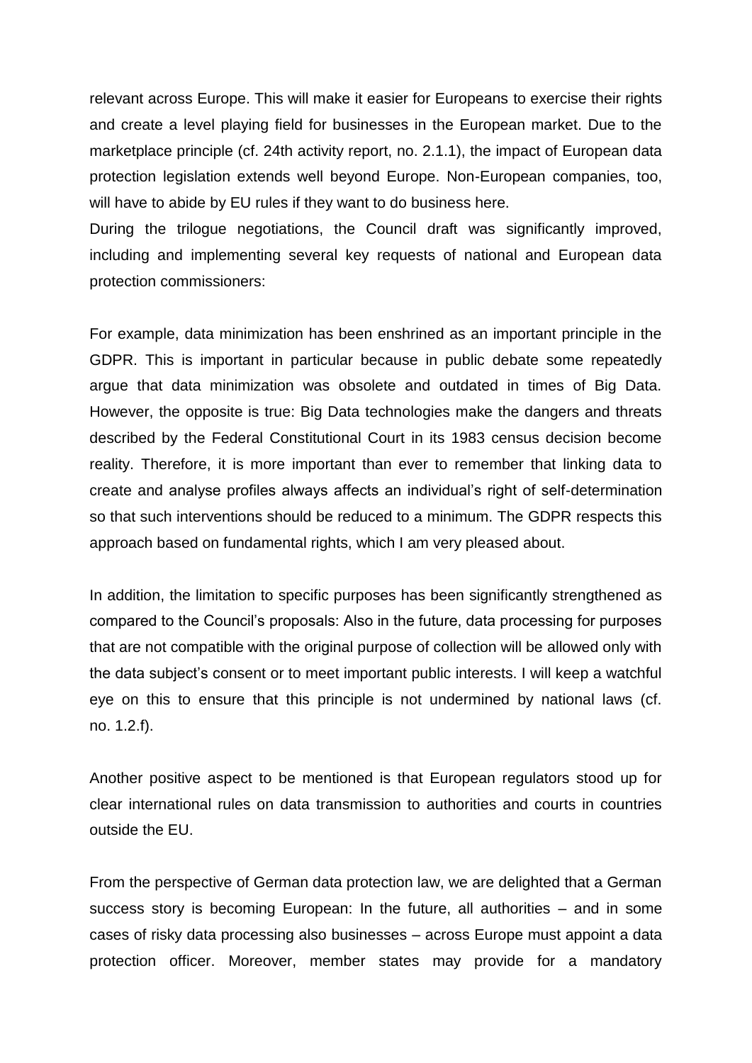relevant across Europe. This will make it easier for Europeans to exercise their rights and create a level playing field for businesses in the European market. Due to the marketplace principle (cf. 24th activity report, no. 2.1.1), the impact of European data protection legislation extends well beyond Europe. Non-European companies, too, will have to abide by EU rules if they want to do business here.

During the trilogue negotiations, the Council draft was significantly improved, including and implementing several key requests of national and European data protection commissioners:

For example, data minimization has been enshrined as an important principle in the GDPR. This is important in particular because in public debate some repeatedly argue that data minimization was obsolete and outdated in times of Big Data. However, the opposite is true: Big Data technologies make the dangers and threats described by the Federal Constitutional Court in its 1983 census decision become reality. Therefore, it is more important than ever to remember that linking data to create and analyse profiles always affects an individual's right of self-determination so that such interventions should be reduced to a minimum. The GDPR respects this approach based on fundamental rights, which I am very pleased about.

In addition, the limitation to specific purposes has been significantly strengthened as compared to the Council's proposals: Also in the future, data processing for purposes that are not compatible with the original purpose of collection will be allowed only with the data subject's consent or to meet important public interests. I will keep a watchful eye on this to ensure that this principle is not undermined by national laws (cf. no. 1.2.f).

Another positive aspect to be mentioned is that European regulators stood up for clear international rules on data transmission to authorities and courts in countries outside the EU.

From the perspective of German data protection law, we are delighted that a German success story is becoming European: In the future, all authorities – and in some cases of risky data processing also businesses – across Europe must appoint a data protection officer. Moreover, member states may provide for a mandatory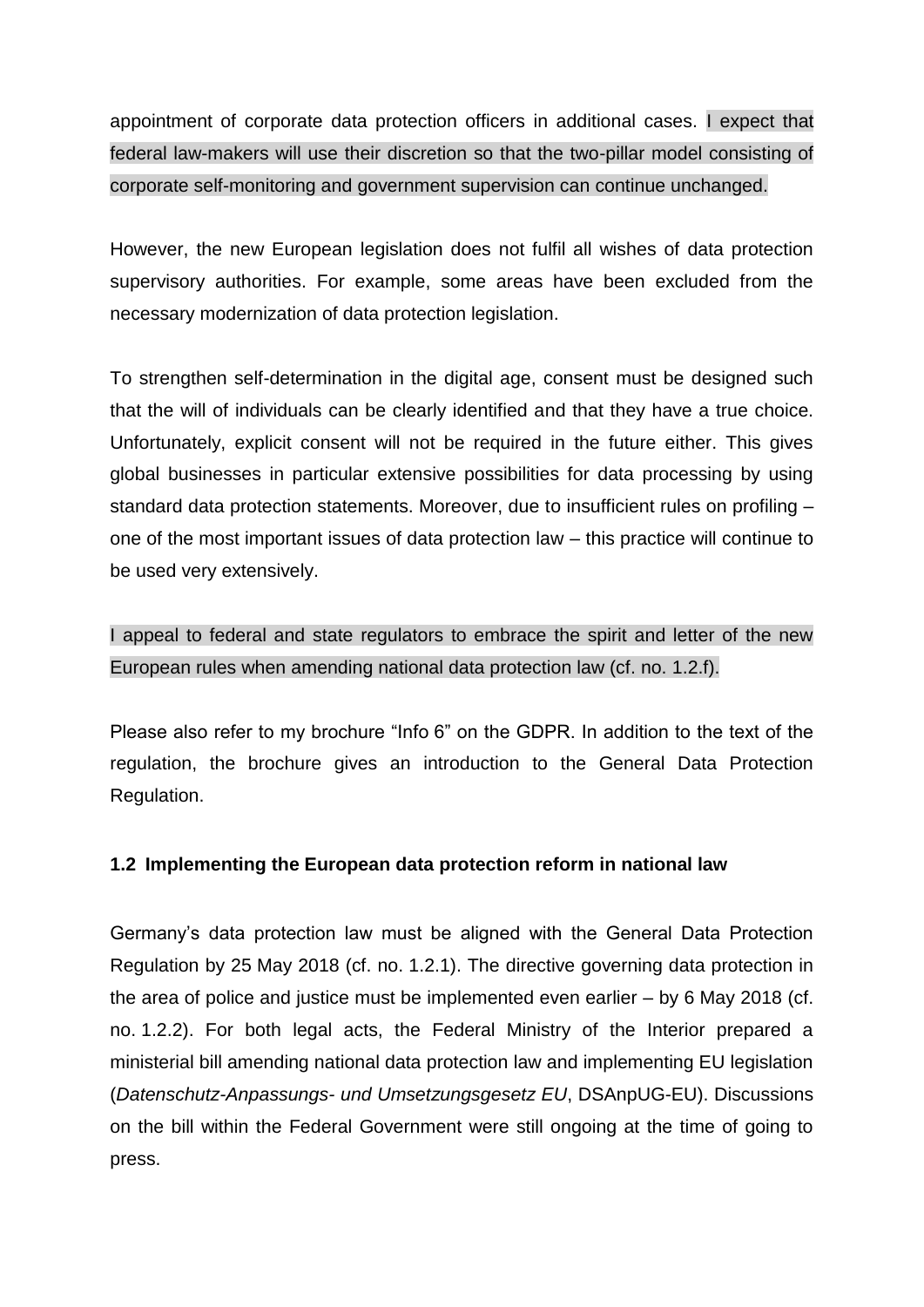appointment of corporate data protection officers in additional cases. I expect that federal law-makers will use their discretion so that the two-pillar model consisting of corporate self-monitoring and government supervision can continue unchanged.

However, the new European legislation does not fulfil all wishes of data protection supervisory authorities. For example, some areas have been excluded from the necessary modernization of data protection legislation.

To strengthen self-determination in the digital age, consent must be designed such that the will of individuals can be clearly identified and that they have a true choice. Unfortunately, explicit consent will not be required in the future either. This gives global businesses in particular extensive possibilities for data processing by using standard data protection statements. Moreover, due to insufficient rules on profiling – one of the most important issues of data protection law – this practice will continue to be used very extensively.

I appeal to federal and state regulators to embrace the spirit and letter of the new European rules when amending national data protection law (cf. no. 1.2.f).

Please also refer to my brochure "Info 6" on the GDPR. In addition to the text of the regulation, the brochure gives an introduction to the General Data Protection Regulation.

### 1.2 Implementing the European data protection reform in national law

Germany's data protection law must be aligned with the General Data Protection Regulation by 25 May 2018 (cf. no. 1.2.1). The directive governing data protection in the area of police and justice must be implemented even earlier – by 6 May 2018 (cf. no. 1.2.2). For both legal acts, the Federal Ministry of the Interior prepared a ministerial bill amending national data protection law and implementing EU legislation (*Datenschutz-Anpassungs- und Umsetzungsgesetz EU*, DSAnpUG-EU). Discussions on the bill within the Federal Government were still ongoing at the time of going to press.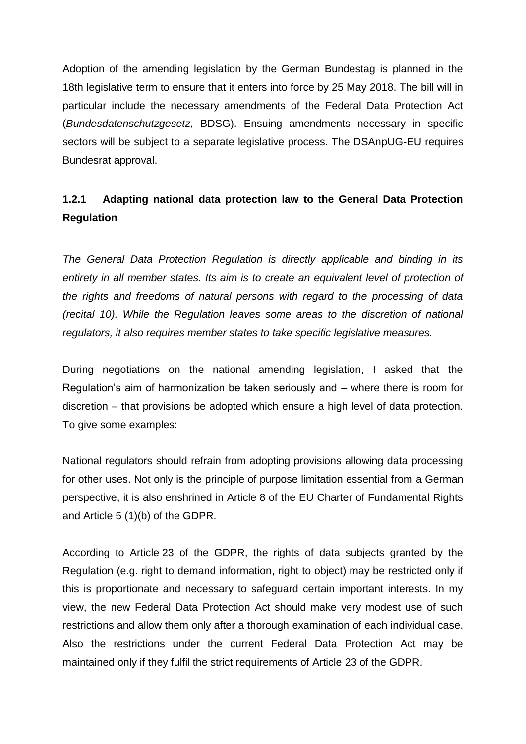Adoption of the amending legislation by the German Bundestag is planned in the 18th legislative term to ensure that it enters into force by 25 May 2018. The bill will in particular include the necessary amendments of the Federal Data Protection Act (*Bundesdatenschutzgesetz*, BDSG). Ensuing amendments necessary in specific sectors will be subject to a separate legislative process. The DSAnpUG-EU requires Bundesrat approval.

### 1.2.1 Adapting national data protection law to the General Data Protection Regulation

*The General Data Protection Regulation is directly applicable and binding in its entirety in all member states. Its aim is to create an equivalent level of protection of the rights and freedoms of natural persons with regard to the processing of data (recital 10). While the Regulation leaves some areas to the discretion of national regulators, it also requires member states to take specific legislative measures.*

During negotiations on the national amending legislation, I asked that the Regulation's aim of harmonization be taken seriously and – where there is room for discretion – that provisions be adopted which ensure a high level of data protection. To give some examples:

National regulators should refrain from adopting provisions allowing data processing for other uses. Not only is the principle of purpose limitation essential from a German perspective, it is also enshrined in Article 8 of the EU Charter of Fundamental Rights and Article 5 (1)(b) of the GDPR.

According to Article 23 of the GDPR, the rights of data subjects granted by the Regulation (e.g. right to demand information, right to object) may be restricted only if this is proportionate and necessary to safeguard certain important interests. In my view, the new Federal Data Protection Act should make very modest use of such restrictions and allow them only after a thorough examination of each individual case. Also the restrictions under the current Federal Data Protection Act may be maintained only if they fulfil the strict requirements of Article 23 of the GDPR.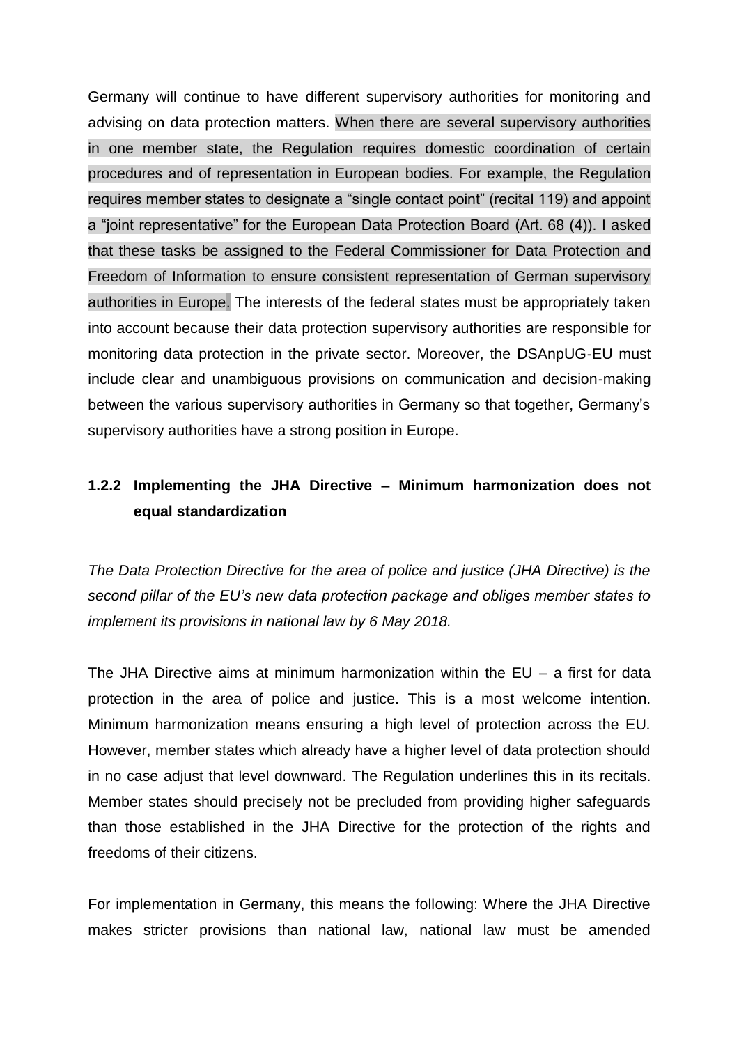Germany will continue to have different supervisory authorities for monitoring and advising on data protection matters. When there are several supervisory authorities in one member state, the Regulation requires domestic coordination of certain procedures and of representation in European bodies. For example, the Regulation requires member states to designate a "single contact point" (recital 119) and appoint a "joint representative" for the European Data Protection Board (Art. 68 (4)). I asked that these tasks be assigned to the Federal Commissioner for Data Protection and Freedom of Information to ensure consistent representation of German supervisory authorities in Europe. The interests of the federal states must be appropriately taken into account because their data protection supervisory authorities are responsible for monitoring data protection in the private sector. Moreover, the DSAnpUG-EU must include clear and unambiguous provisions on communication and decision-making between the various supervisory authorities in Germany so that together, Germany's supervisory authorities have a strong position in Europe.

### 1.2.2 Implementing the JHA Directive – Minimum harmonization does not equal standardization

*The Data Protection Directive for the area of police and justice (JHA Directive) is the second pillar of the EU's new data protection package and obliges member states to implement its provisions in national law by 6 May 2018.*

The JHA Directive aims at minimum harmonization within the EU – a first for data protection in the area of police and justice. This is a most welcome intention. Minimum harmonization means ensuring a high level of protection across the EU. However, member states which already have a higher level of data protection should in no case adjust that level downward. The Regulation underlines this in its recitals. Member states should precisely not be precluded from providing higher safeguards than those established in the JHA Directive for the protection of the rights and freedoms of their citizens.

For implementation in Germany, this means the following: Where the JHA Directive makes stricter provisions than national law, national law must be amended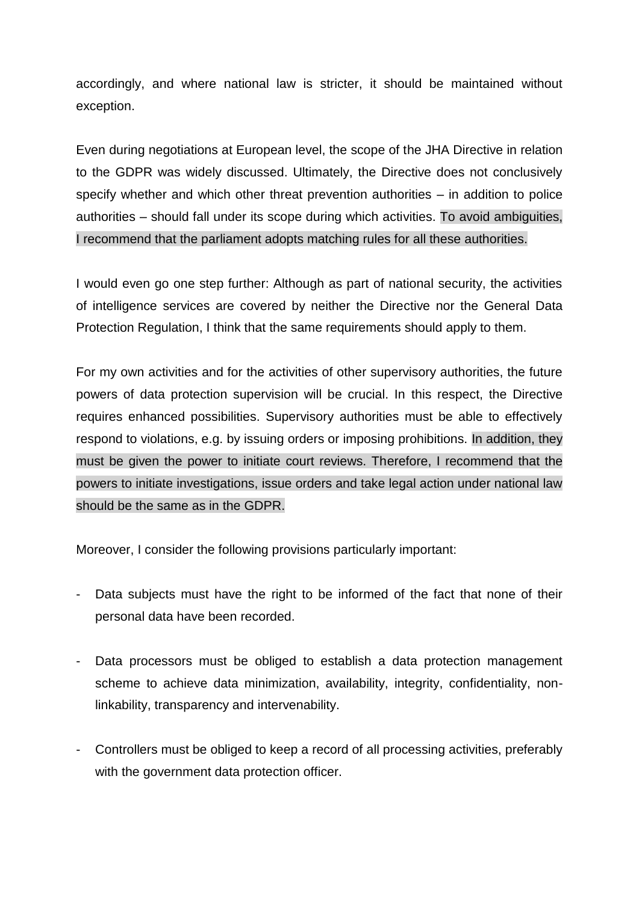accordingly, and where national law is stricter, it should be maintained without exception.

Even during negotiations at European level, the scope of the JHA Directive in relation to the GDPR was widely discussed. Ultimately, the Directive does not conclusively specify whether and which other threat prevention authorities – in addition to police authorities – should fall under its scope during which activities. To avoid ambiguities, I recommend that the parliament adopts matching rules for all these authorities.

I would even go one step further: Although as part of national security, the activities of intelligence services are covered by neither the Directive nor the General Data Protection Regulation, I think that the same requirements should apply to them.

For my own activities and for the activities of other supervisory authorities, the future powers of data protection supervision will be crucial. In this respect, the Directive requires enhanced possibilities. Supervisory authorities must be able to effectively respond to violations, e.g. by issuing orders or imposing prohibitions. In addition, they must be given the power to initiate court reviews. Therefore, I recommend that the powers to initiate investigations, issue orders and take legal action under national law should be the same as in the GDPR.

Moreover, I consider the following provisions particularly important:

- Data subjects must have the right to be informed of the fact that none of their personal data have been recorded.
- Data processors must be obliged to establish a data protection management scheme to achieve data minimization, availability, integrity, confidentiality, non-linkability, transparency and intervenability.
- Controllers must be obliged to keep a record of all processing activities, preferably with the government data protection officer.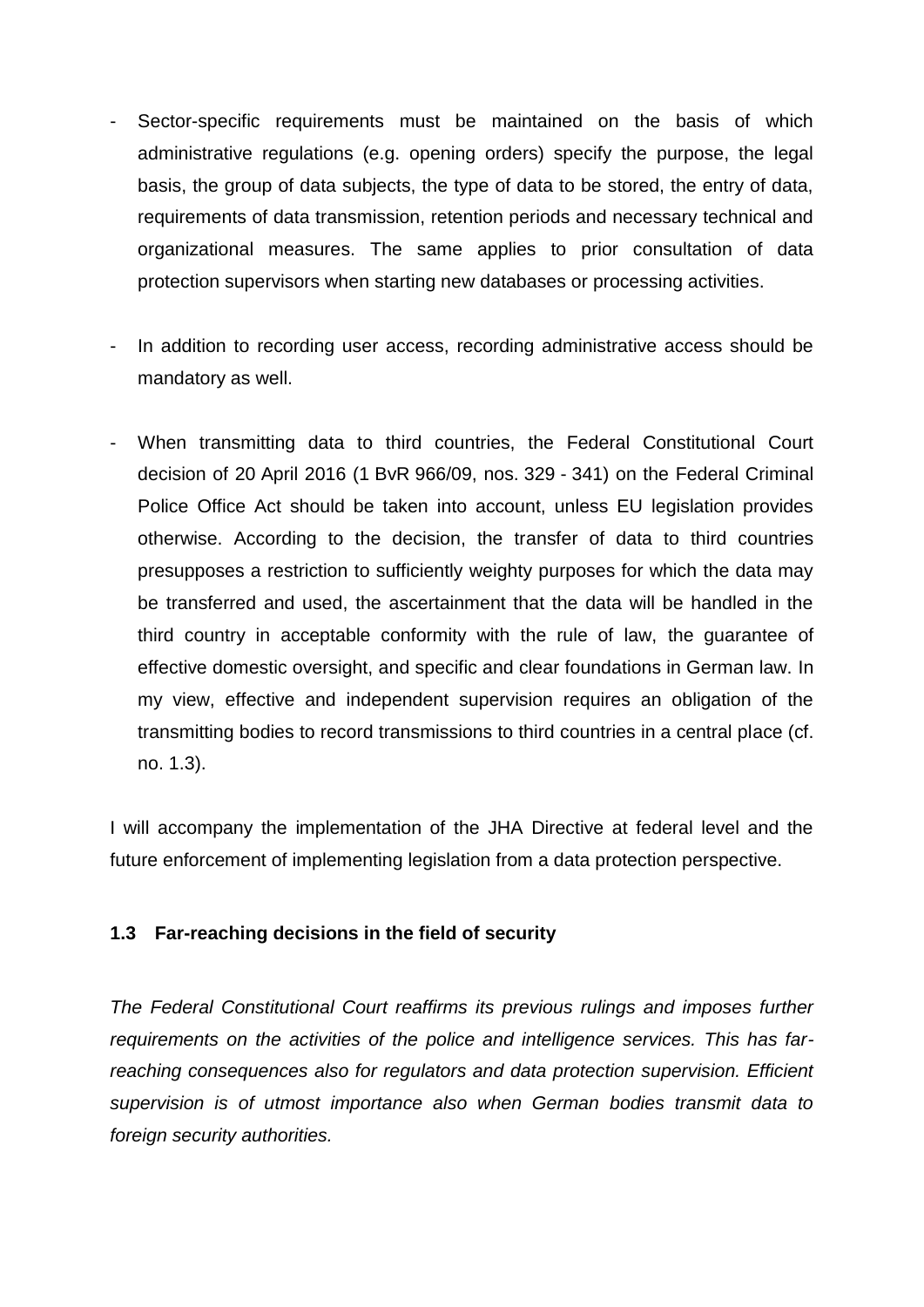- Sector-specific requirements must be maintained on the basis of which administrative regulations (e.g. opening orders) specify the purpose, the legal basis, the group of data subjects, the type of data to be stored, the entry of data, requirements of data transmission, retention periods and necessary technical and organizational measures. The same applies to prior consultation of data protection supervisors when starting new databases or processing activities.

- In addition to recording user access, recording administrative access should be mandatory as well.

- When transmitting data to third countries, the Federal Constitutional Court decision of 20 April 2016 (1 BvR 966/09, nos. 329 - 341) on the Federal Criminal Police Office Act should be taken into account, unless EU legislation provides otherwise. According to the decision, the transfer of data to third countries presupposes a restriction to sufficiently weighty purposes for which the data may be transferred and used, the ascertainment that the data will be handled in the third country in acceptable conformity with the rule of law, the guarantee of effective domestic oversight, and specific and clear foundations in German law. In my view, effective and independent supervision requires an obligation of the transmitting bodies to record transmissions to third countries in a central place (cf. no. 1.3).

I will accompany the implementation of the JHA Directive at federal level and the future enforcement of implementing legislation from a data protection perspective.

### 1.3 Far-reaching decisions in the field of security

*The Federal Constitutional Court reaffirms its previous rulings and imposes further requirements on the activities of the police and intelligence services. This has far-reaching consequences also for regulators and data protection supervision. Efficient supervision is of utmost importance also when German bodies transmit data to foreign security authorities.*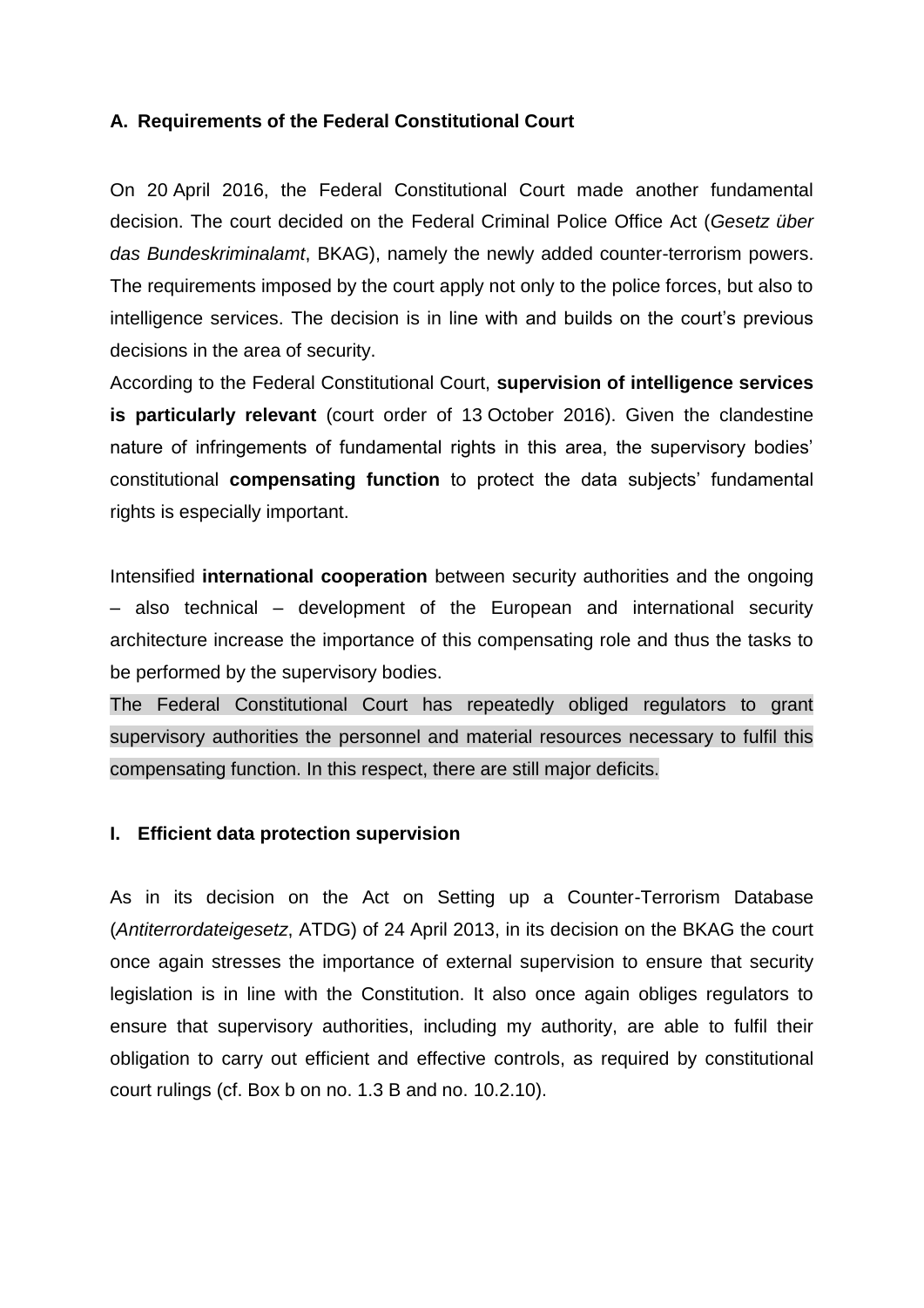## A. Requirements of the Federal Constitutional Court

On 20 April 2016, the Federal Constitutional Court made another fundamental decision. The court decided on the Federal Criminal Police Office Act (*Gesetz über das Bundeskriminalamt*, BKAG), namely the newly added counter-terrorism powers. The requirements imposed by the court apply not only to the police forces, but also to intelligence services. The decision is in line with and builds on the court's previous decisions in the area of security.

According to the Federal Constitutional Court, **supervision of intelligence services is particularly relevant** (court order of 13 October 2016). Given the clandestine nature of infringements of fundamental rights in this area, the supervisory bodies' constitutional **compensating function** to protect the data subjects' fundamental rights is especially important.

Intensified **international cooperation** between security authorities and the ongoing – also technical – development of the European and international security architecture increase the importance of this compensating role and thus the tasks to be performed by the supervisory bodies.

The Federal Constitutional Court has repeatedly obliged regulators to grant supervisory authorities the personnel and material resources necessary to fulfil this compensating function. In this respect, there are still major deficits.

### I. Efficient data protection supervision

As in its decision on the Act on Setting up a Counter-Terrorism Database (*Antiterrordateigesetz*, ATDG) of 24 April 2013, in its decision on the BKAG the court once again stresses the importance of external supervision to ensure that security legislation is in line with the Constitution. It also once again obliges regulators to ensure that supervisory authorities, including my authority, are able to fulfil their obligation to carry out efficient and effective controls, as required by constitutional court rulings (cf. Box b on no. 1.3 B and no. 10.2.10).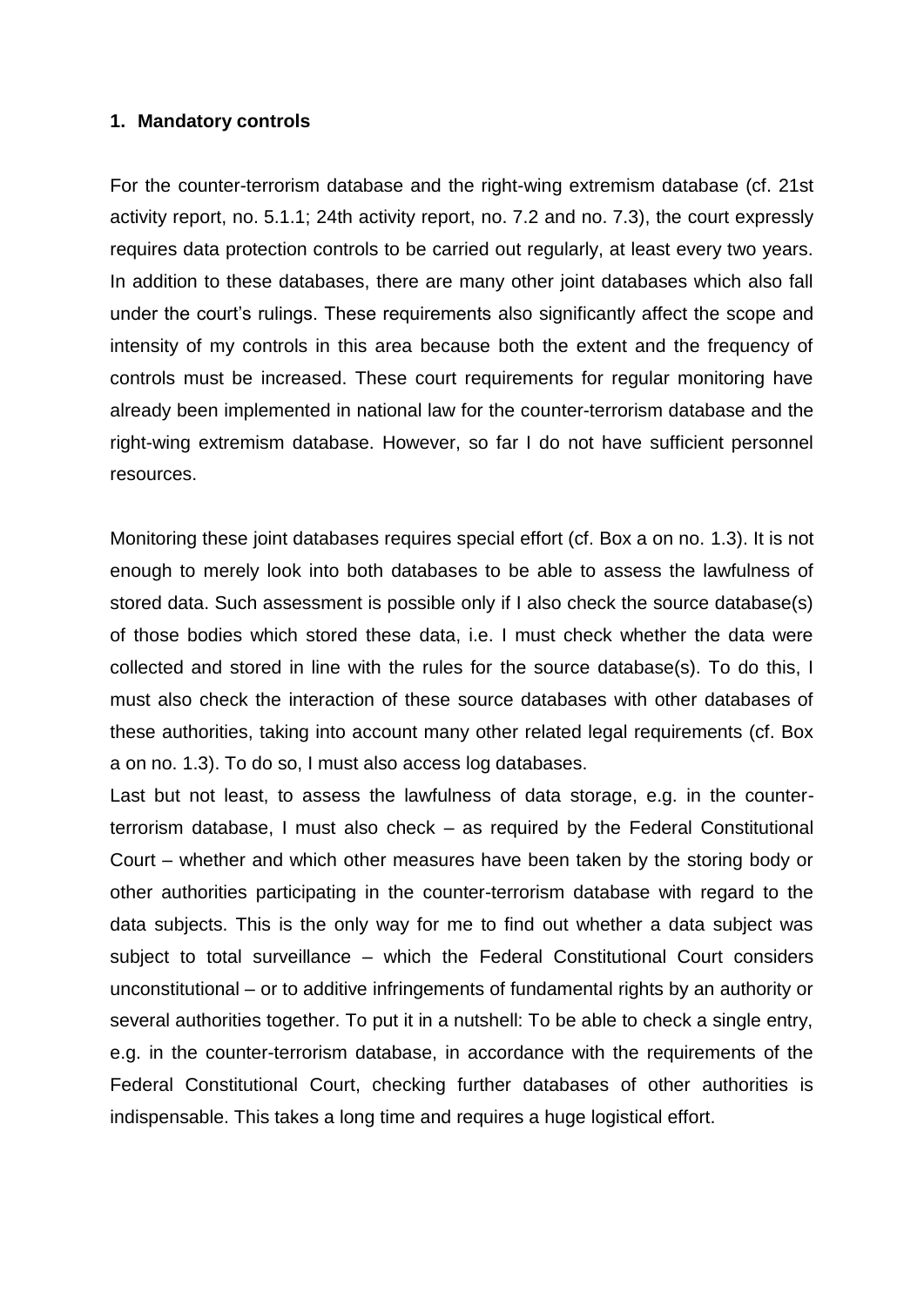## 1. Mandatory controls

For the counter-terrorism database and the right-wing extremism database (cf. 21st activity report, no. 5.1.1; 24th activity report, no. 7.2 and no. 7.3), the court expressly requires data protection controls to be carried out regularly, at least every two years. In addition to these databases, there are many other joint databases which also fall under the court's rulings. These requirements also significantly affect the scope and intensity of my controls in this area because both the extent and the frequency of controls must be increased. These court requirements for regular monitoring have already been implemented in national law for the counter-terrorism database and the right-wing extremism database. However, so far I do not have sufficient personnel resources.

Monitoring these joint databases requires special effort (cf. Box a on no. 1.3). It is not enough to merely look into both databases to be able to assess the lawfulness of stored data. Such assessment is possible only if I also check the source database(s) of those bodies which stored these data, i.e. I must check whether the data were collected and stored in line with the rules for the source database(s). To do this, I must also check the interaction of these source databases with other databases of these authorities, taking into account many other related legal requirements (cf. Box a on no. 1.3). To do so, I must also access log databases.

Last but not least, to assess the lawfulness of data storage, e.g. in the counter-terrorism database, I must also check – as required by the Federal Constitutional Court – whether and which other measures have been taken by the storing body or other authorities participating in the counter-terrorism database with regard to the data subjects. This is the only way for me to find out whether a data subject was subject to total surveillance – which the Federal Constitutional Court considers unconstitutional – or to additive infringements of fundamental rights by an authority or several authorities together. To put it in a nutshell: To be able to check a single entry, e.g. in the counter-terrorism database, in accordance with the requirements of the Federal Constitutional Court, checking further databases of other authorities is indispensable. This takes a long time and requires a huge logistical effort.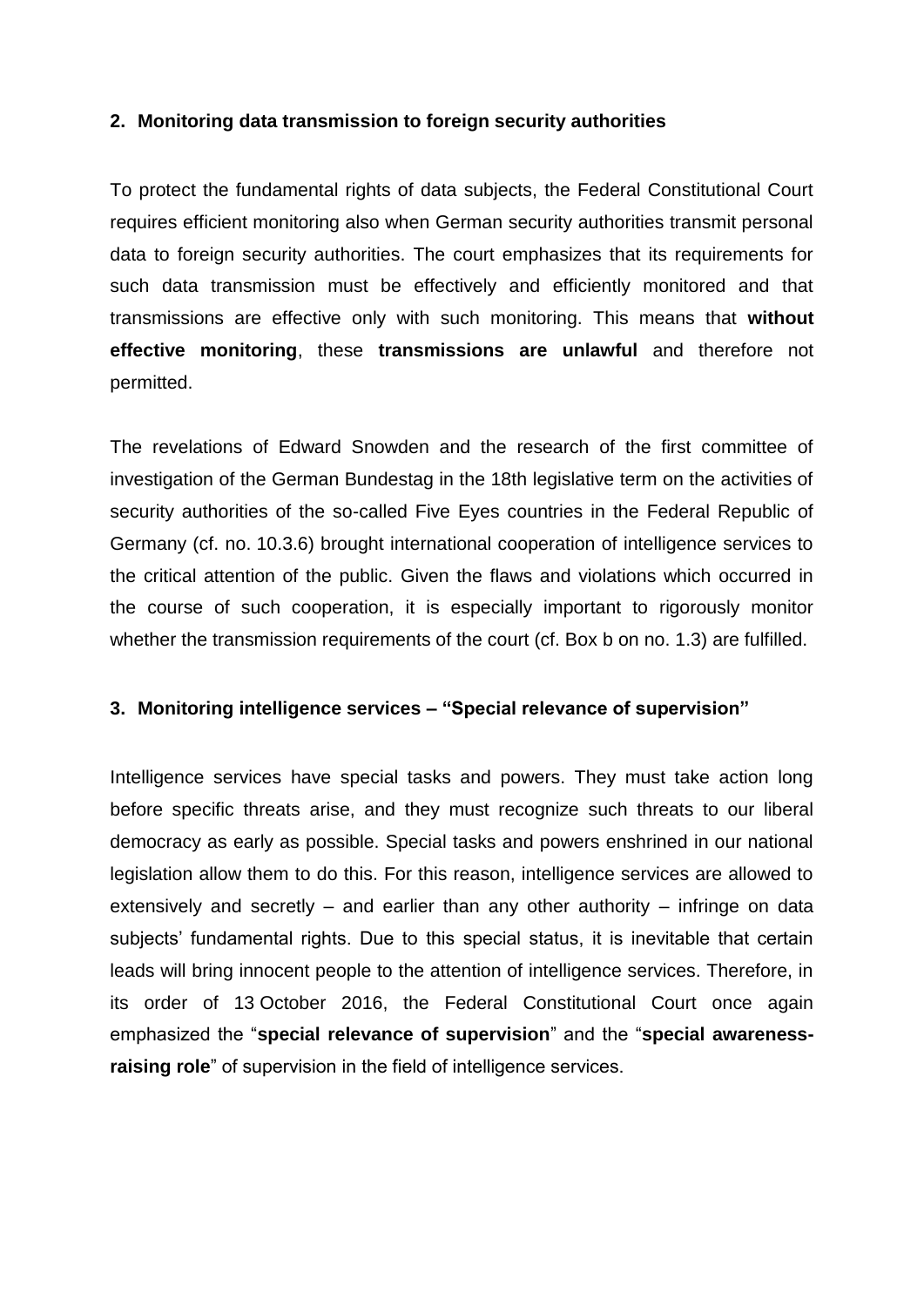## 2. Monitoring data transmission to foreign security authorities

To protect the fundamental rights of data subjects, the Federal Constitutional Court requires efficient monitoring also when German security authorities transmit personal data to foreign security authorities. The court emphasizes that its requirements for such data transmission must be effectively and efficiently monitored and that transmissions are effective only with such monitoring. This means that **without effective monitoring**, these **transmissions are unlawful** and therefore not permitted.

The revelations of Edward Snowden and the research of the first committee of investigation of the German Bundestag in the 18th legislative term on the activities of security authorities of the so-called Five Eyes countries in the Federal Republic of Germany (cf. no. 10.3.6) brought international cooperation of intelligence services to the critical attention of the public. Given the flaws and violations which occurred in the course of such cooperation, it is especially important to rigorously monitor whether the transmission requirements of the court (cf. Box b on no. 1.3) are fulfilled.

## 3. Monitoring intelligence services – "Special relevance of supervision"

Intelligence services have special tasks and powers. They must take action long before specific threats arise, and they must recognize such threats to our liberal democracy as early as possible. Special tasks and powers enshrined in our national legislation allow them to do this. For this reason, intelligence services are allowed to extensively and secretly – and earlier than any other authority – infringe on data subjects' fundamental rights. Due to this special status, it is inevitable that certain leads will bring innocent people to the attention of intelligence services. Therefore, in its order of 13 October 2016, the Federal Constitutional Court once again emphasized the "**special relevance of supervision**" and the "**special awareness-raising role**" of supervision in the field of intelligence services.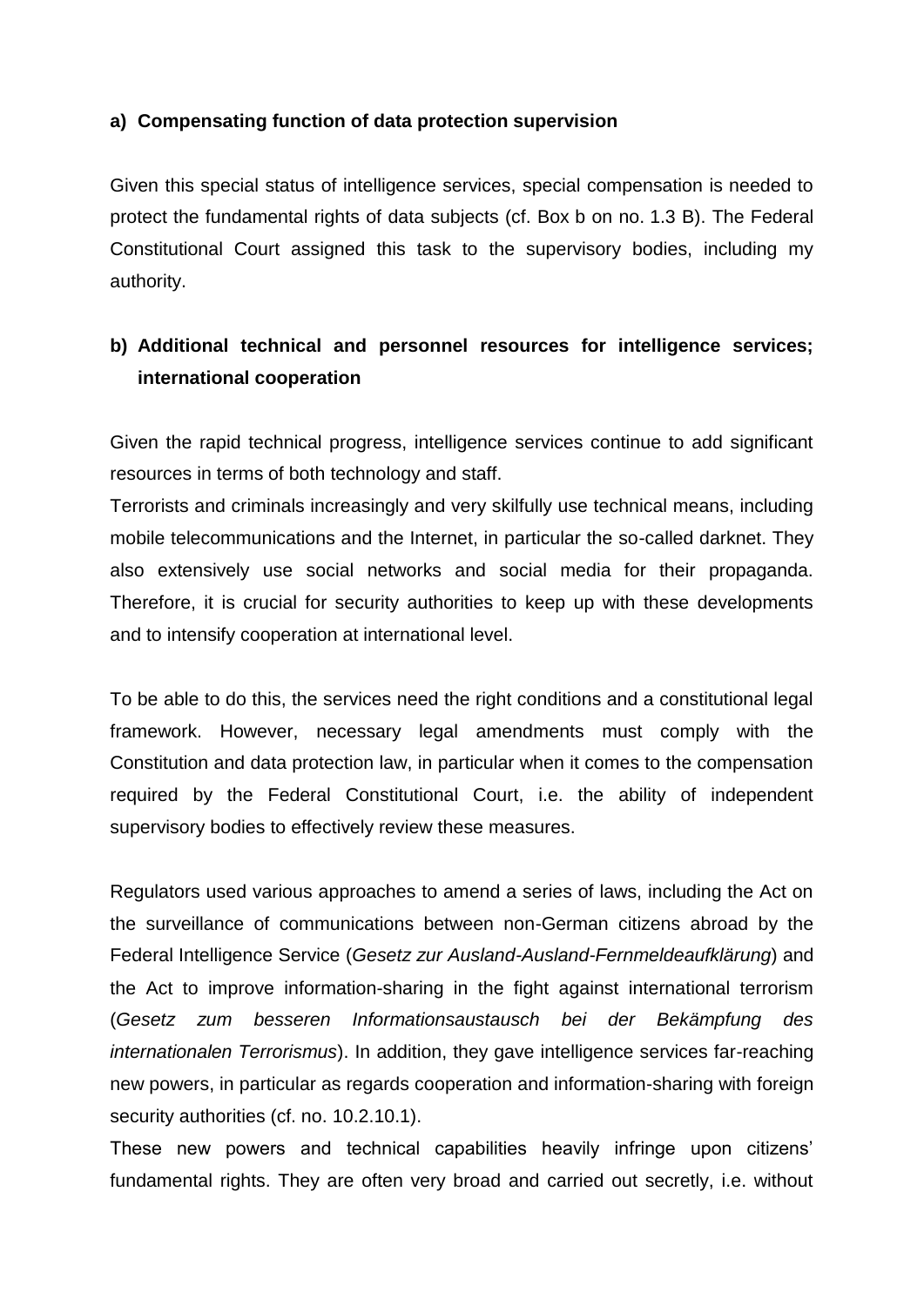**a) Compensating function of data protection supervision**

Given this special status of intelligence services, special compensation is needed to protect the fundamental rights of data subjects (cf. Box b on no. 1.3 B). The Federal Constitutional Court assigned this task to the supervisory bodies, including my authority.

**b) Additional technical and personnel resources for intelligence services; international cooperation**

Given the rapid technical progress, intelligence services continue to add significant resources in terms of both technology and staff.

Terrorists and criminals increasingly and very skilfully use technical means, including mobile telecommunications and the Internet, in particular the so-called darknet. They also extensively use social networks and social media for their propaganda. Therefore, it is crucial for security authorities to keep up with these developments and to intensify cooperation at international level.

To be able to do this, the services need the right conditions and a constitutional legal framework. However, necessary legal amendments must comply with the Constitution and data protection law, in particular when it comes to the compensation required by the Federal Constitutional Court, i.e. the ability of independent supervisory bodies to effectively review these measures.

Regulators used various approaches to amend a series of laws, including the Act on the surveillance of communications between non-German citizens abroad by the Federal Intelligence Service (*Gesetz zur Ausland-Ausland-Fernmeldeaufklärung*) and the Act to improve information-sharing in the fight against international terrorism (*Gesetz zum besseren Informationsaustausch bei der Bekämpfung des internationalen Terrorismus*). In addition, they gave intelligence services far-reaching new powers, in particular as regards cooperation and information-sharing with foreign security authorities (cf. no. 10.2.10.1).

These new powers and technical capabilities heavily infringe upon citizens' fundamental rights. They are often very broad and carried out secretly, i.e. without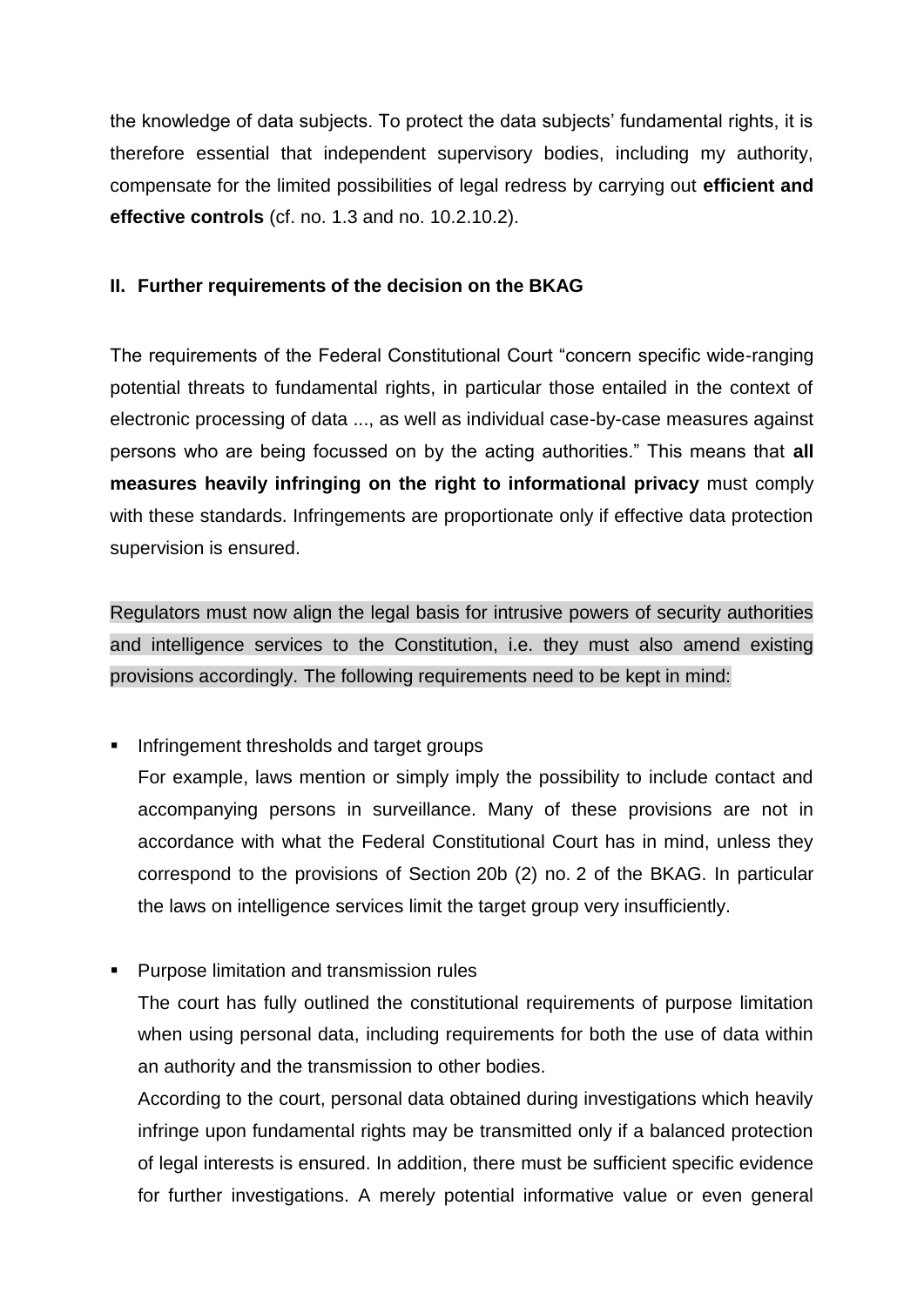the knowledge of data subjects. To protect the data subjects' fundamental rights, it is therefore essential that independent supervisory bodies, including my authority, compensate for the limited possibilities of legal redress by carrying out **efficient and effective controls** (cf. no. 1.3 and no. 10.2.10.2).

## II. Further requirements of the decision on the BKAG

The requirements of the Federal Constitutional Court "concern specific wide-ranging potential threats to fundamental rights, in particular those entailed in the context of electronic processing of data ..., as well as individual case-by-case measures against persons who are being focussed on by the acting authorities." This means that **all measures heavily infringing on the right to informational privacy** must comply with these standards. Infringements are proportionate only if effective data protection supervision is ensured.

Regulators must now align the legal basis for intrusive powers of security authorities and intelligence services to the Constitution, i.e. they must also amend existing provisions accordingly. The following requirements need to be kept in mind:

- Infringement thresholds and target groups
  For example, laws mention or simply imply the possibility to include contact and accompanying persons in surveillance. Many of these provisions are not in accordance with what the Federal Constitutional Court has in mind, unless they correspond to the provisions of Section 20b (2) no. 2 of the BKAG. In particular the laws on intelligence services limit the target group very insufficiently.

- Purpose limitation and transmission rules
  The court has fully outlined the constitutional requirements of purpose limitation when using personal data, including requirements for both the use of data within an authority and the transmission to other bodies.
  According to the court, personal data obtained during investigations which heavily infringe upon fundamental rights may be transmitted only if a balanced protection of legal interests is ensured. In addition, there must be sufficient specific evidence for further investigations. A merely potential informative value or even general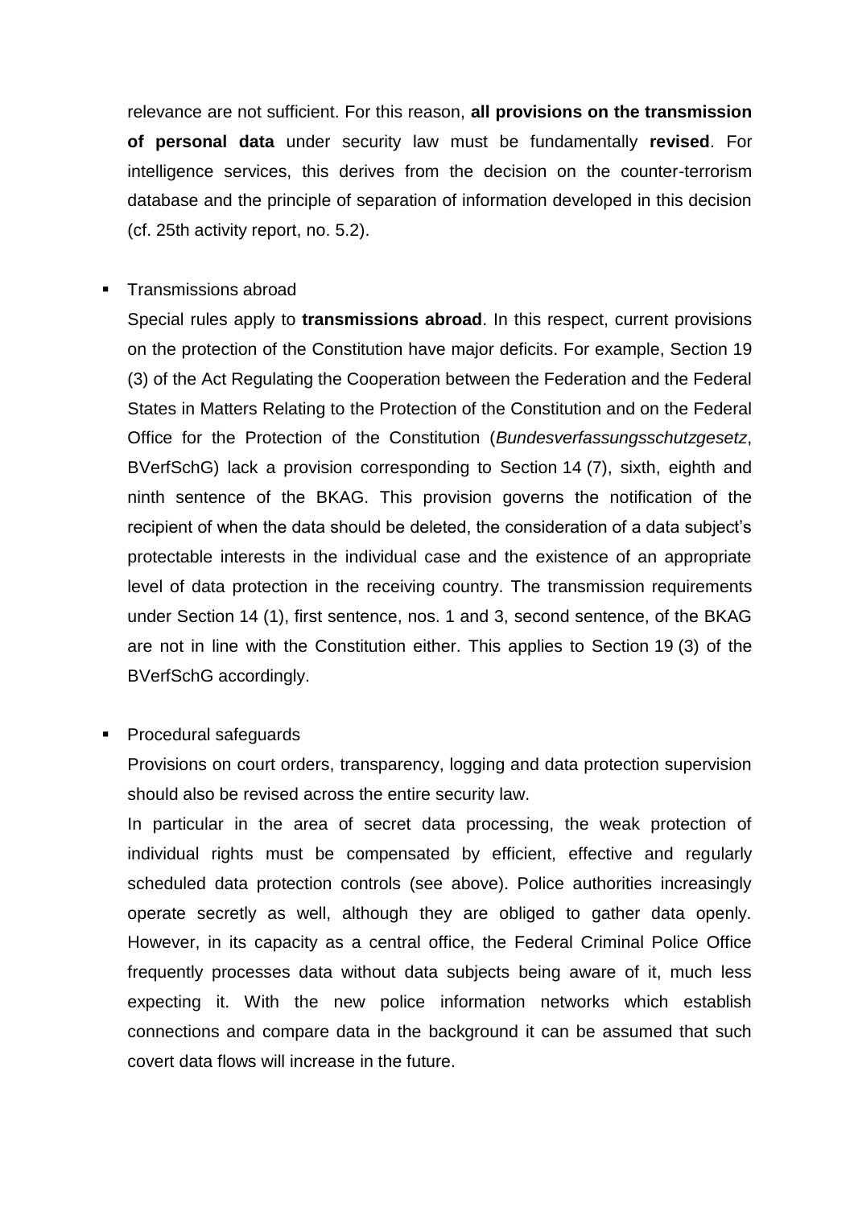relevance are not sufficient. For this reason, **all provisions on the transmission of personal data** under security law must be fundamentally **revised**. For intelligence services, this derives from the decision on the counter-terrorism database and the principle of separation of information developed in this decision (cf. 25th activity report, no. 5.2).

- Transmissions abroad

  Special rules apply to **transmissions abroad**. In this respect, current provisions on the protection of the Constitution have major deficits. For example, Section 19 (3) of the Act Regulating the Cooperation between the Federation and the Federal States in Matters Relating to the Protection of the Constitution and on the Federal Office for the Protection of the Constitution (*Bundesverfassungsschutzgesetz*, BVerfSchG) lack a provision corresponding to Section 14 (7), sixth, eighth and ninth sentence of the BKAG. This provision governs the notification of the recipient of when the data should be deleted, the consideration of a data subject's protectable interests in the individual case and the existence of an appropriate level of data protection in the receiving country. The transmission requirements under Section 14 (1), first sentence, nos. 1 and 3, second sentence, of the BKAG are not in line with the Constitution either. This applies to Section 19 (3) of the BVerfSchG accordingly.

- Procedural safeguards

  Provisions on court orders, transparency, logging and data protection supervision should also be revised across the entire security law.

  In particular in the area of secret data processing, the weak protection of individual rights must be compensated by efficient, effective and regularly scheduled data protection controls (see above). Police authorities increasingly operate secretly as well, although they are obliged to gather data openly. However, in its capacity as a central office, the Federal Criminal Police Office frequently processes data without data subjects being aware of it, much less expecting it. With the new police information networks which establish connections and compare data in the background it can be assumed that such covert data flows will increase in the future.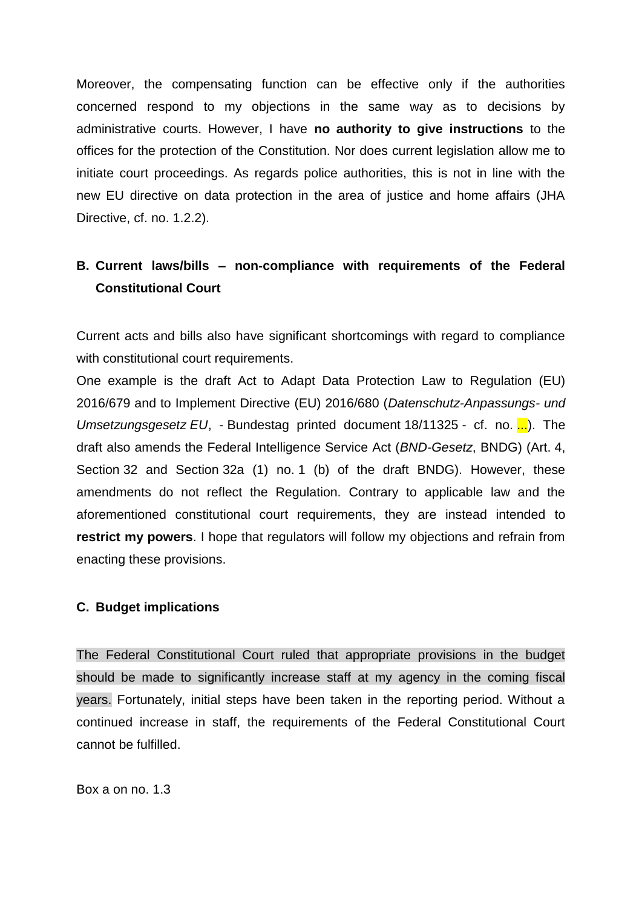Moreover, the compensating function can be effective only if the authorities concerned respond to my objections in the same way as to decisions by administrative courts. However, I have **no authority to give instructions** to the offices for the protection of the Constitution. Nor does current legislation allow me to initiate court proceedings. As regards police authorities, this is not in line with the new EU directive on data protection in the area of justice and home affairs (JHA Directive, cf. no. 1.2.2).

## B. Current laws/bills – non-compliance with requirements of the Federal Constitutional Court

Current acts and bills also have significant shortcomings with regard to compliance with constitutional court requirements.

One example is the draft Act to Adapt Data Protection Law to Regulation (EU) 2016/679 and to Implement Directive (EU) 2016/680 (*Datenschutz-Anpassungs- und Umsetzungsgesetz EU*, - Bundestag printed document 18/11325 - cf. no. ...). The draft also amends the Federal Intelligence Service Act (*BND-Gesetz*, BNDG) (Art. 4, Section 32 and Section 32a (1) no. 1 (b) of the draft BNDG). However, these amendments do not reflect the Regulation. Contrary to applicable law and the aforementioned constitutional court requirements, they are instead intended to **restrict my powers**. I hope that regulators will follow my objections and refrain from enacting these provisions.

## C. Budget implications

The Federal Constitutional Court ruled that appropriate provisions in the budget should be made to significantly increase staff at my agency in the coming fiscal years. Fortunately, initial steps have been taken in the reporting period. Without a continued increase in staff, the requirements of the Federal Constitutional Court cannot be fulfilled.

Box a on no. 1.3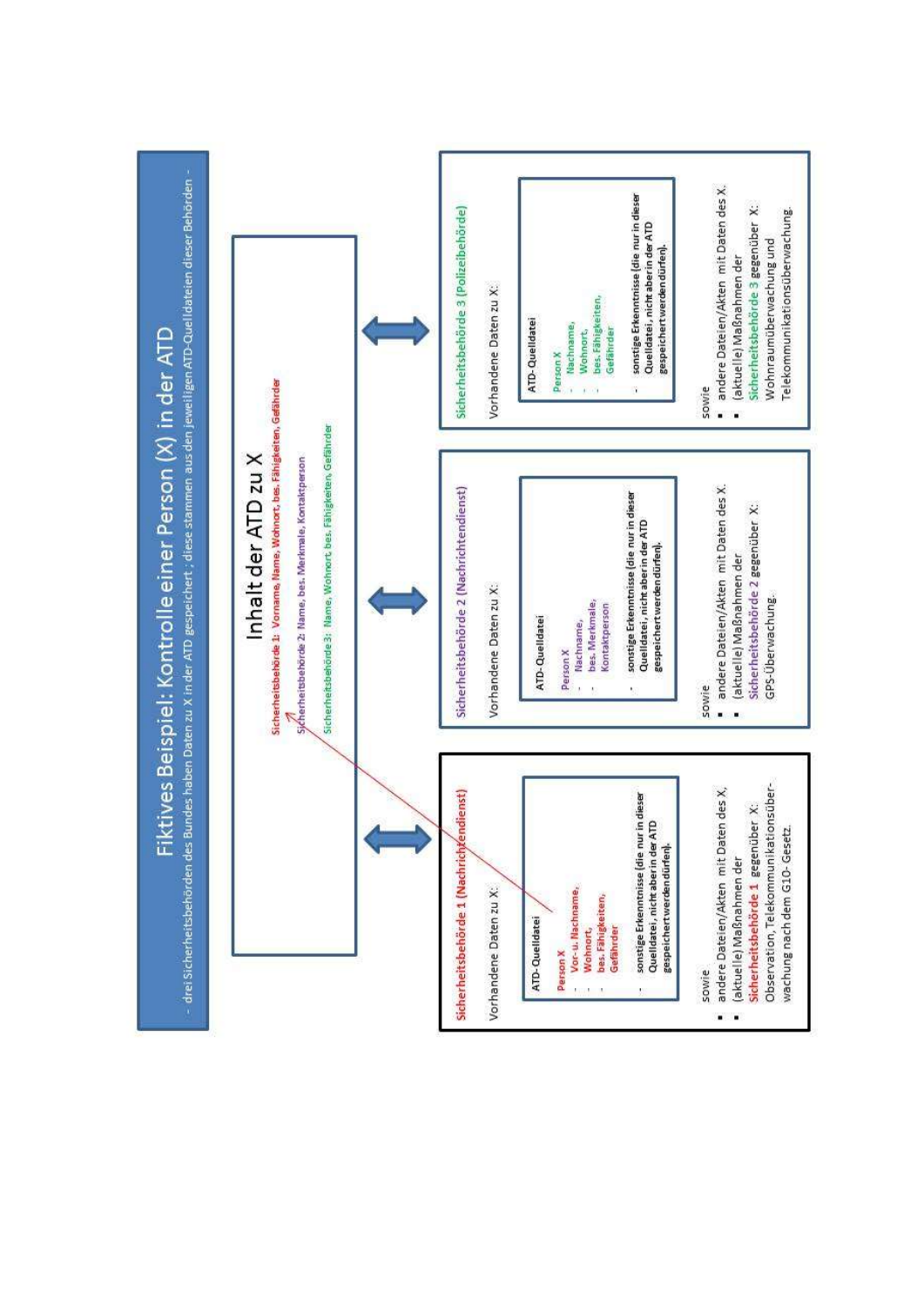# Fiktives Beispiel: Kontrolle einer Person (X) in der ATD

- drei Sicherheitsbehörden des Bundes haben Daten zu X in der ATD gespeichert ; diese stammen aus den jeweiligen ATD-Quelldateien dieser Behörden -

## Inhalt der ATD zu X

Sicherheitsbehörde 1: Vorname, Name, Wohnort, bes. Fähigkeiten, Gefährder

Sicherheitsbehörde 2: Name, bes. Merkmale, Kontaktperson

Sicherheitsbehörde 3: Name, Wohnort, bes. Fähigkeiten, Gefährder

### Sicherheitsbehörde 1 (Nachrichtendienst)

Vorhandene Daten zu X:

ATD-Quelldatei

Person X
- Vor- u. Nachname,
- Wohnort,
- bes. Fähigkeiten,
- Gefährder

- sonstige Erkenntnisse (die nur in dieser Quelldatei, nicht aber in der ATD gespeichert werden dürfen).

sowie
- andere Dateien/Akten mit Daten des X,
- (aktuelle) Maßnahmen der Sicherheitsbehörde 1 gegenüber X: Observation, Telekommunikationsüberwachung nach dem G10-Gesetz.

### Sicherheitsbehörde 2 (Nachrichtendienst)

Vorhandene Daten zu X:

ATD-Quelldatei

Person X
- Nachname,
- bes. Merkmale,
- Kontaktperson

- sonstige Erkenntnisse (die nur in dieser Quelldatei, nicht aber in der ATD gespeichert werden dürfen).

sowie
- andere Dateien/Akten mit Daten des X.
- (aktuelle) Maßnahmen der Sicherheitsbehörde 2 gegenüber X: GPS-Überwachung.

### Sicherheitsbehörde 3 (Polizeibehörde)

Vorhandene Daten zu X:

ATD-Quelldatei

Person X
- Nachname,
- Wohnort,
- bes. Fähigkeiten,
- Gefährder

- sonstige Erkenntnisse (die nur in dieser Quelldatei, nicht aber in der ATD gespeichert werden dürfen).

sowie
- andere Dateien/Akten mit Daten des X.
- (aktuelle) Maßnahmen der Sicherheitsbehörde 3 gegenüber X: Wohnraumüberwachung und Telekommunikationsüberwachung.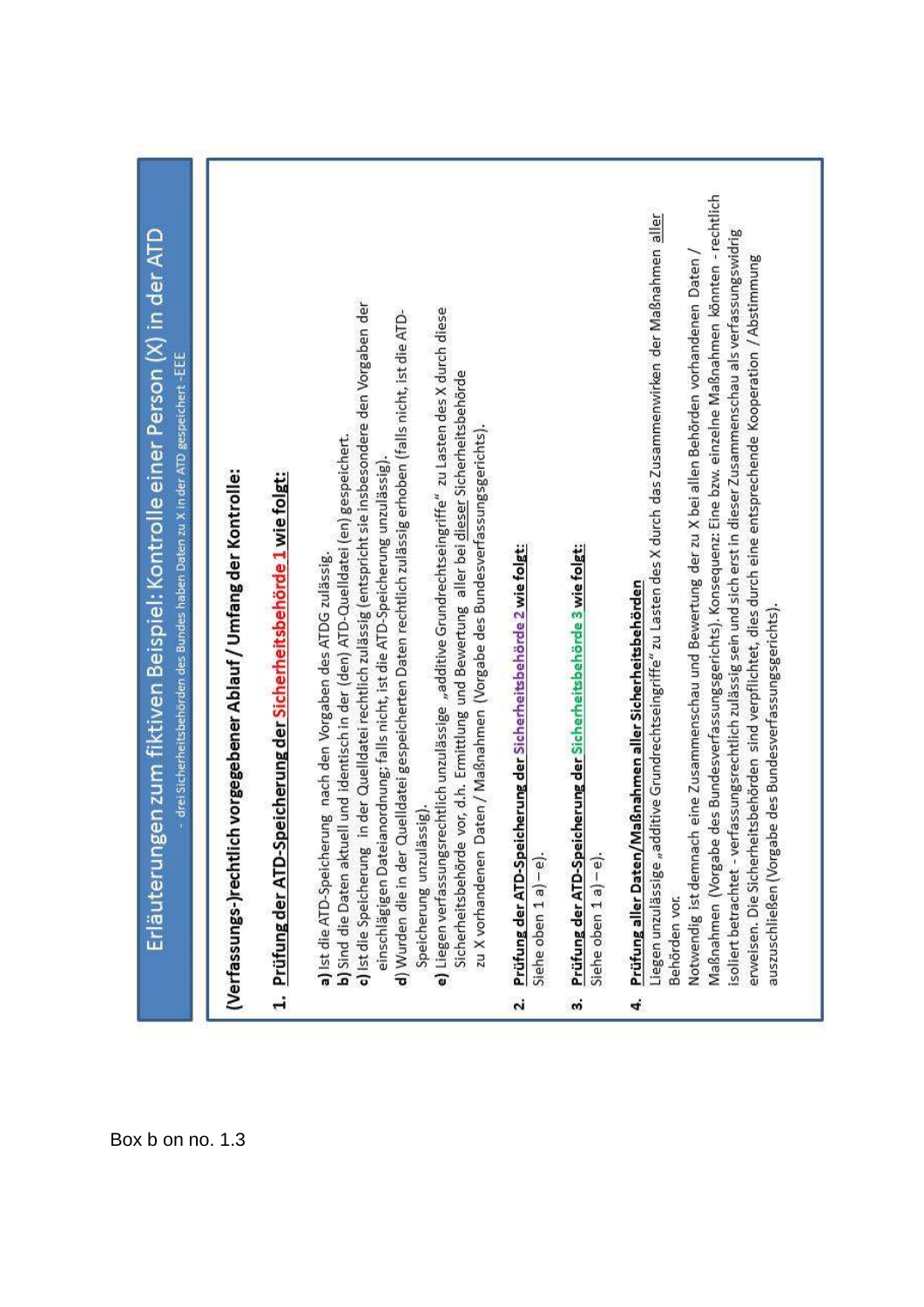# Erläuterungen zum fiktiven Beispiel: Kontrolle einer Person (X) in der ATD

- drei Sicherheitsbehörden des Bundes haben Daten zu X in der ATD gespeichert - EEE

**(Verfassungs-)rechtlich vorgegebener Ablauf / Umfang der Kontrolle:**

1. **Prüfung der ATD-Speicherung der Sicherheitsbehörde 1 wie folgt:**

**a)** Ist die ATD-Speicherung nach den Vorgaben des ATDG zulässig.
**b)** Sind die Daten aktuell und identisch in der (den) ATD-Quelldatei (en) gespeichert.
**c)** Ist die Speicherung in der Quelldatei rechtlich zulässig (entspricht sie insbesondere den Vorgaben der einschlägigen Dateianordnung; falls nicht, ist die ATD-Speicherung unzulässig).
**d)** Wurden die in der Quelldatei gespeicherten Daten rechtlich zulässig erhoben (falls nicht, ist die ATD-Speicherung unzulässig).
**e)** Liegen verfassungsrechtlich unzulässige „additive Grundrechtseingriffe" zu Lasten des X durch diese Sicherheitsbehörde vor, d.h. Ermittlung und Bewertung aller bei dieser Sicherheitsbehörde zu X vorhandenen Daten / Maßnahmen (Vorgabe des Bundesverfassungsgerichts).

2. **Prüfung der ATD-Speicherung der Sicherheitsbehörde 2 wie folgt:**
Siehe oben 1 a) – e).

3. **Prüfung der ATD-Speicherung der Sicherheitsbehörde 3 wie folgt:**
Siehe oben 1 a) – e).

4. **Prüfung aller Daten/Maßnahmen aller Sicherheitsbehörden**
Liegen unzulässige „additive Grundrechtseingriffe" zu Lasten des X durch das Zusammenwirken der Maßnahmen aller Behörden vor.
Notwendig ist demnach eine Zusammenschau und Bewertung der zu X bei allen Behörden vorhandenen Daten / Maßnahmen (Vorgabe des Bundesverfassungsgerichts). Konsequenz: Eine bzw. einzelne Maßnahmen könnten - rechtlich isoliert betrachtet - verfassungsrechtlich zulässig sein und sich erst in dieser Zusammenschau als verfassungswidrig erweisen. Die Sicherheitsbehörden sind verpflichtet, dies durch eine entsprechende Kooperation / Abstimmung auszuschließen (Vorgabe des Bundesverfassungsgerichts).

Box b on no. 1.3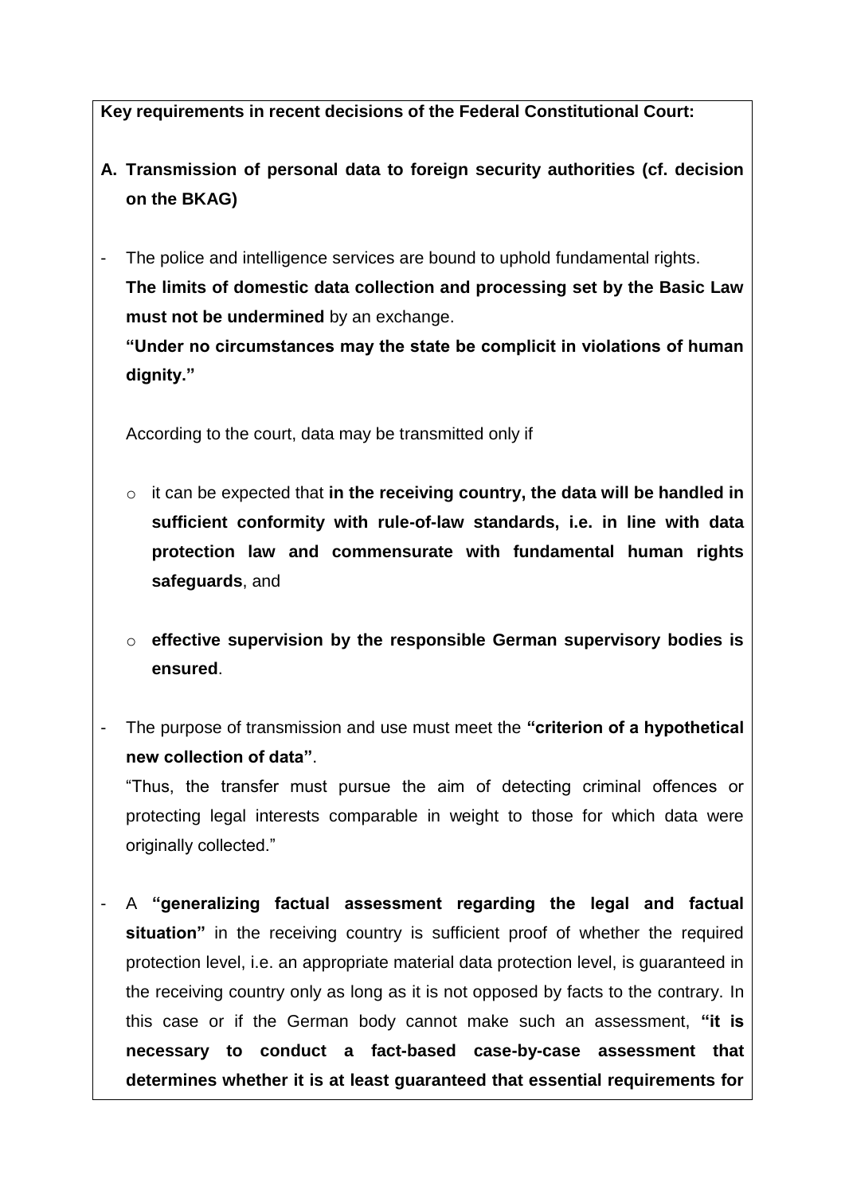**Key requirements in recent decisions of the Federal Constitutional Court:**

**A. Transmission of personal data to foreign security authorities (cf. decision on the BKAG)**

- The police and intelligence services are bound to uphold fundamental rights. **The limits of domestic data collection and processing set by the Basic Law must not be undermined** by an exchange.
  **"Under no circumstances may the state be complicit in violations of human dignity."**

  According to the court, data may be transmitted only if

  - it can be expected that **in the receiving country, the data will be handled in sufficient conformity with rule-of-law standards, i.e. in line with data protection law and commensurate with fundamental human rights safeguards**, and

  - **effective supervision by the responsible German supervisory bodies is ensured**.

- The purpose of transmission and use must meet the **"criterion of a hypothetical new collection of data"**.
  "Thus, the transfer must pursue the aim of detecting criminal offences or protecting legal interests comparable in weight to those for which data were originally collected."

- A **"generalizing factual assessment regarding the legal and factual situation"** in the receiving country is sufficient proof of whether the required protection level, i.e. an appropriate material data protection level, is guaranteed in the receiving country only as long as it is not opposed by facts to the contrary. In this case or if the German body cannot make such an assessment, **"it is necessary to conduct a fact-based case-by-case assessment that determines whether it is at least guaranteed that essential requirements for**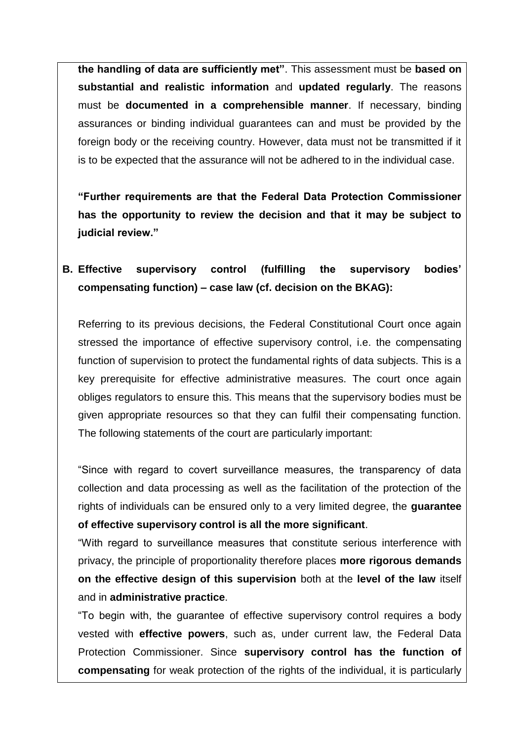**the handling of data are sufficiently met"**. This assessment must be **based on substantial and realistic information** and **updated regularly**. The reasons must be **documented in a comprehensible manner**. If necessary, binding assurances or binding individual guarantees can and must be provided by the foreign body or the receiving country. However, data must not be transmitted if it is to be expected that the assurance will not be adhered to in the individual case.

**"Further requirements are that the Federal Data Protection Commissioner has the opportunity to review the decision and that it may be subject to judicial review."**

**B. Effective supervisory control (fulfilling the supervisory bodies' compensating function) – case law (cf. decision on the BKAG):**

Referring to its previous decisions, the Federal Constitutional Court once again stressed the importance of effective supervisory control, i.e. the compensating function of supervision to protect the fundamental rights of data subjects. This is a key prerequisite for effective administrative measures. The court once again obliges regulators to ensure this. This means that the supervisory bodies must be given appropriate resources so that they can fulfil their compensating function. The following statements of the court are particularly important:

"Since with regard to covert surveillance measures, the transparency of data collection and data processing as well as the facilitation of the protection of the rights of individuals can be ensured only to a very limited degree, the **guarantee of effective supervisory control is all the more significant**.

"With regard to surveillance measures that constitute serious interference with privacy, the principle of proportionality therefore places **more rigorous demands on the effective design of this supervision** both at the **level of the law** itself and in **administrative practice**.

"To begin with, the guarantee of effective supervisory control requires a body vested with **effective powers**, such as, under current law, the Federal Data Protection Commissioner. Since **supervisory control has the function of compensating** for weak protection of the rights of the individual, it is particularly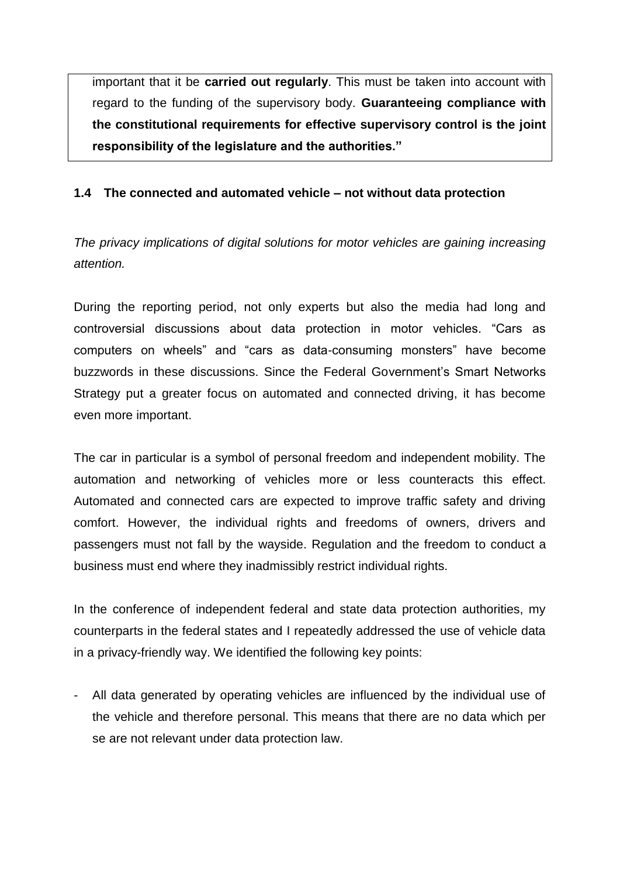important that it be **carried out regularly**. This must be taken into account with regard to the funding of the supervisory body. **Guaranteeing compliance with the constitutional requirements for effective supervisory control is the joint responsibility of the legislature and the authorities."**

### 1.4 The connected and automated vehicle – not without data protection

*The privacy implications of digital solutions for motor vehicles are gaining increasing attention.*

During the reporting period, not only experts but also the media had long and controversial discussions about data protection in motor vehicles. "Cars as computers on wheels" and "cars as data-consuming monsters" have become buzzwords in these discussions. Since the Federal Government's Smart Networks Strategy put a greater focus on automated and connected driving, it has become even more important.

The car in particular is a symbol of personal freedom and independent mobility. The automation and networking of vehicles more or less counteracts this effect. Automated and connected cars are expected to improve traffic safety and driving comfort. However, the individual rights and freedoms of owners, drivers and passengers must not fall by the wayside. Regulation and the freedom to conduct a business must end where they inadmissibly restrict individual rights.

In the conference of independent federal and state data protection authorities, my counterparts in the federal states and I repeatedly addressed the use of vehicle data in a privacy-friendly way. We identified the following key points:

- All data generated by operating vehicles are influenced by the individual use of the vehicle and therefore personal. This means that there are no data which per se are not relevant under data protection law.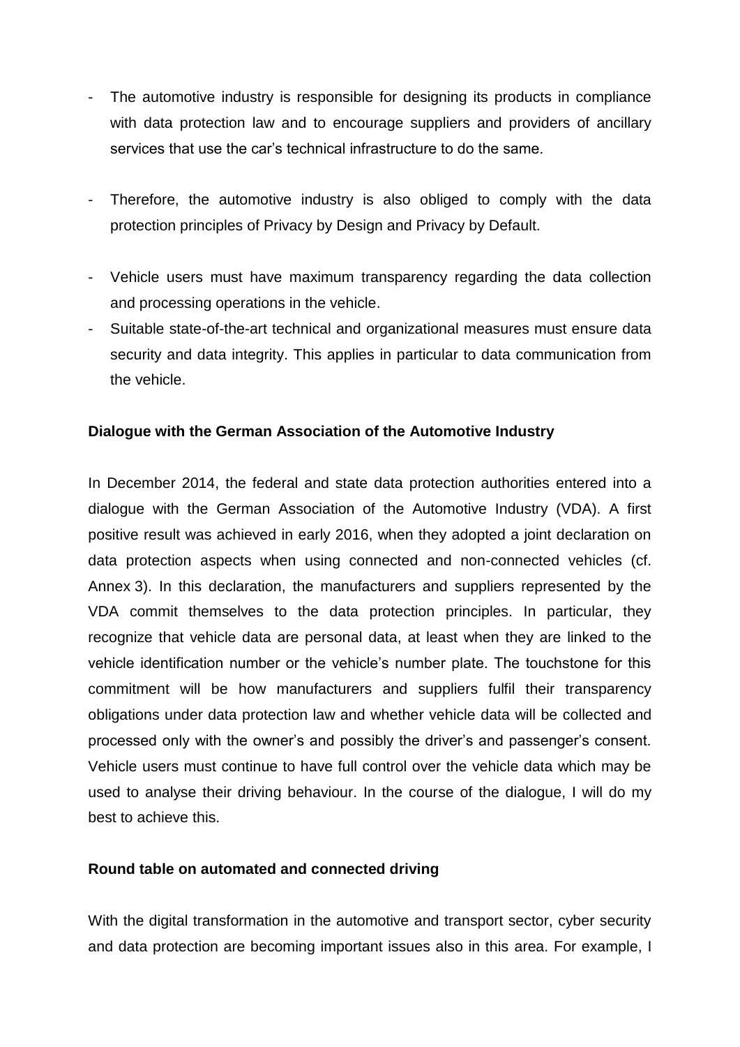- The automotive industry is responsible for designing its products in compliance with data protection law and to encourage suppliers and providers of ancillary services that use the car's technical infrastructure to do the same.

- Therefore, the automotive industry is also obliged to comply with the data protection principles of Privacy by Design and Privacy by Default.

- Vehicle users must have maximum transparency regarding the data collection and processing operations in the vehicle.
- Suitable state-of-the-art technical and organizational measures must ensure data security and data integrity. This applies in particular to data communication from the vehicle.

**Dialogue with the German Association of the Automotive Industry**

In December 2014, the federal and state data protection authorities entered into a dialogue with the German Association of the Automotive Industry (VDA). A first positive result was achieved in early 2016, when they adopted a joint declaration on data protection aspects when using connected and non-connected vehicles (cf. Annex 3). In this declaration, the manufacturers and suppliers represented by the VDA commit themselves to the data protection principles. In particular, they recognize that vehicle data are personal data, at least when they are linked to the vehicle identification number or the vehicle's number plate. The touchstone for this commitment will be how manufacturers and suppliers fulfil their transparency obligations under data protection law and whether vehicle data will be collected and processed only with the owner's and possibly the driver's and passenger's consent. Vehicle users must continue to have full control over the vehicle data which may be used to analyse their driving behaviour. In the course of the dialogue, I will do my best to achieve this.

**Round table on automated and connected driving**

With the digital transformation in the automotive and transport sector, cyber security and data protection are becoming important issues also in this area. For example, I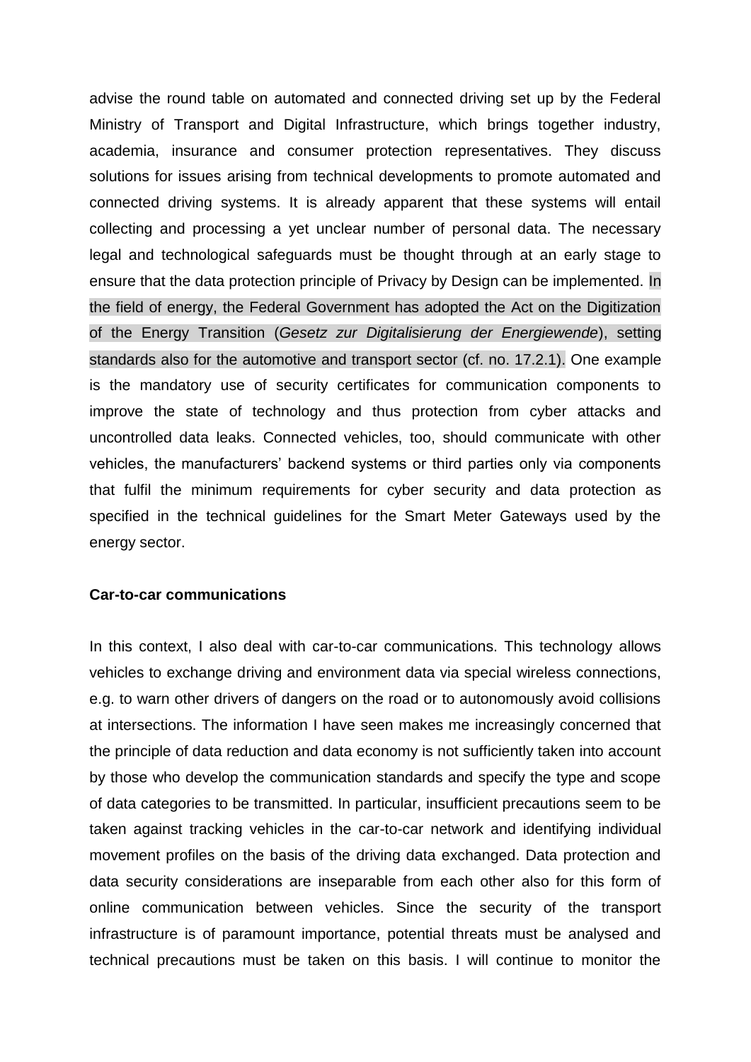advise the round table on automated and connected driving set up by the Federal Ministry of Transport and Digital Infrastructure, which brings together industry, academia, insurance and consumer protection representatives. They discuss solutions for issues arising from technical developments to promote automated and connected driving systems. It is already apparent that these systems will entail collecting and processing a yet unclear number of personal data. The necessary legal and technological safeguards must be thought through at an early stage to ensure that the data protection principle of Privacy by Design can be implemented. In the field of energy, the Federal Government has adopted the Act on the Digitization of the Energy Transition (*Gesetz zur Digitalisierung der Energiewende*), setting standards also for the automotive and transport sector (cf. no. 17.2.1). One example is the mandatory use of security certificates for communication components to improve the state of technology and thus protection from cyber attacks and uncontrolled data leaks. Connected vehicles, too, should communicate with other vehicles, the manufacturers' backend systems or third parties only via components that fulfil the minimum requirements for cyber security and data protection as specified in the technical guidelines for the Smart Meter Gateways used by the energy sector.

**Car-to-car communications**

In this context, I also deal with car-to-car communications. This technology allows vehicles to exchange driving and environment data via special wireless connections, e.g. to warn other drivers of dangers on the road or to autonomously avoid collisions at intersections. The information I have seen makes me increasingly concerned that the principle of data reduction and data economy is not sufficiently taken into account by those who develop the communication standards and specify the type and scope of data categories to be transmitted. In particular, insufficient precautions seem to be taken against tracking vehicles in the car-to-car network and identifying individual movement profiles on the basis of the driving data exchanged. Data protection and data security considerations are inseparable from each other also for this form of online communication between vehicles. Since the security of the transport infrastructure is of paramount importance, potential threats must be analysed and technical precautions must be taken on this basis. I will continue to monitor the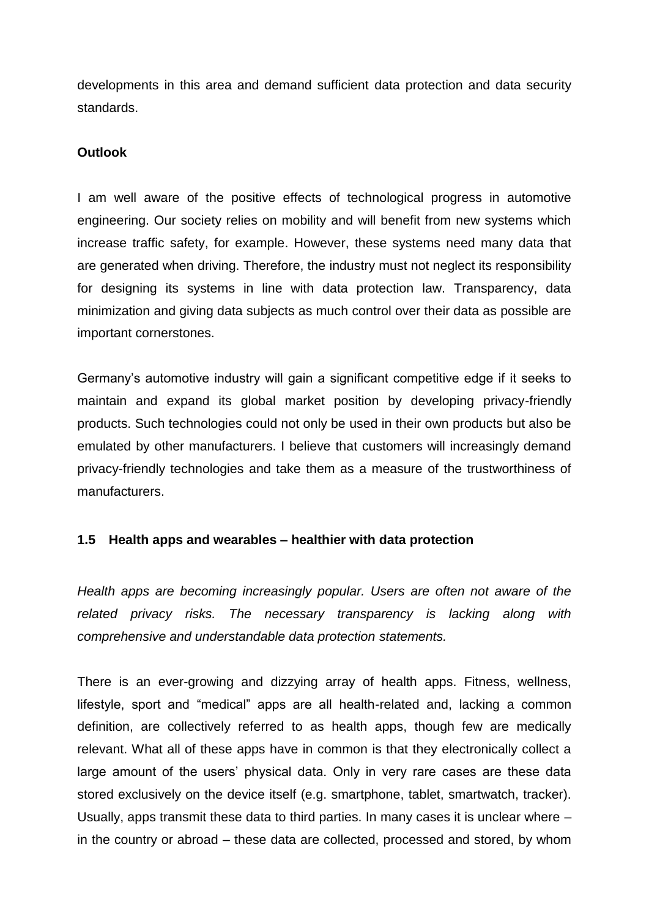developments in this area and demand sufficient data protection and data security standards.

**Outlook**

I am well aware of the positive effects of technological progress in automotive engineering. Our society relies on mobility and will benefit from new systems which increase traffic safety, for example. However, these systems need many data that are generated when driving. Therefore, the industry must not neglect its responsibility for designing its systems in line with data protection law. Transparency, data minimization and giving data subjects as much control over their data as possible are important cornerstones.

Germany's automotive industry will gain a significant competitive edge if it seeks to maintain and expand its global market position by developing privacy-friendly products. Such technologies could not only be used in their own products but also be emulated by other manufacturers. I believe that customers will increasingly demand privacy-friendly technologies and take them as a measure of the trustworthiness of manufacturers.

### 1.5 Health apps and wearables – healthier with data protection

*Health apps are becoming increasingly popular. Users are often not aware of the related privacy risks. The necessary transparency is lacking along with comprehensive and understandable data protection statements.*

There is an ever-growing and dizzying array of health apps. Fitness, wellness, lifestyle, sport and "medical" apps are all health-related and, lacking a common definition, are collectively referred to as health apps, though few are medically relevant. What all of these apps have in common is that they electronically collect a large amount of the users' physical data. Only in very rare cases are these data stored exclusively on the device itself (e.g. smartphone, tablet, smartwatch, tracker). Usually, apps transmit these data to third parties. In many cases it is unclear where – in the country or abroad – these data are collected, processed and stored, by whom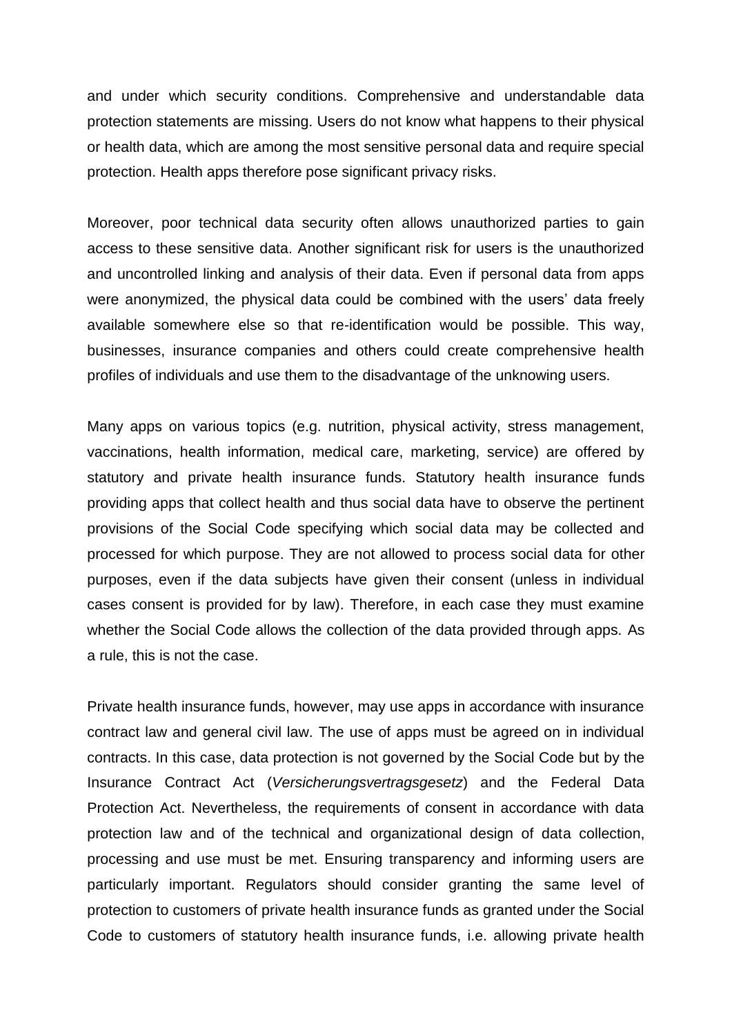and under which security conditions. Comprehensive and understandable data protection statements are missing. Users do not know what happens to their physical or health data, which are among the most sensitive personal data and require special protection. Health apps therefore pose significant privacy risks.

Moreover, poor technical data security often allows unauthorized parties to gain access to these sensitive data. Another significant risk for users is the unauthorized and uncontrolled linking and analysis of their data. Even if personal data from apps were anonymized, the physical data could be combined with the users' data freely available somewhere else so that re-identification would be possible. This way, businesses, insurance companies and others could create comprehensive health profiles of individuals and use them to the disadvantage of the unknowing users.

Many apps on various topics (e.g. nutrition, physical activity, stress management, vaccinations, health information, medical care, marketing, service) are offered by statutory and private health insurance funds. Statutory health insurance funds providing apps that collect health and thus social data have to observe the pertinent provisions of the Social Code specifying which social data may be collected and processed for which purpose. They are not allowed to process social data for other purposes, even if the data subjects have given their consent (unless in individual cases consent is provided for by law). Therefore, in each case they must examine whether the Social Code allows the collection of the data provided through apps. As a rule, this is not the case.

Private health insurance funds, however, may use apps in accordance with insurance contract law and general civil law. The use of apps must be agreed on in individual contracts. In this case, data protection is not governed by the Social Code but by the Insurance Contract Act (*Versicherungsvertragsgesetz*) and the Federal Data Protection Act. Nevertheless, the requirements of consent in accordance with data protection law and of the technical and organizational design of data collection, processing and use must be met. Ensuring transparency and informing users are particularly important. Regulators should consider granting the same level of protection to customers of private health insurance funds as granted under the Social Code to customers of statutory health insurance funds, i.e. allowing private health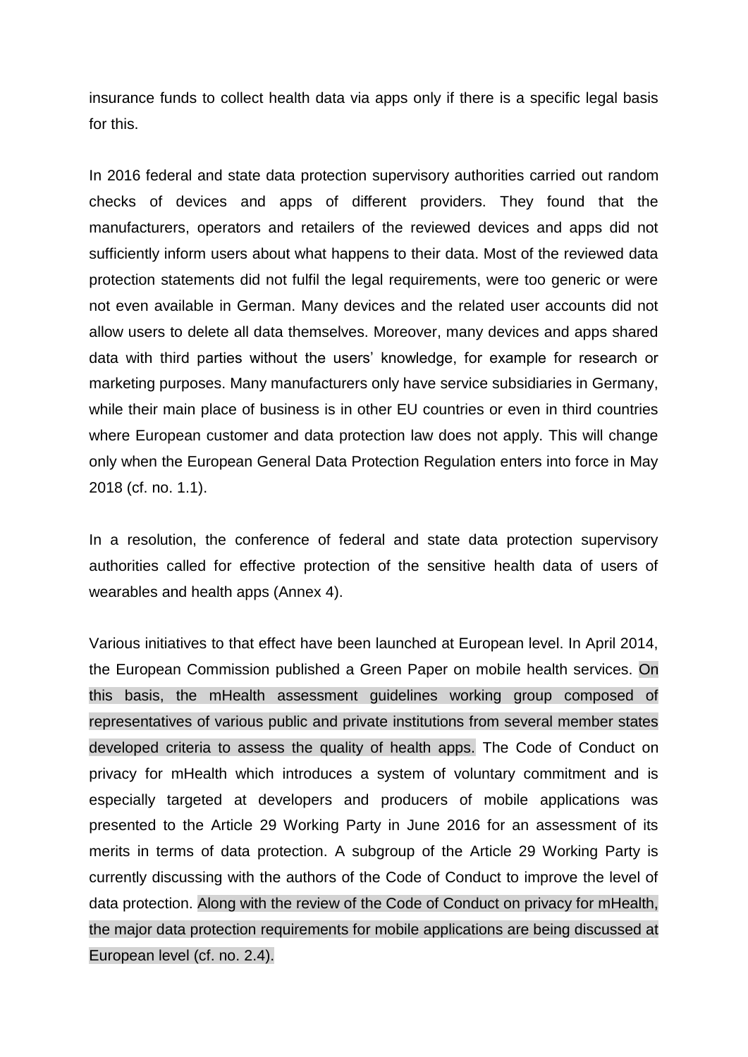insurance funds to collect health data via apps only if there is a specific legal basis for this.

In 2016 federal and state data protection supervisory authorities carried out random checks of devices and apps of different providers. They found that the manufacturers, operators and retailers of the reviewed devices and apps did not sufficiently inform users about what happens to their data. Most of the reviewed data protection statements did not fulfil the legal requirements, were too generic or were not even available in German. Many devices and the related user accounts did not allow users to delete all data themselves. Moreover, many devices and apps shared data with third parties without the users' knowledge, for example for research or marketing purposes. Many manufacturers only have service subsidiaries in Germany, while their main place of business is in other EU countries or even in third countries where European customer and data protection law does not apply. This will change only when the European General Data Protection Regulation enters into force in May 2018 (cf. no. 1.1).

In a resolution, the conference of federal and state data protection supervisory authorities called for effective protection of the sensitive health data of users of wearables and health apps (Annex 4).

Various initiatives to that effect have been launched at European level. In April 2014, the European Commission published a Green Paper on mobile health services. On this basis, the mHealth assessment guidelines working group composed of representatives of various public and private institutions from several member states developed criteria to assess the quality of health apps. The Code of Conduct on privacy for mHealth which introduces a system of voluntary commitment and is especially targeted at developers and producers of mobile applications was presented to the Article 29 Working Party in June 2016 for an assessment of its merits in terms of data protection. A subgroup of the Article 29 Working Party is currently discussing with the authors of the Code of Conduct to improve the level of data protection. Along with the review of the Code of Conduct on privacy for mHealth, the major data protection requirements for mobile applications are being discussed at European level (cf. no. 2.4).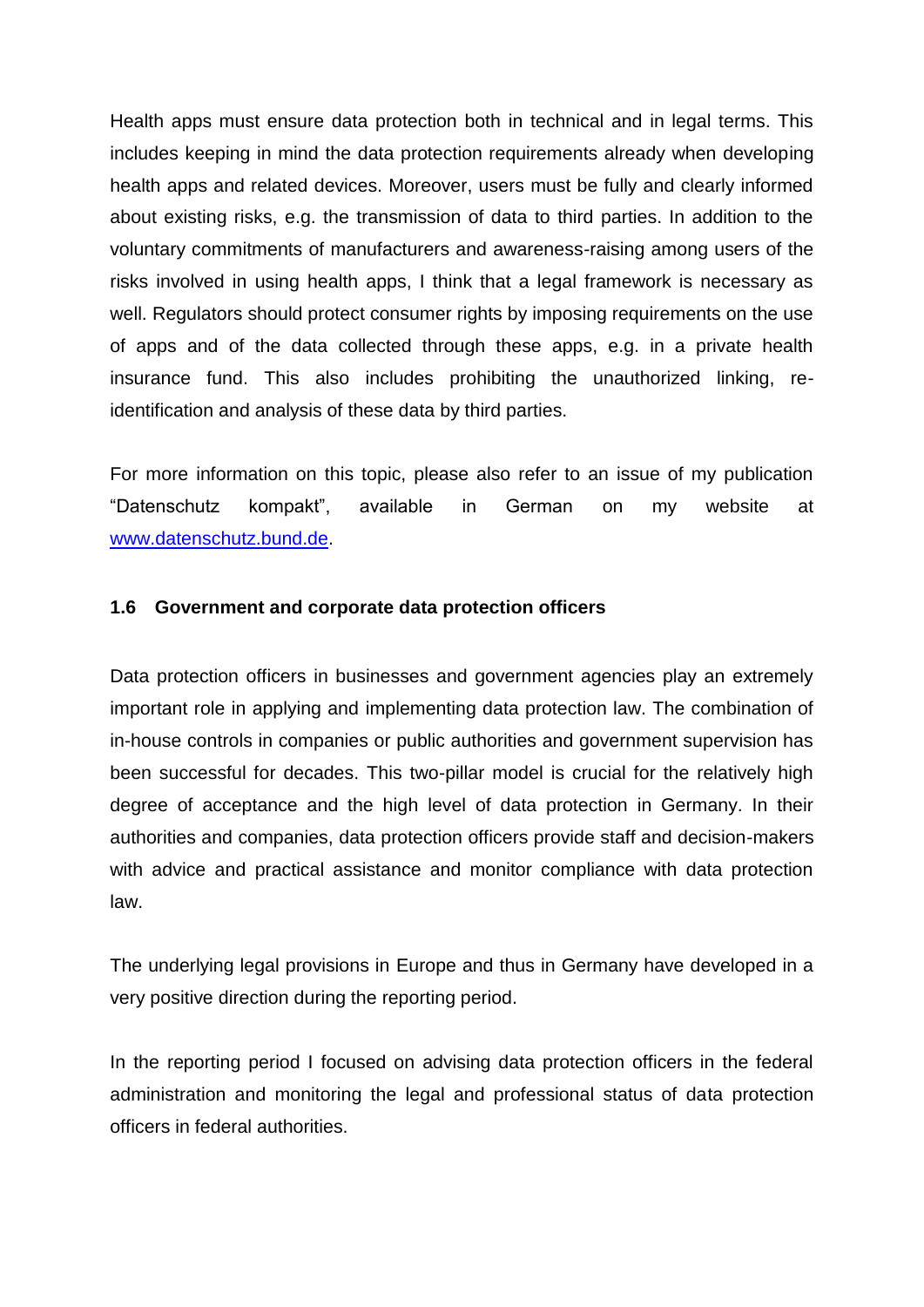Health apps must ensure data protection both in technical and in legal terms. This includes keeping in mind the data protection requirements already when developing health apps and related devices. Moreover, users must be fully and clearly informed about existing risks, e.g. the transmission of data to third parties. In addition to the voluntary commitments of manufacturers and awareness-raising among users of the risks involved in using health apps, I think that a legal framework is necessary as well. Regulators should protect consumer rights by imposing requirements on the use of apps and of the data collected through these apps, e.g. in a private health insurance fund. This also includes prohibiting the unauthorized linking, re-identification and analysis of these data by third parties.

For more information on this topic, please also refer to an issue of my publication "Datenschutz kompakt", available in German on my website at [www.datenschutz.bund.de](http://www.datenschutz.bund.de).

### 1.6 Government and corporate data protection officers

Data protection officers in businesses and government agencies play an extremely important role in applying and implementing data protection law. The combination of in-house controls in companies or public authorities and government supervision has been successful for decades. This two-pillar model is crucial for the relatively high degree of acceptance and the high level of data protection in Germany. In their authorities and companies, data protection officers provide staff and decision-makers with advice and practical assistance and monitor compliance with data protection law.

The underlying legal provisions in Europe and thus in Germany have developed in a very positive direction during the reporting period.

In the reporting period I focused on advising data protection officers in the federal administration and monitoring the legal and professional status of data protection officers in federal authorities.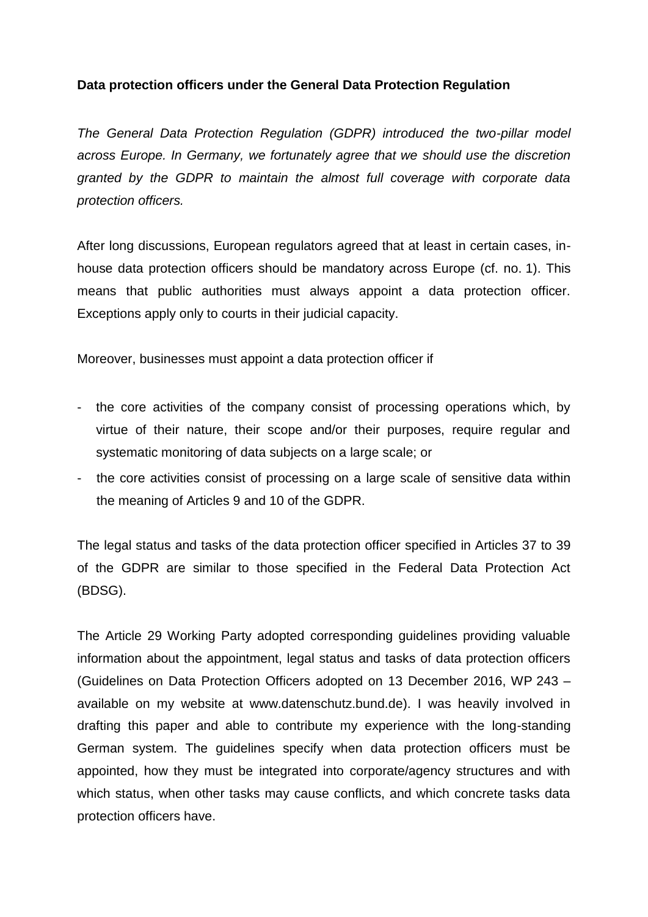**Data protection officers under the General Data Protection Regulation**

*The General Data Protection Regulation (GDPR) introduced the two-pillar model across Europe. In Germany, we fortunately agree that we should use the discretion granted by the GDPR to maintain the almost full coverage with corporate data protection officers.*

After long discussions, European regulators agreed that at least in certain cases, in-house data protection officers should be mandatory across Europe (cf. no. 1). This means that public authorities must always appoint a data protection officer. Exceptions apply only to courts in their judicial capacity.

Moreover, businesses must appoint a data protection officer if

- the core activities of the company consist of processing operations which, by virtue of their nature, their scope and/or their purposes, require regular and systematic monitoring of data subjects on a large scale; or
- the core activities consist of processing on a large scale of sensitive data within the meaning of Articles 9 and 10 of the GDPR.

The legal status and tasks of the data protection officer specified in Articles 37 to 39 of the GDPR are similar to those specified in the Federal Data Protection Act (BDSG).

The Article 29 Working Party adopted corresponding guidelines providing valuable information about the appointment, legal status and tasks of data protection officers (Guidelines on Data Protection Officers adopted on 13 December 2016, WP 243 – available on my website at www.datenschutz.bund.de). I was heavily involved in drafting this paper and able to contribute my experience with the long-standing German system. The guidelines specify when data protection officers must be appointed, how they must be integrated into corporate/agency structures and with which status, when other tasks may cause conflicts, and which concrete tasks data protection officers have.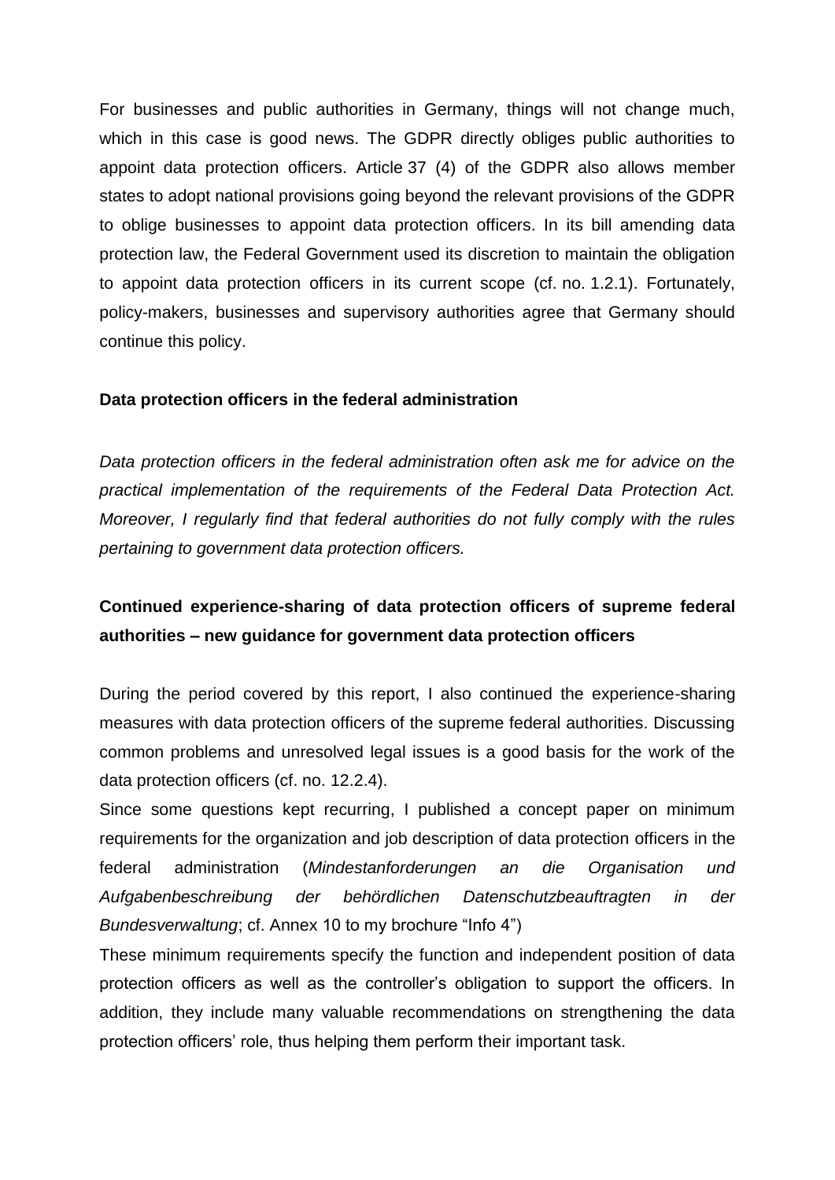For businesses and public authorities in Germany, things will not change much, which in this case is good news. The GDPR directly obliges public authorities to appoint data protection officers. Article 37 (4) of the GDPR also allows member states to adopt national provisions going beyond the relevant provisions of the GDPR to oblige businesses to appoint data protection officers. In its bill amending data protection law, the Federal Government used its discretion to maintain the obligation to appoint data protection officers in its current scope (cf. no. 1.2.1). Fortunately, policy-makers, businesses and supervisory authorities agree that Germany should continue this policy.

### Data protection officers in the federal administration

*Data protection officers in the federal administration often ask me for advice on the practical implementation of the requirements of the Federal Data Protection Act. Moreover, I regularly find that federal authorities do not fully comply with the rules pertaining to government data protection officers.*

### Continued experience-sharing of data protection officers of supreme federal authorities – new guidance for government data protection officers

During the period covered by this report, I also continued the experience-sharing measures with data protection officers of the supreme federal authorities. Discussing common problems and unresolved legal issues is a good basis for the work of the data protection officers (cf. no. 12.2.4).

Since some questions kept recurring, I published a concept paper on minimum requirements for the organization and job description of data protection officers in the federal administration (*Mindestanforderungen an die Organisation und Aufgabenbeschreibung der behördlichen Datenschutzbeauftragten in der Bundesverwaltung*; cf. Annex 10 to my brochure "Info 4")

These minimum requirements specify the function and independent position of data protection officers as well as the controller's obligation to support the officers. In addition, they include many valuable recommendations on strengthening the data protection officers' role, thus helping them perform their important task.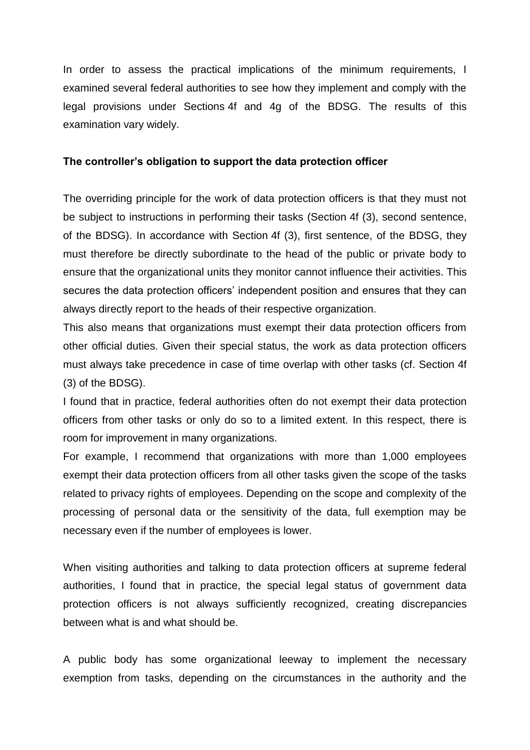In order to assess the practical implications of the minimum requirements, I examined several federal authorities to see how they implement and comply with the legal provisions under Sections 4f and 4g of the BDSG. The results of this examination vary widely.

**The controller's obligation to support the data protection officer**

The overriding principle for the work of data protection officers is that they must not be subject to instructions in performing their tasks (Section 4f (3), second sentence, of the BDSG). In accordance with Section 4f (3), first sentence, of the BDSG, they must therefore be directly subordinate to the head of the public or private body to ensure that the organizational units they monitor cannot influence their activities. This secures the data protection officers' independent position and ensures that they can always directly report to the heads of their respective organization.

This also means that organizations must exempt their data protection officers from other official duties. Given their special status, the work as data protection officers must always take precedence in case of time overlap with other tasks (cf. Section 4f (3) of the BDSG).

I found that in practice, federal authorities often do not exempt their data protection officers from other tasks or only do so to a limited extent. In this respect, there is room for improvement in many organizations.

For example, I recommend that organizations with more than 1,000 employees exempt their data protection officers from all other tasks given the scope of the tasks related to privacy rights of employees. Depending on the scope and complexity of the processing of personal data or the sensitivity of the data, full exemption may be necessary even if the number of employees is lower.

When visiting authorities and talking to data protection officers at supreme federal authorities, I found that in practice, the special legal status of government data protection officers is not always sufficiently recognized, creating discrepancies between what is and what should be.

A public body has some organizational leeway to implement the necessary exemption from tasks, depending on the circumstances in the authority and the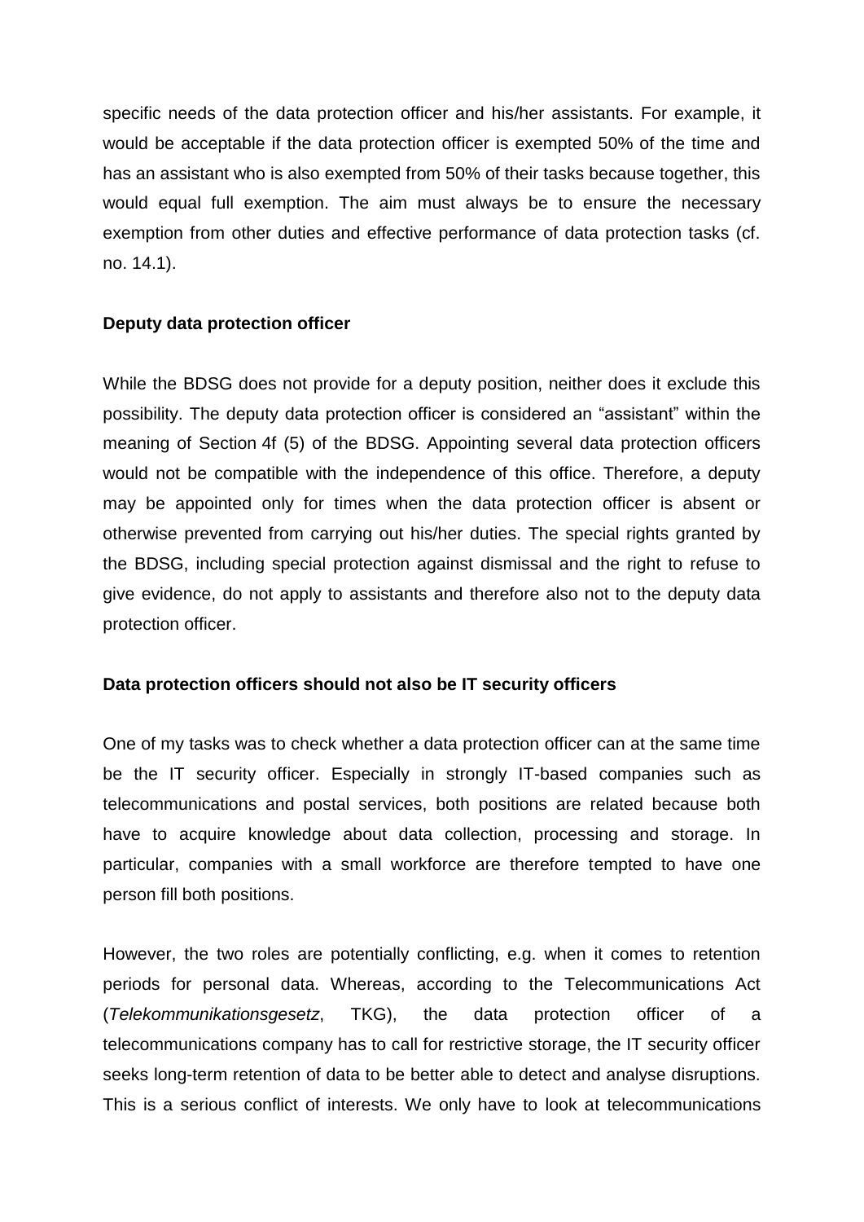specific needs of the data protection officer and his/her assistants. For example, it would be acceptable if the data protection officer is exempted 50% of the time and has an assistant who is also exempted from 50% of their tasks because together, this would equal full exemption. The aim must always be to ensure the necessary exemption from other duties and effective performance of data protection tasks (cf. no. 14.1).

**Deputy data protection officer**

While the BDSG does not provide for a deputy position, neither does it exclude this possibility. The deputy data protection officer is considered an “assistant” within the meaning of Section 4f (5) of the BDSG. Appointing several data protection officers would not be compatible with the independence of this office. Therefore, a deputy may be appointed only for times when the data protection officer is absent or otherwise prevented from carrying out his/her duties. The special rights granted by the BDSG, including special protection against dismissal and the right to refuse to give evidence, do not apply to assistants and therefore also not to the deputy data protection officer.

**Data protection officers should not also be IT security officers**

One of my tasks was to check whether a data protection officer can at the same time be the IT security officer. Especially in strongly IT-based companies such as telecommunications and postal services, both positions are related because both have to acquire knowledge about data collection, processing and storage. In particular, companies with a small workforce are therefore tempted to have one person fill both positions.

However, the two roles are potentially conflicting, e.g. when it comes to retention periods for personal data. Whereas, according to the Telecommunications Act (*Telekommunikationsgesetz*, TKG), the data protection officer of a telecommunications company has to call for restrictive storage, the IT security officer seeks long-term retention of data to be better able to detect and analyse disruptions. This is a serious conflict of interests. We only have to look at telecommunications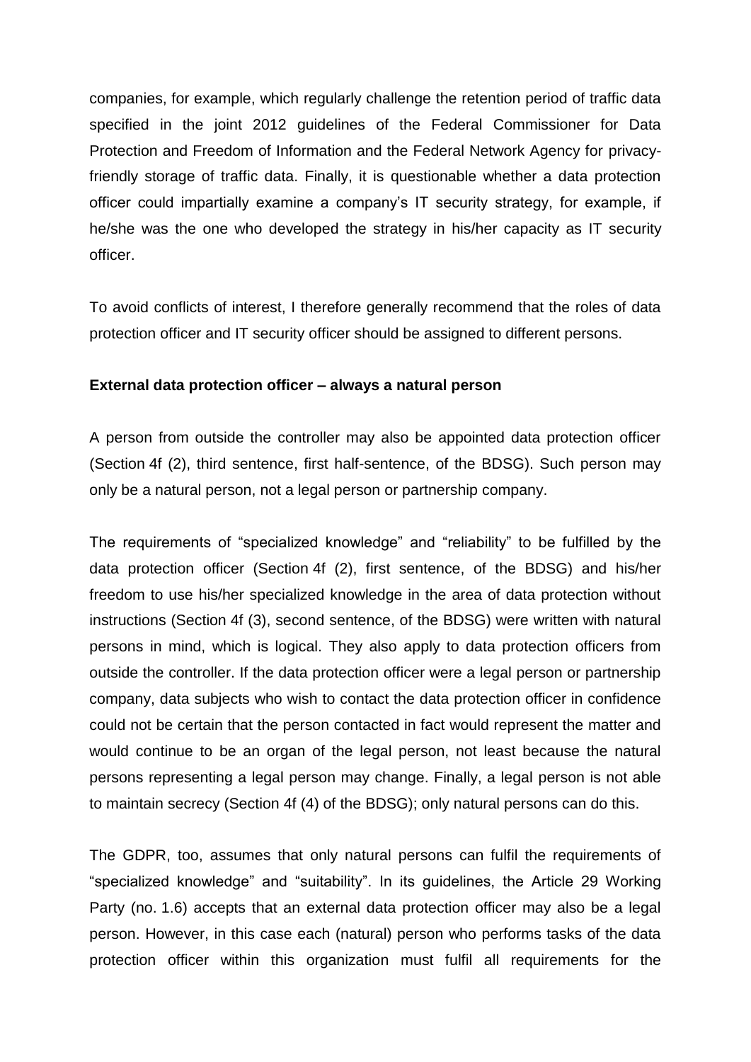companies, for example, which regularly challenge the retention period of traffic data specified in the joint 2012 guidelines of the Federal Commissioner for Data Protection and Freedom of Information and the Federal Network Agency for privacy-friendly storage of traffic data. Finally, it is questionable whether a data protection officer could impartially examine a company's IT security strategy, for example, if he/she was the one who developed the strategy in his/her capacity as IT security officer.

To avoid conflicts of interest, I therefore generally recommend that the roles of data protection officer and IT security officer should be assigned to different persons.

**External data protection officer – always a natural person**

A person from outside the controller may also be appointed data protection officer (Section 4f (2), third sentence, first half-sentence, of the BDSG). Such person may only be a natural person, not a legal person or partnership company.

The requirements of "specialized knowledge" and "reliability" to be fulfilled by the data protection officer (Section 4f (2), first sentence, of the BDSG) and his/her freedom to use his/her specialized knowledge in the area of data protection without instructions (Section 4f (3), second sentence, of the BDSG) were written with natural persons in mind, which is logical. They also apply to data protection officers from outside the controller. If the data protection officer were a legal person or partnership company, data subjects who wish to contact the data protection officer in confidence could not be certain that the person contacted in fact would represent the matter and would continue to be an organ of the legal person, not least because the natural persons representing a legal person may change. Finally, a legal person is not able to maintain secrecy (Section 4f (4) of the BDSG); only natural persons can do this.

The GDPR, too, assumes that only natural persons can fulfil the requirements of "specialized knowledge" and "suitability". In its guidelines, the Article 29 Working Party (no. 1.6) accepts that an external data protection officer may also be a legal person. However, in this case each (natural) person who performs tasks of the data protection officer within this organization must fulfil all requirements for the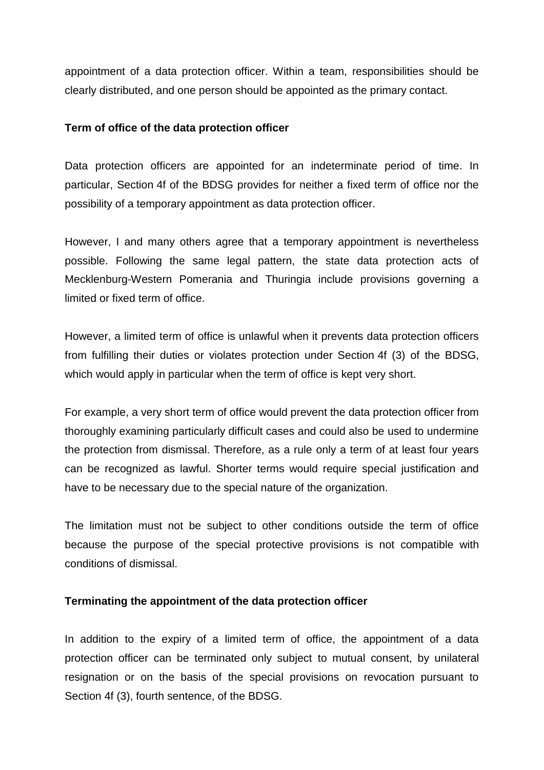appointment of a data protection officer. Within a team, responsibilities should be clearly distributed, and one person should be appointed as the primary contact.

**Term of office of the data protection officer**

Data protection officers are appointed for an indeterminate period of time. In particular, Section 4f of the BDSG provides for neither a fixed term of office nor the possibility of a temporary appointment as data protection officer.

However, I and many others agree that a temporary appointment is nevertheless possible. Following the same legal pattern, the state data protection acts of Mecklenburg-Western Pomerania and Thuringia include provisions governing a limited or fixed term of office.

However, a limited term of office is unlawful when it prevents data protection officers from fulfilling their duties or violates protection under Section 4f (3) of the BDSG, which would apply in particular when the term of office is kept very short.

For example, a very short term of office would prevent the data protection officer from thoroughly examining particularly difficult cases and could also be used to undermine the protection from dismissal. Therefore, as a rule only a term of at least four years can be recognized as lawful. Shorter terms would require special justification and have to be necessary due to the special nature of the organization.

The limitation must not be subject to other conditions outside the term of office because the purpose of the special protective provisions is not compatible with conditions of dismissal.

**Terminating the appointment of the data protection officer**

In addition to the expiry of a limited term of office, the appointment of a data protection officer can be terminated only subject to mutual consent, by unilateral resignation or on the basis of the special provisions on revocation pursuant to Section 4f (3), fourth sentence, of the BDSG.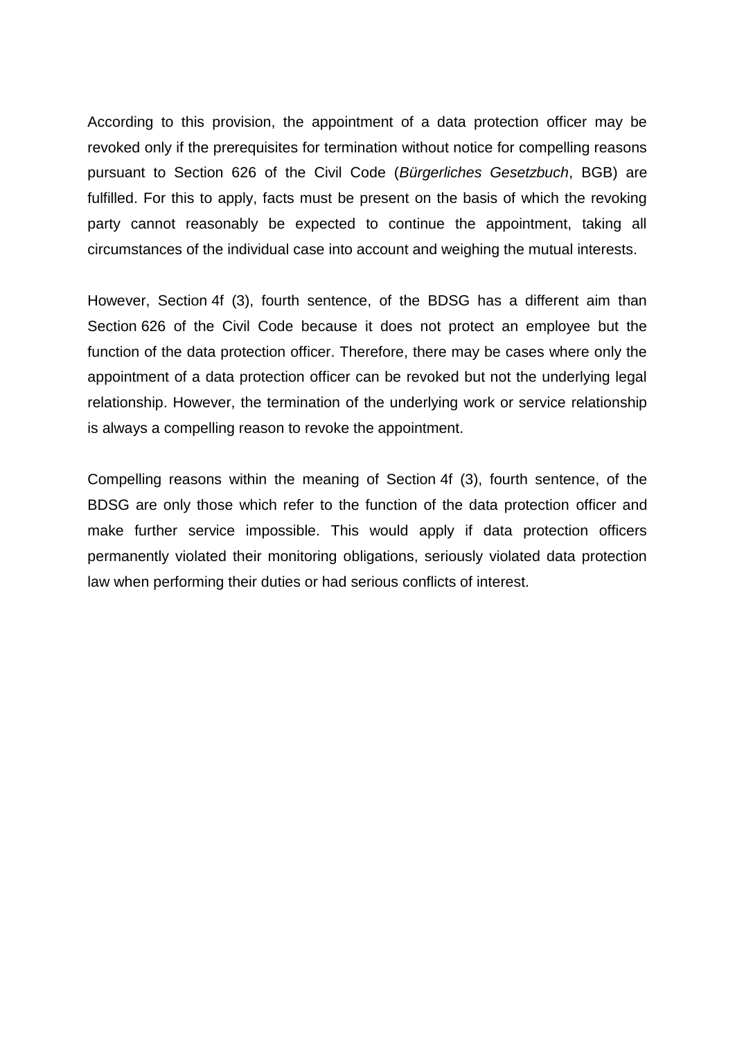According to this provision, the appointment of a data protection officer may be revoked only if the prerequisites for termination without notice for compelling reasons pursuant to Section 626 of the Civil Code (*Bürgerliches Gesetzbuch*, BGB) are fulfilled. For this to apply, facts must be present on the basis of which the revoking party cannot reasonably be expected to continue the appointment, taking all circumstances of the individual case into account and weighing the mutual interests.

However, Section 4f (3), fourth sentence, of the BDSG has a different aim than Section 626 of the Civil Code because it does not protect an employee but the function of the data protection officer. Therefore, there may be cases where only the appointment of a data protection officer can be revoked but not the underlying legal relationship. However, the termination of the underlying work or service relationship is always a compelling reason to revoke the appointment.

Compelling reasons within the meaning of Section 4f (3), fourth sentence, of the BDSG are only those which refer to the function of the data protection officer and make further service impossible. This would apply if data protection officers permanently violated their monitoring obligations, seriously violated data protection law when performing their duties or had serious conflicts of interest.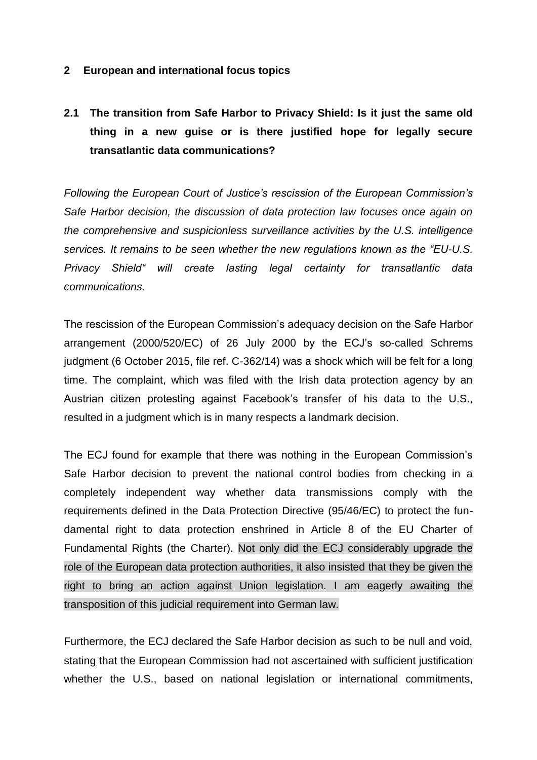## 2 European and international focus topics

### 2.1 The transition from Safe Harbor to Privacy Shield: Is it just the same old thing in a new guise or is there justified hope for legally secure transatlantic data communications?

*Following the European Court of Justice's rescission of the European Commission's Safe Harbor decision, the discussion of data protection law focuses once again on the comprehensive and suspicionless surveillance activities by the U.S. intelligence services. It remains to be seen whether the new regulations known as the "EU-U.S. Privacy Shield" will create lasting legal certainty for transatlantic data communications.*

The rescission of the European Commission's adequacy decision on the Safe Harbor arrangement (2000/520/EC) of 26 July 2000 by the ECJ's so-called Schrems judgment (6 October 2015, file ref. C-362/14) was a shock which will be felt for a long time. The complaint, which was filed with the Irish data protection agency by an Austrian citizen protesting against Facebook's transfer of his data to the U.S., resulted in a judgment which is in many respects a landmark decision.

The ECJ found for example that there was nothing in the European Commission's Safe Harbor decision to prevent the national control bodies from checking in a completely independent way whether data transmissions comply with the requirements defined in the Data Protection Directive (95/46/EC) to protect the fundamental right to data protection enshrined in Article 8 of the EU Charter of Fundamental Rights (the Charter). Not only did the ECJ considerably upgrade the role of the European data protection authorities, it also insisted that they be given the right to bring an action against Union legislation. I am eagerly awaiting the transposition of this judicial requirement into German law.

Furthermore, the ECJ declared the Safe Harbor decision as such to be null and void, stating that the European Commission had not ascertained with sufficient justification whether the U.S., based on national legislation or international commitments,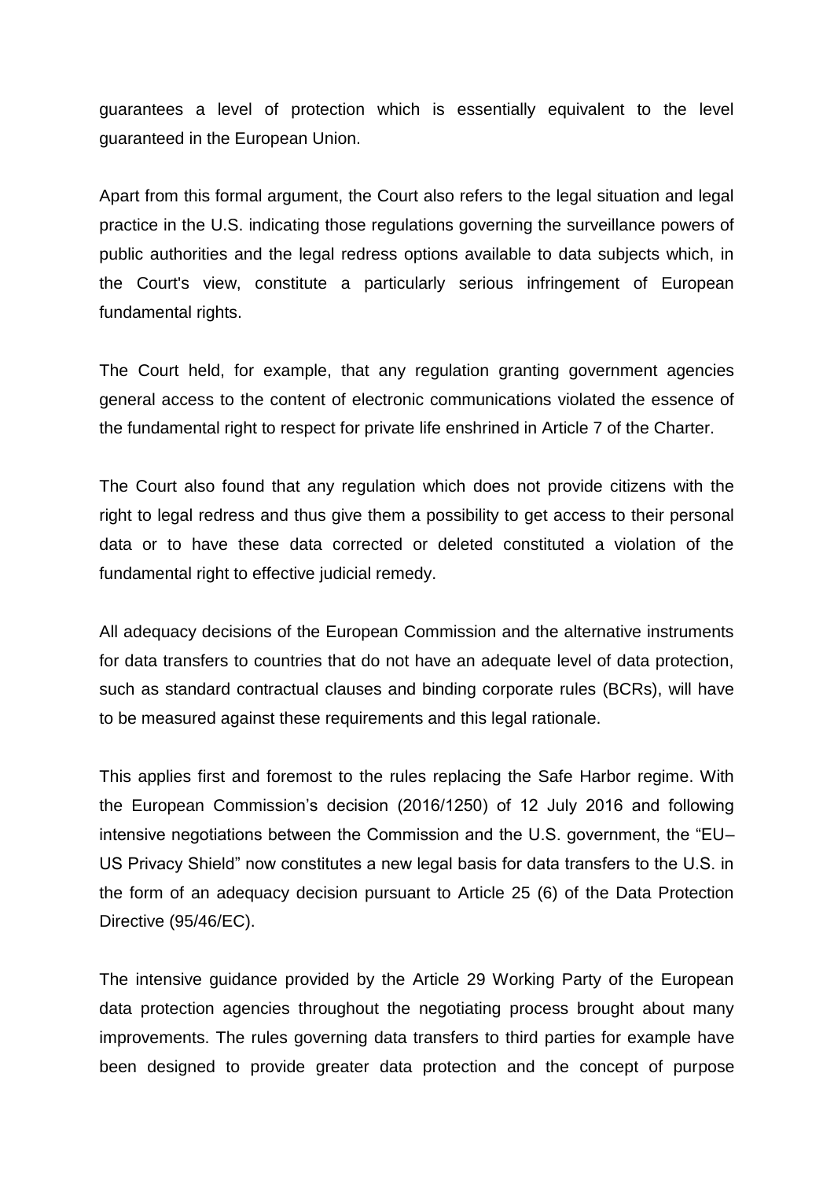guarantees a level of protection which is essentially equivalent to the level guaranteed in the European Union.

Apart from this formal argument, the Court also refers to the legal situation and legal practice in the U.S. indicating those regulations governing the surveillance powers of public authorities and the legal redress options available to data subjects which, in the Court's view, constitute a particularly serious infringement of European fundamental rights.

The Court held, for example, that any regulation granting government agencies general access to the content of electronic communications violated the essence of the fundamental right to respect for private life enshrined in Article 7 of the Charter.

The Court also found that any regulation which does not provide citizens with the right to legal redress and thus give them a possibility to get access to their personal data or to have these data corrected or deleted constituted a violation of the fundamental right to effective judicial remedy.

All adequacy decisions of the European Commission and the alternative instruments for data transfers to countries that do not have an adequate level of data protection, such as standard contractual clauses and binding corporate rules (BCRs), will have to be measured against these requirements and this legal rationale.

This applies first and foremost to the rules replacing the Safe Harbor regime. With the European Commission's decision (2016/1250) of 12 July 2016 and following intensive negotiations between the Commission and the U.S. government, the "EU–US Privacy Shield" now constitutes a new legal basis for data transfers to the U.S. in the form of an adequacy decision pursuant to Article 25 (6) of the Data Protection Directive (95/46/EC).

The intensive guidance provided by the Article 29 Working Party of the European data protection agencies throughout the negotiating process brought about many improvements. The rules governing data transfers to third parties for example have been designed to provide greater data protection and the concept of purpose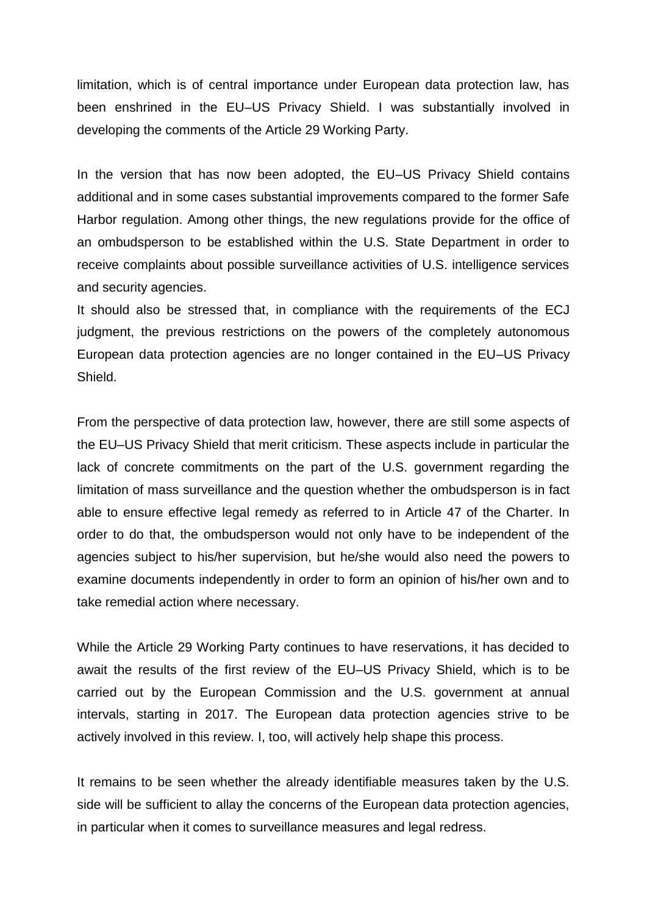limitation, which is of central importance under European data protection law, has been enshrined in the EU–US Privacy Shield. I was substantially involved in developing the comments of the Article 29 Working Party.

In the version that has now been adopted, the EU–US Privacy Shield contains additional and in some cases substantial improvements compared to the former Safe Harbor regulation. Among other things, the new regulations provide for the office of an ombudsperson to be established within the U.S. State Department in order to receive complaints about possible surveillance activities of U.S. intelligence services and security agencies.
It should also be stressed that, in compliance with the requirements of the ECJ judgment, the previous restrictions on the powers of the completely autonomous European data protection agencies are no longer contained in the EU–US Privacy Shield.

From the perspective of data protection law, however, there are still some aspects of the EU–US Privacy Shield that merit criticism. These aspects include in particular the lack of concrete commitments on the part of the U.S. government regarding the limitation of mass surveillance and the question whether the ombudsperson is in fact able to ensure effective legal remedy as referred to in Article 47 of the Charter. In order to do that, the ombudsperson would not only have to be independent of the agencies subject to his/her supervision, but he/she would also need the powers to examine documents independently in order to form an opinion of his/her own and to take remedial action where necessary.

While the Article 29 Working Party continues to have reservations, it has decided to await the results of the first review of the EU–US Privacy Shield, which is to be carried out by the European Commission and the U.S. government at annual intervals, starting in 2017. The European data protection agencies strive to be actively involved in this review. I, too, will actively help shape this process.

It remains to be seen whether the already identifiable measures taken by the U.S. side will be sufficient to allay the concerns of the European data protection agencies, in particular when it comes to surveillance measures and legal redress.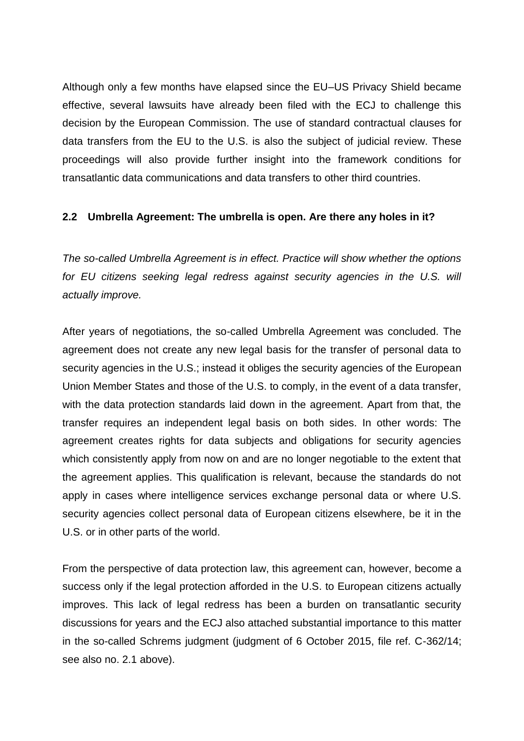Although only a few months have elapsed since the EU–US Privacy Shield became effective, several lawsuits have already been filed with the ECJ to challenge this decision by the European Commission. The use of standard contractual clauses for data transfers from the EU to the U.S. is also the subject of judicial review. These proceedings will also provide further insight into the framework conditions for transatlantic data communications and data transfers to other third countries.

### 2.2 Umbrella Agreement: The umbrella is open. Are there any holes in it?

*The so-called Umbrella Agreement is in effect. Practice will show whether the options for EU citizens seeking legal redress against security agencies in the U.S. will actually improve.*

After years of negotiations, the so-called Umbrella Agreement was concluded. The agreement does not create any new legal basis for the transfer of personal data to security agencies in the U.S.; instead it obliges the security agencies of the European Union Member States and those of the U.S. to comply, in the event of a data transfer, with the data protection standards laid down in the agreement. Apart from that, the transfer requires an independent legal basis on both sides. In other words: The agreement creates rights for data subjects and obligations for security agencies which consistently apply from now on and are no longer negotiable to the extent that the agreement applies. This qualification is relevant, because the standards do not apply in cases where intelligence services exchange personal data or where U.S. security agencies collect personal data of European citizens elsewhere, be it in the U.S. or in other parts of the world.

From the perspective of data protection law, this agreement can, however, become a success only if the legal protection afforded in the U.S. to European citizens actually improves. This lack of legal redress has been a burden on transatlantic security discussions for years and the ECJ also attached substantial importance to this matter in the so-called Schrems judgment (judgment of 6 October 2015, file ref. C-362/14; see also no. 2.1 above).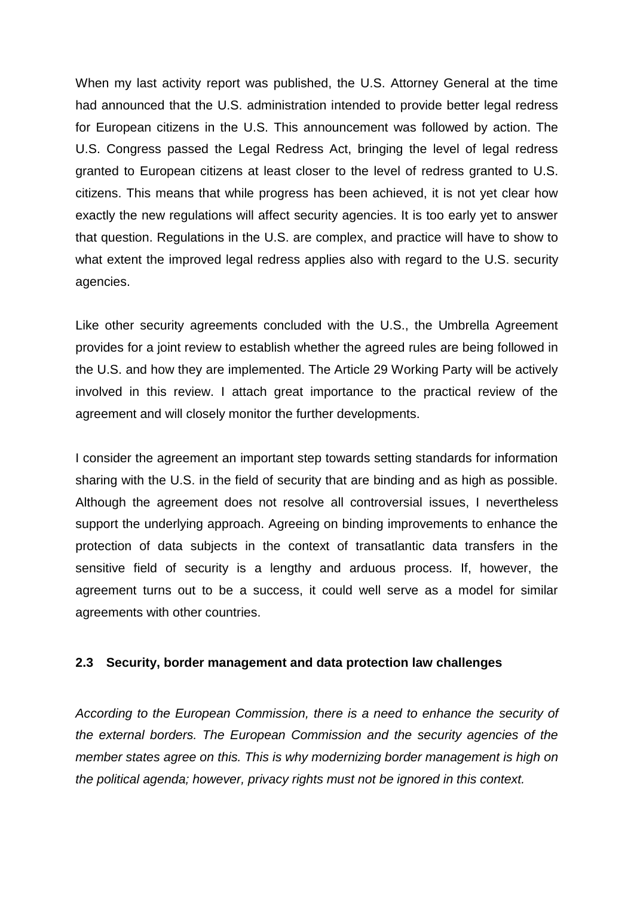When my last activity report was published, the U.S. Attorney General at the time had announced that the U.S. administration intended to provide better legal redress for European citizens in the U.S. This announcement was followed by action. The U.S. Congress passed the Legal Redress Act, bringing the level of legal redress granted to European citizens at least closer to the level of redress granted to U.S. citizens. This means that while progress has been achieved, it is not yet clear how exactly the new regulations will affect security agencies. It is too early yet to answer that question. Regulations in the U.S. are complex, and practice will have to show to what extent the improved legal redress applies also with regard to the U.S. security agencies.

Like other security agreements concluded with the U.S., the Umbrella Agreement provides for a joint review to establish whether the agreed rules are being followed in the U.S. and how they are implemented. The Article 29 Working Party will be actively involved in this review. I attach great importance to the practical review of the agreement and will closely monitor the further developments.

I consider the agreement an important step towards setting standards for information sharing with the U.S. in the field of security that are binding and as high as possible. Although the agreement does not resolve all controversial issues, I nevertheless support the underlying approach. Agreeing on binding improvements to enhance the protection of data subjects in the context of transatlantic data transfers in the sensitive field of security is a lengthy and arduous process. If, however, the agreement turns out to be a success, it could well serve as a model for similar agreements with other countries.

### 2.3 Security, border management and data protection law challenges

*According to the European Commission, there is a need to enhance the security of the external borders. The European Commission and the security agencies of the member states agree on this. This is why modernizing border management is high on the political agenda; however, privacy rights must not be ignored in this context.*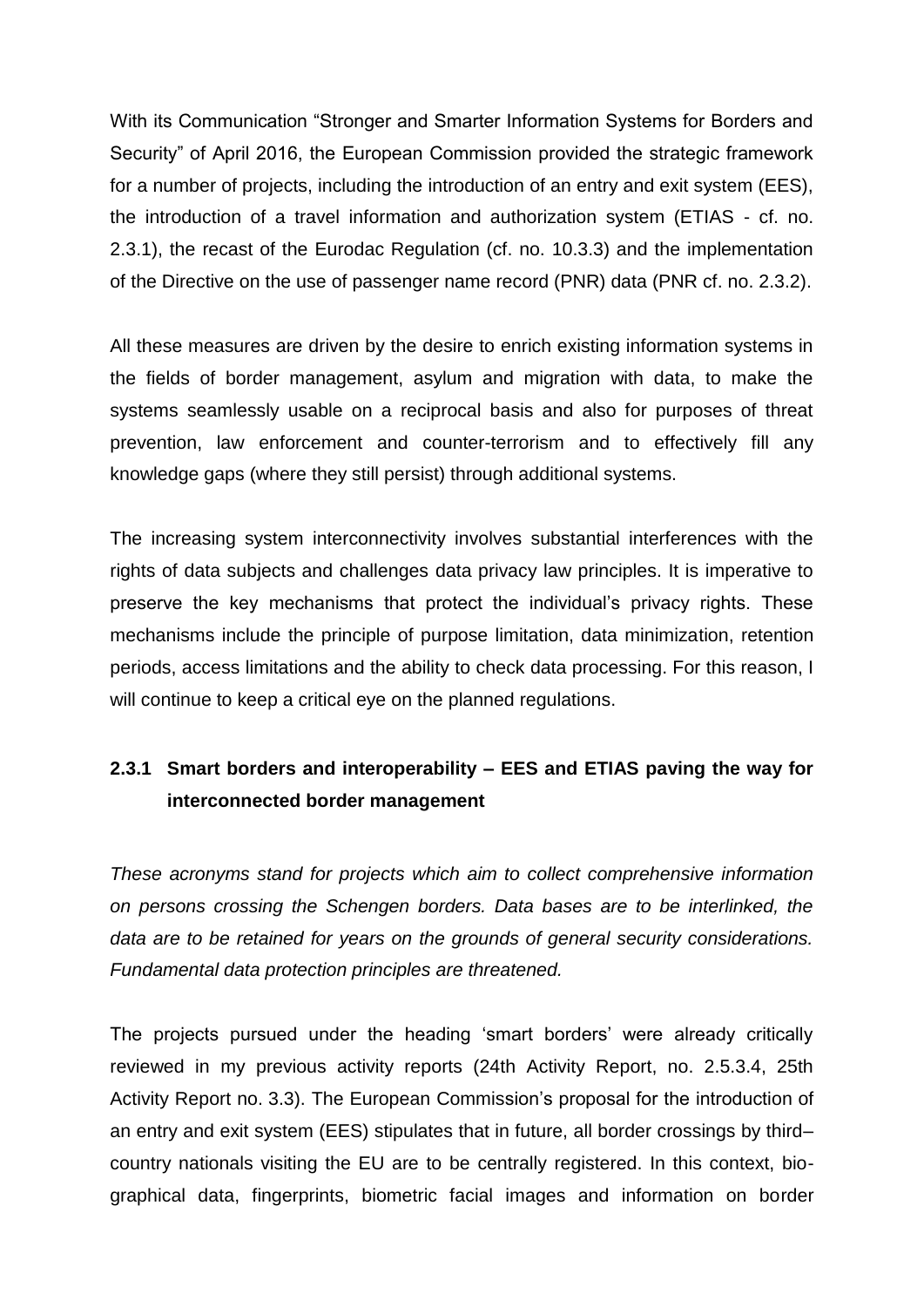With its Communication “Stronger and Smarter Information Systems for Borders and Security” of April 2016, the European Commission provided the strategic framework for a number of projects, including the introduction of an entry and exit system (EES), the introduction of a travel information and authorization system (ETIAS - cf. no. 2.3.1), the recast of the Eurodac Regulation (cf. no. 10.3.3) and the implementation of the Directive on the use of passenger name record (PNR) data (PNR cf. no. 2.3.2).

All these measures are driven by the desire to enrich existing information systems in the fields of border management, asylum and migration with data, to make the systems seamlessly usable on a reciprocal basis and also for purposes of threat prevention, law enforcement and counter-terrorism and to effectively fill any knowledge gaps (where they still persist) through additional systems.

The increasing system interconnectivity involves substantial interferences with the rights of data subjects and challenges data privacy law principles. It is imperative to preserve the key mechanisms that protect the individual’s privacy rights. These mechanisms include the principle of purpose limitation, data minimization, retention periods, access limitations and the ability to check data processing. For this reason, I will continue to keep a critical eye on the planned regulations.

### 2.3.1 Smart borders and interoperability – EES and ETIAS paving the way for interconnected border management

*These acronyms stand for projects which aim to collect comprehensive information on persons crossing the Schengen borders. Data bases are to be interlinked, the data are to be retained for years on the grounds of general security considerations. Fundamental data protection principles are threatened.*

The projects pursued under the heading ‘smart borders’ were already critically reviewed in my previous activity reports (24th Activity Report, no. 2.5.3.4, 25th Activity Report no. 3.3). The European Commission’s proposal for the introduction of an entry and exit system (EES) stipulates that in future, all border crossings by third–country nationals visiting the EU are to be centrally registered. In this context, bio-graphical data, fingerprints, biometric facial images and information on border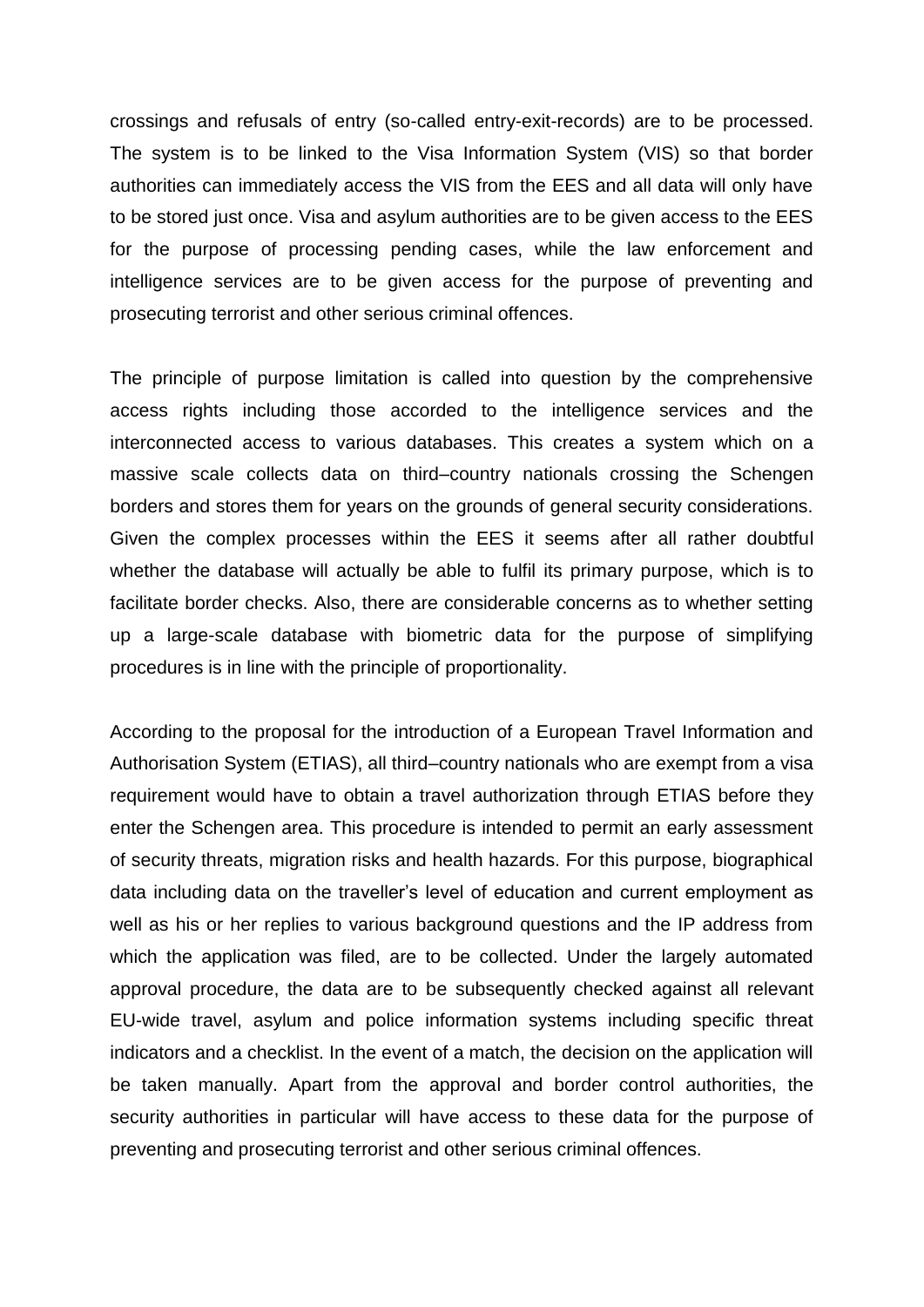crossings and refusals of entry (so-called entry-exit-records) are to be processed. The system is to be linked to the Visa Information System (VIS) so that border authorities can immediately access the VIS from the EES and all data will only have to be stored just once. Visa and asylum authorities are to be given access to the EES for the purpose of processing pending cases, while the law enforcement and intelligence services are to be given access for the purpose of preventing and prosecuting terrorist and other serious criminal offences.

The principle of purpose limitation is called into question by the comprehensive access rights including those accorded to the intelligence services and the interconnected access to various databases. This creates a system which on a massive scale collects data on third–country nationals crossing the Schengen borders and stores them for years on the grounds of general security considerations. Given the complex processes within the EES it seems after all rather doubtful whether the database will actually be able to fulfil its primary purpose, which is to facilitate border checks. Also, there are considerable concerns as to whether setting up a large-scale database with biometric data for the purpose of simplifying procedures is in line with the principle of proportionality.

According to the proposal for the introduction of a European Travel Information and Authorisation System (ETIAS), all third–country nationals who are exempt from a visa requirement would have to obtain a travel authorization through ETIAS before they enter the Schengen area. This procedure is intended to permit an early assessment of security threats, migration risks and health hazards. For this purpose, biographical data including data on the traveller's level of education and current employment as well as his or her replies to various background questions and the IP address from which the application was filed, are to be collected. Under the largely automated approval procedure, the data are to be subsequently checked against all relevant EU-wide travel, asylum and police information systems including specific threat indicators and a checklist. In the event of a match, the decision on the application will be taken manually. Apart from the approval and border control authorities, the security authorities in particular will have access to these data for the purpose of preventing and prosecuting terrorist and other serious criminal offences.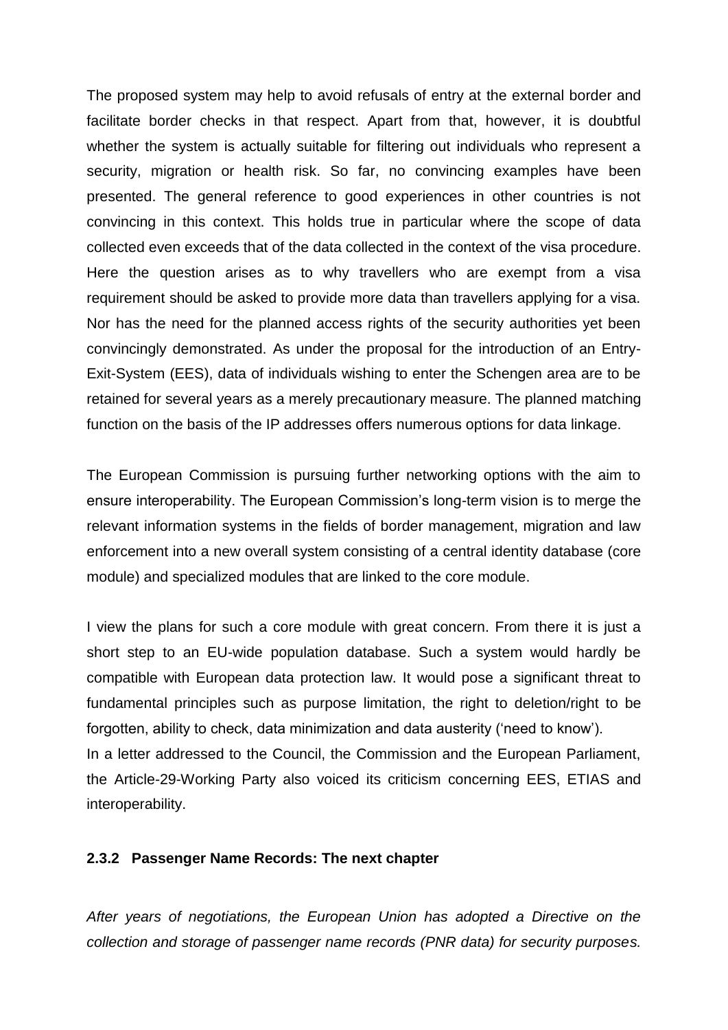The proposed system may help to avoid refusals of entry at the external border and facilitate border checks in that respect. Apart from that, however, it is doubtful whether the system is actually suitable for filtering out individuals who represent a security, migration or health risk. So far, no convincing examples have been presented. The general reference to good experiences in other countries is not convincing in this context. This holds true in particular where the scope of data collected even exceeds that of the data collected in the context of the visa procedure. Here the question arises as to why travellers who are exempt from a visa requirement should be asked to provide more data than travellers applying for a visa. Nor has the need for the planned access rights of the security authorities yet been convincingly demonstrated. As under the proposal for the introduction of an Entry-Exit-System (EES), data of individuals wishing to enter the Schengen area are to be retained for several years as a merely precautionary measure. The planned matching function on the basis of the IP addresses offers numerous options for data linkage.

The European Commission is pursuing further networking options with the aim to ensure interoperability. The European Commission's long-term vision is to merge the relevant information systems in the fields of border management, migration and law enforcement into a new overall system consisting of a central identity database (core module) and specialized modules that are linked to the core module.

I view the plans for such a core module with great concern. From there it is just a short step to an EU-wide population database. Such a system would hardly be compatible with European data protection law. It would pose a significant threat to fundamental principles such as purpose limitation, the right to deletion/right to be forgotten, ability to check, data minimization and data austerity ('need to know').
In a letter addressed to the Council, the Commission and the European Parliament, the Article-29-Working Party also voiced its criticism concerning EES, ETIAS and interoperability.

### 2.3.2 Passenger Name Records: The next chapter

*After years of negotiations, the European Union has adopted a Directive on the collection and storage of passenger name records (PNR data) for security purposes.*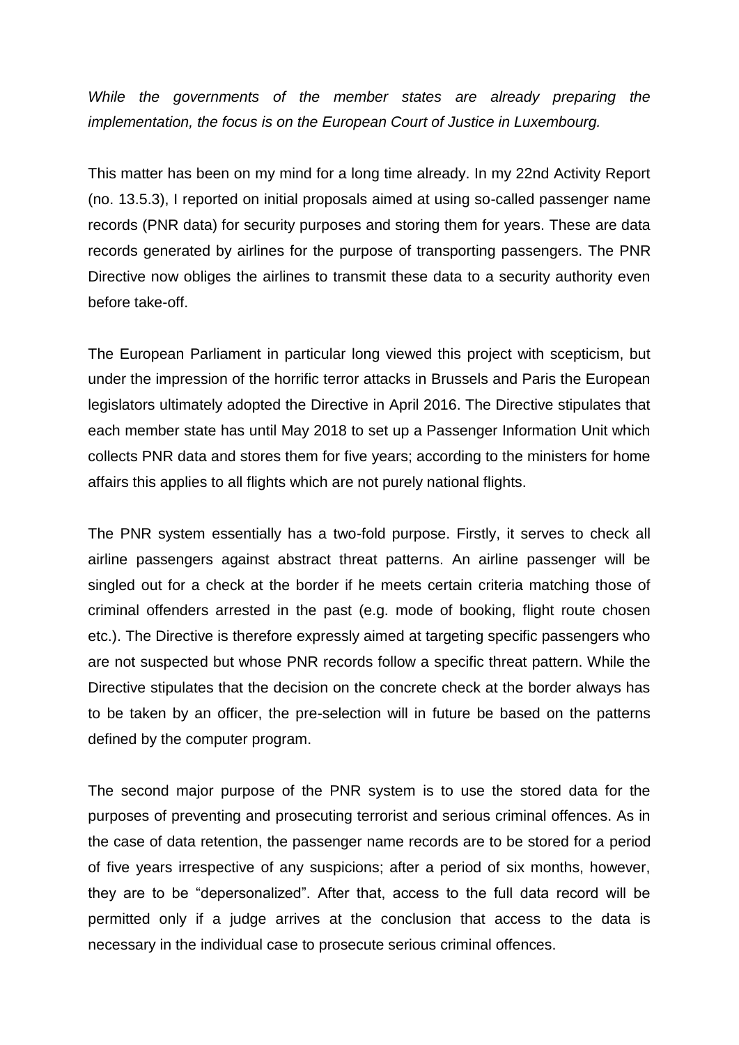*While the governments of the member states are already preparing the implementation, the focus is on the European Court of Justice in Luxembourg.*

This matter has been on my mind for a long time already. In my 22nd Activity Report (no. 13.5.3), I reported on initial proposals aimed at using so-called passenger name records (PNR data) for security purposes and storing them for years. These are data records generated by airlines for the purpose of transporting passengers. The PNR Directive now obliges the airlines to transmit these data to a security authority even before take-off.

The European Parliament in particular long viewed this project with scepticism, but under the impression of the horrific terror attacks in Brussels and Paris the European legislators ultimately adopted the Directive in April 2016. The Directive stipulates that each member state has until May 2018 to set up a Passenger Information Unit which collects PNR data and stores them for five years; according to the ministers for home affairs this applies to all flights which are not purely national flights.

The PNR system essentially has a two-fold purpose. Firstly, it serves to check all airline passengers against abstract threat patterns. An airline passenger will be singled out for a check at the border if he meets certain criteria matching those of criminal offenders arrested in the past (e.g. mode of booking, flight route chosen etc.). The Directive is therefore expressly aimed at targeting specific passengers who are not suspected but whose PNR records follow a specific threat pattern. While the Directive stipulates that the decision on the concrete check at the border always has to be taken by an officer, the pre-selection will in future be based on the patterns defined by the computer program.

The second major purpose of the PNR system is to use the stored data for the purposes of preventing and prosecuting terrorist and serious criminal offences. As in the case of data retention, the passenger name records are to be stored for a period of five years irrespective of any suspicions; after a period of six months, however, they are to be "depersonalized". After that, access to the full data record will be permitted only if a judge arrives at the conclusion that access to the data is necessary in the individual case to prosecute serious criminal offences.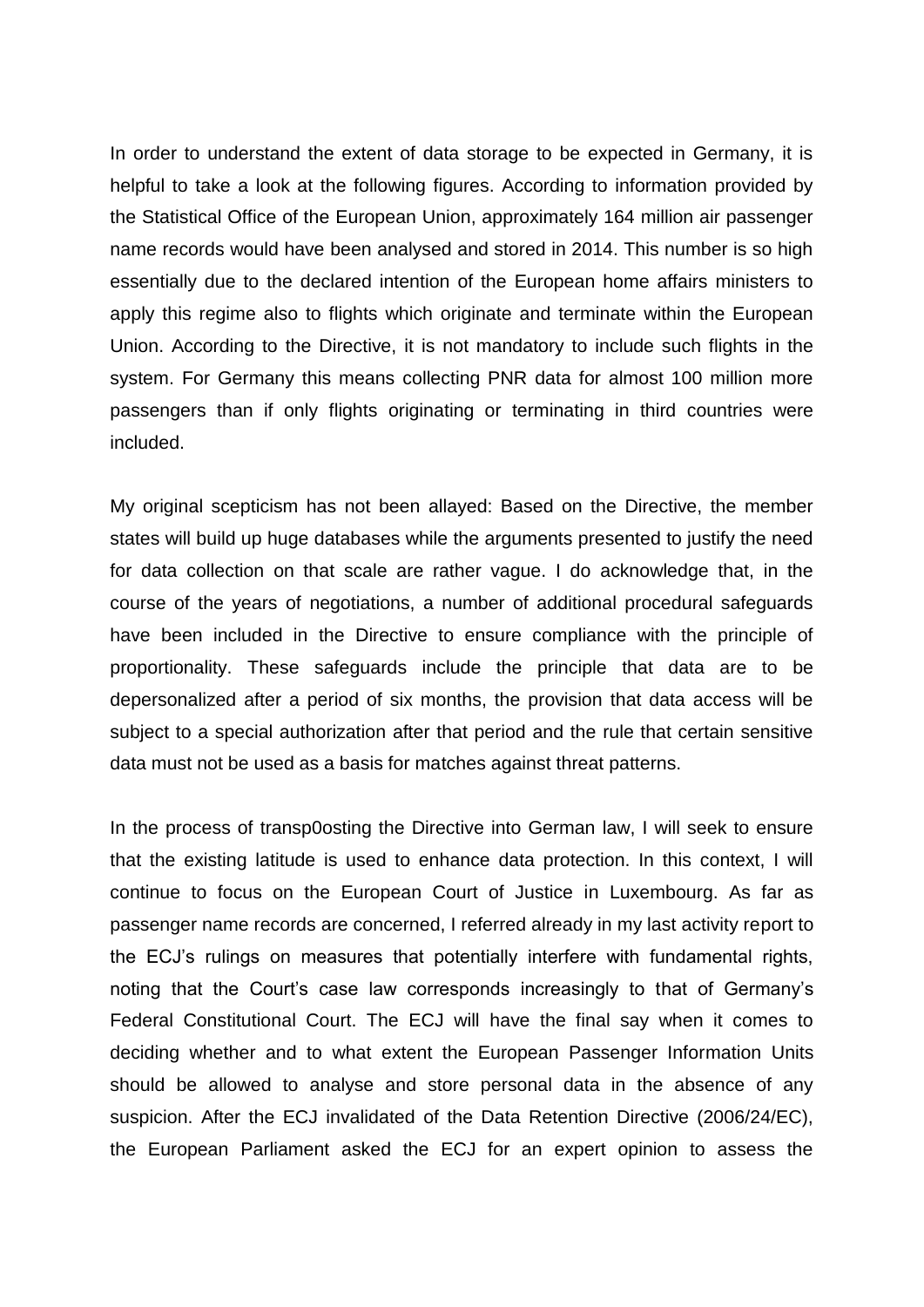In order to understand the extent of data storage to be expected in Germany, it is helpful to take a look at the following figures. According to information provided by the Statistical Office of the European Union, approximately 164 million air passenger name records would have been analysed and stored in 2014. This number is so high essentially due to the declared intention of the European home affairs ministers to apply this regime also to flights which originate and terminate within the European Union. According to the Directive, it is not mandatory to include such flights in the system. For Germany this means collecting PNR data for almost 100 million more passengers than if only flights originating or terminating in third countries were included.

My original scepticism has not been allayed: Based on the Directive, the member states will build up huge databases while the arguments presented to justify the need for data collection on that scale are rather vague. I do acknowledge that, in the course of the years of negotiations, a number of additional procedural safeguards have been included in the Directive to ensure compliance with the principle of proportionality. These safeguards include the principle that data are to be depersonalized after a period of six months, the provision that data access will be subject to a special authorization after that period and the rule that certain sensitive data must not be used as a basis for matches against threat patterns.

In the process of transp0osting the Directive into German law, I will seek to ensure that the existing latitude is used to enhance data protection. In this context, I will continue to focus on the European Court of Justice in Luxembourg. As far as passenger name records are concerned, I referred already in my last activity report to the ECJ's rulings on measures that potentially interfere with fundamental rights, noting that the Court's case law corresponds increasingly to that of Germany's Federal Constitutional Court. The ECJ will have the final say when it comes to deciding whether and to what extent the European Passenger Information Units should be allowed to analyse and store personal data in the absence of any suspicion. After the ECJ invalidated of the Data Retention Directive (2006/24/EC), the European Parliament asked the ECJ for an expert opinion to assess the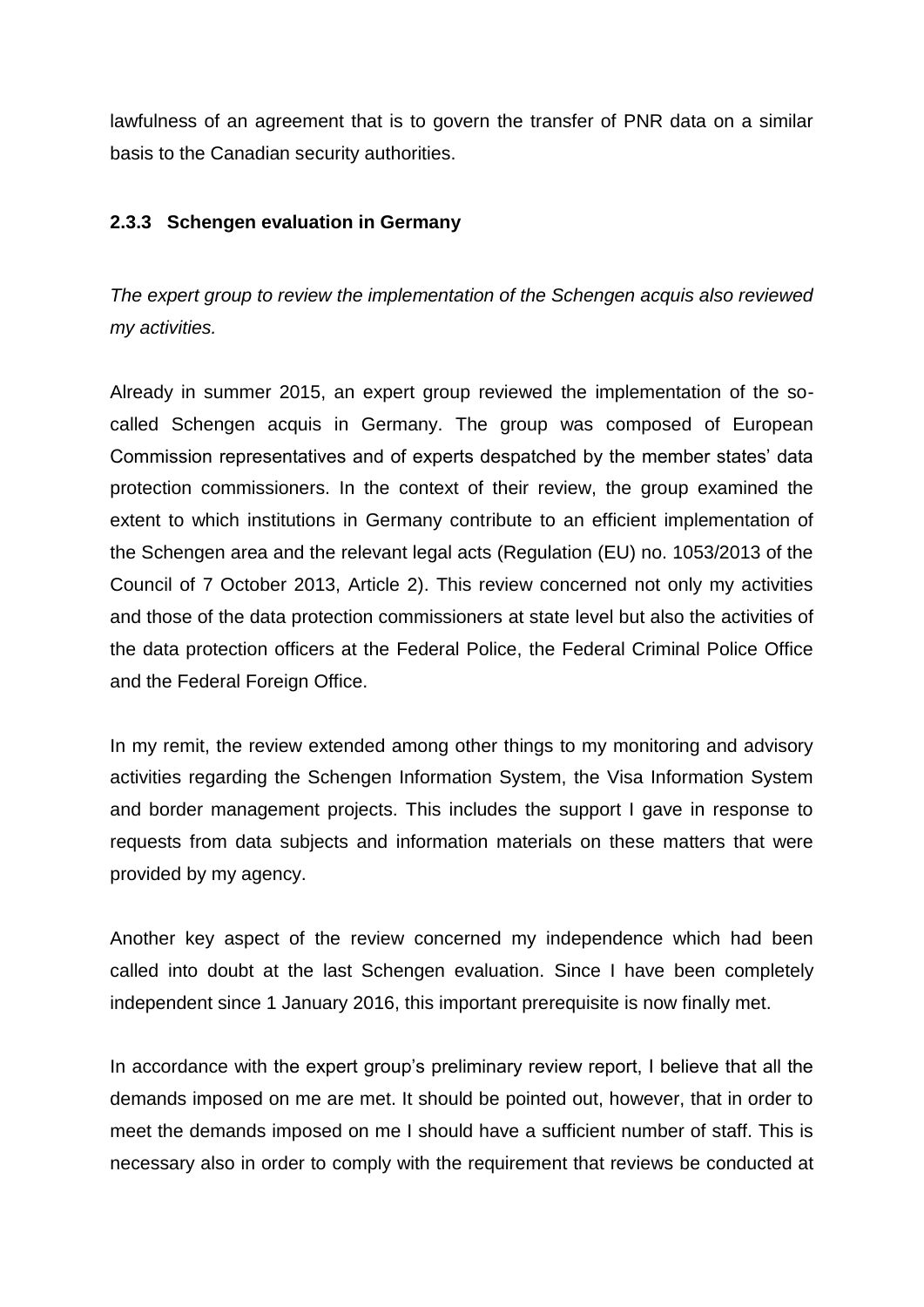lawfulness of an agreement that is to govern the transfer of PNR data on a similar basis to the Canadian security authorities.

### 2.3.3 Schengen evaluation in Germany

*The expert group to review the implementation of the Schengen acquis also reviewed my activities.*

Already in summer 2015, an expert group reviewed the implementation of the so-called Schengen acquis in Germany. The group was composed of European Commission representatives and of experts despatched by the member states' data protection commissioners. In the context of their review, the group examined the extent to which institutions in Germany contribute to an efficient implementation of the Schengen area and the relevant legal acts (Regulation (EU) no. 1053/2013 of the Council of 7 October 2013, Article 2). This review concerned not only my activities and those of the data protection commissioners at state level but also the activities of the data protection officers at the Federal Police, the Federal Criminal Police Office and the Federal Foreign Office.

In my remit, the review extended among other things to my monitoring and advisory activities regarding the Schengen Information System, the Visa Information System and border management projects. This includes the support I gave in response to requests from data subjects and information materials on these matters that were provided by my agency.

Another key aspect of the review concerned my independence which had been called into doubt at the last Schengen evaluation. Since I have been completely independent since 1 January 2016, this important prerequisite is now finally met.

In accordance with the expert group's preliminary review report, I believe that all the demands imposed on me are met. It should be pointed out, however, that in order to meet the demands imposed on me I should have a sufficient number of staff. This is necessary also in order to comply with the requirement that reviews be conducted at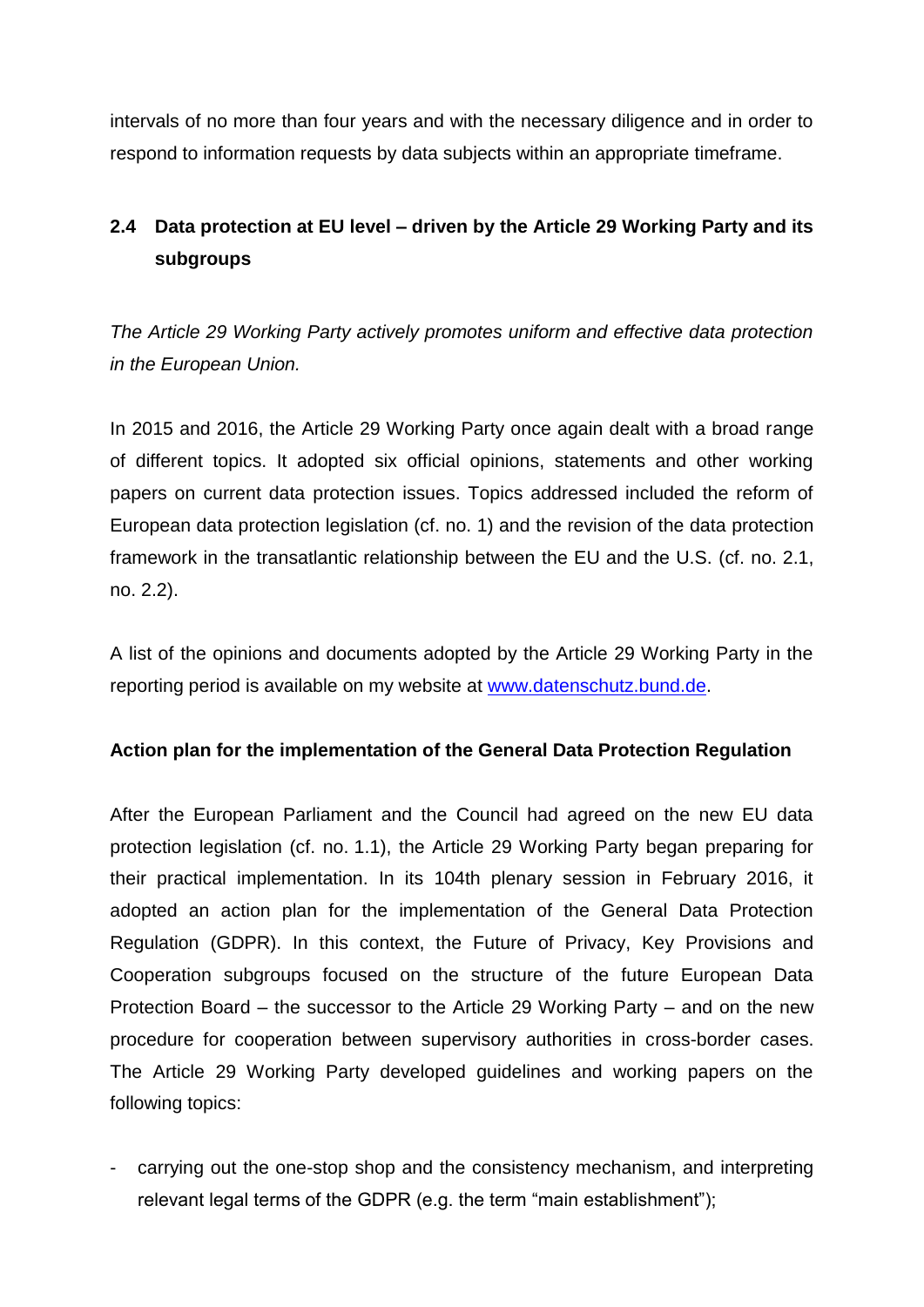intervals of no more than four years and with the necessary diligence and in order to respond to information requests by data subjects within an appropriate timeframe.

## 2.4 Data protection at EU level – driven by the Article 29 Working Party and its subgroups

*The Article 29 Working Party actively promotes uniform and effective data protection in the European Union.*

In 2015 and 2016, the Article 29 Working Party once again dealt with a broad range of different topics. It adopted six official opinions, statements and other working papers on current data protection issues. Topics addressed included the reform of European data protection legislation (cf. no. 1) and the revision of the data protection framework in the transatlantic relationship between the EU and the U.S. (cf. no. 2.1, no. 2.2).

A list of the opinions and documents adopted by the Article 29 Working Party in the reporting period is available on my website at [www.datenschutz.bund.de](http://www.datenschutz.bund.de).

**Action plan for the implementation of the General Data Protection Regulation**

After the European Parliament and the Council had agreed on the new EU data protection legislation (cf. no. 1.1), the Article 29 Working Party began preparing for their practical implementation. In its 104th plenary session in February 2016, it adopted an action plan for the implementation of the General Data Protection Regulation (GDPR). In this context, the Future of Privacy, Key Provisions and Cooperation subgroups focused on the structure of the future European Data Protection Board – the successor to the Article 29 Working Party – and on the new procedure for cooperation between supervisory authorities in cross-border cases. The Article 29 Working Party developed guidelines and working papers on the following topics:

- carrying out the one-stop shop and the consistency mechanism, and interpreting relevant legal terms of the GDPR (e.g. the term "main establishment");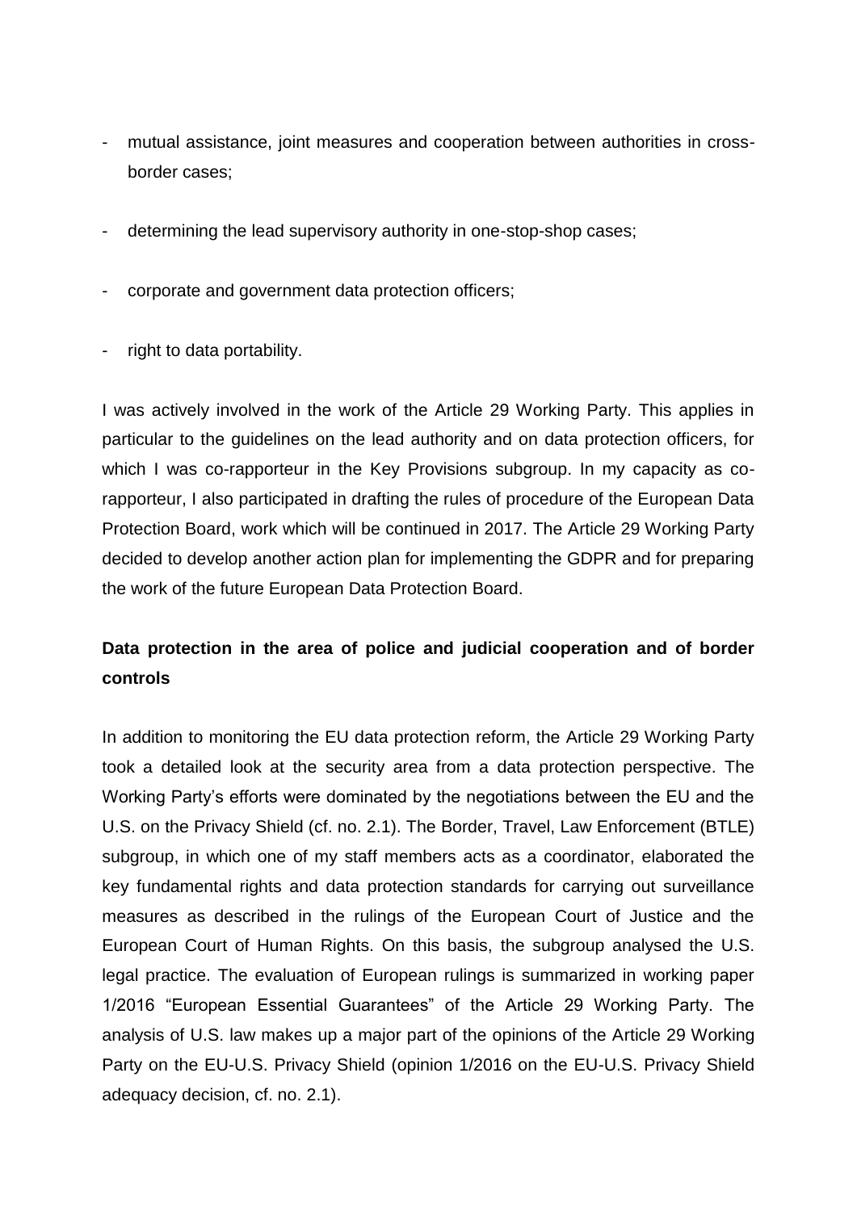- mutual assistance, joint measures and cooperation between authorities in cross-border cases;
- determining the lead supervisory authority in one-stop-shop cases;
- corporate and government data protection officers;
- right to data portability.

I was actively involved in the work of the Article 29 Working Party. This applies in particular to the guidelines on the lead authority and on data protection officers, for which I was co-rapporteur in the Key Provisions subgroup. In my capacity as co-rapporteur, I also participated in drafting the rules of procedure of the European Data Protection Board, work which will be continued in 2017. The Article 29 Working Party decided to develop another action plan for implementing the GDPR and for preparing the work of the future European Data Protection Board.

**Data protection in the area of police and judicial cooperation and of border controls**

In addition to monitoring the EU data protection reform, the Article 29 Working Party took a detailed look at the security area from a data protection perspective. The Working Party's efforts were dominated by the negotiations between the EU and the U.S. on the Privacy Shield (cf. no. 2.1). The Border, Travel, Law Enforcement (BTLE) subgroup, in which one of my staff members acts as a coordinator, elaborated the key fundamental rights and data protection standards for carrying out surveillance measures as described in the rulings of the European Court of Justice and the European Court of Human Rights. On this basis, the subgroup analysed the U.S. legal practice. The evaluation of European rulings is summarized in working paper 1/2016 "European Essential Guarantees" of the Article 29 Working Party. The analysis of U.S. law makes up a major part of the opinions of the Article 29 Working Party on the EU-U.S. Privacy Shield (opinion 1/2016 on the EU-U.S. Privacy Shield adequacy decision, cf. no. 2.1).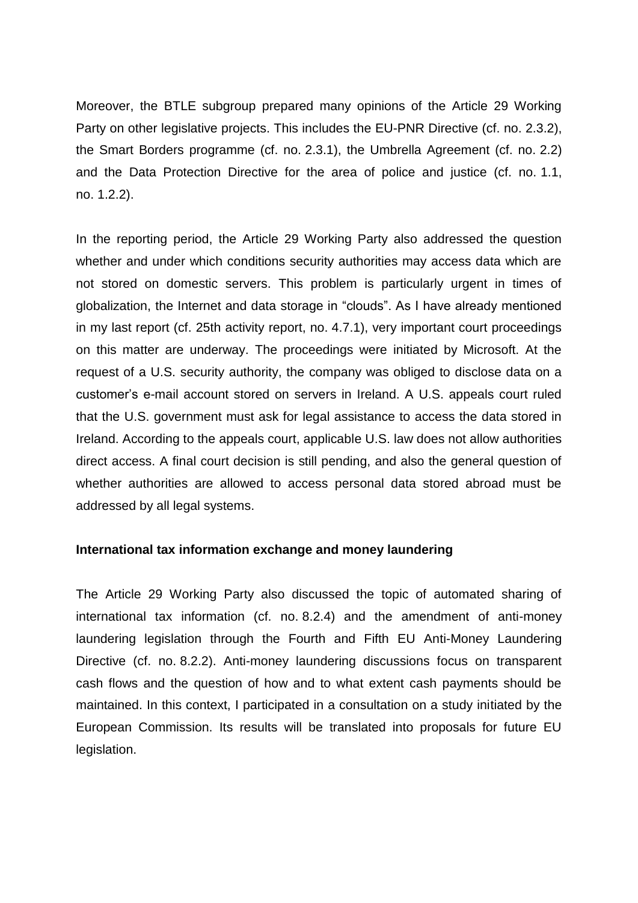Moreover, the BTLE subgroup prepared many opinions of the Article 29 Working Party on other legislative projects. This includes the EU-PNR Directive (cf. no. 2.3.2), the Smart Borders programme (cf. no. 2.3.1), the Umbrella Agreement (cf. no. 2.2) and the Data Protection Directive for the area of police and justice (cf. no. 1.1, no. 1.2.2).

In the reporting period, the Article 29 Working Party also addressed the question whether and under which conditions security authorities may access data which are not stored on domestic servers. This problem is particularly urgent in times of globalization, the Internet and data storage in "clouds". As I have already mentioned in my last report (cf. 25th activity report, no. 4.7.1), very important court proceedings on this matter are underway. The proceedings were initiated by Microsoft. At the request of a U.S. security authority, the company was obliged to disclose data on a customer's e-mail account stored on servers in Ireland. A U.S. appeals court ruled that the U.S. government must ask for legal assistance to access the data stored in Ireland. According to the appeals court, applicable U.S. law does not allow authorities direct access. A final court decision is still pending, and also the general question of whether authorities are allowed to access personal data stored abroad must be addressed by all legal systems.

**International tax information exchange and money laundering**

The Article 29 Working Party also discussed the topic of automated sharing of international tax information (cf. no. 8.2.4) and the amendment of anti-money laundering legislation through the Fourth and Fifth EU Anti-Money Laundering Directive (cf. no. 8.2.2). Anti-money laundering discussions focus on transparent cash flows and the question of how and to what extent cash payments should be maintained. In this context, I participated in a consultation on a study initiated by the European Commission. Its results will be translated into proposals for future EU legislation.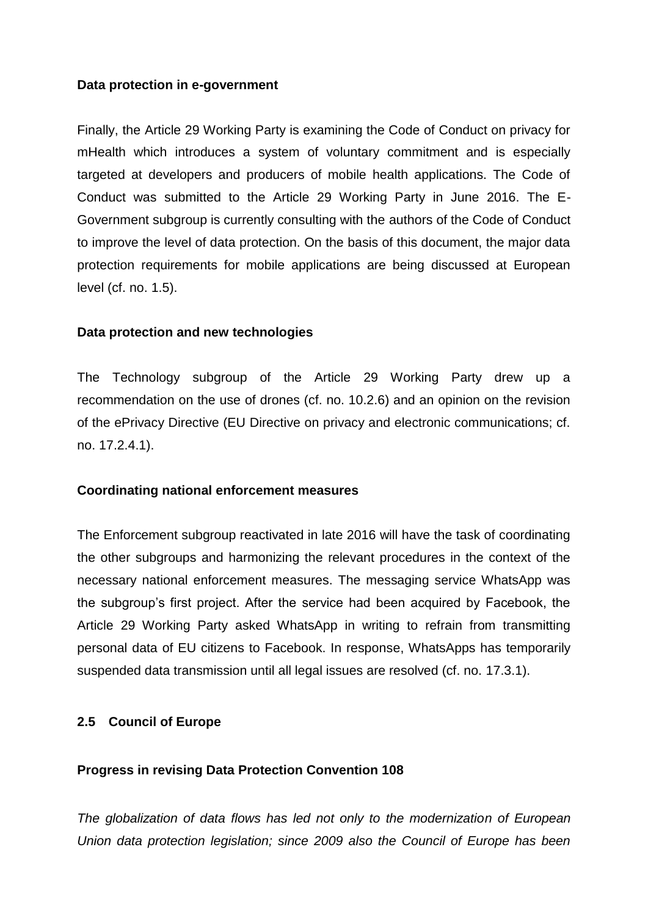**Data protection in e-government**

Finally, the Article 29 Working Party is examining the Code of Conduct on privacy for mHealth which introduces a system of voluntary commitment and is especially targeted at developers and producers of mobile health applications. The Code of Conduct was submitted to the Article 29 Working Party in June 2016. The E-Government subgroup is currently consulting with the authors of the Code of Conduct to improve the level of data protection. On the basis of this document, the major data protection requirements for mobile applications are being discussed at European level (cf. no. 1.5).

**Data protection and new technologies**

The Technology subgroup of the Article 29 Working Party drew up a recommendation on the use of drones (cf. no. 10.2.6) and an opinion on the revision of the ePrivacy Directive (EU Directive on privacy and electronic communications; cf. no. 17.2.4.1).

**Coordinating national enforcement measures**

The Enforcement subgroup reactivated in late 2016 will have the task of coordinating the other subgroups and harmonizing the relevant procedures in the context of the necessary national enforcement measures. The messaging service WhatsApp was the subgroup's first project. After the service had been acquired by Facebook, the Article 29 Working Party asked WhatsApp in writing to refrain from transmitting personal data of EU citizens to Facebook. In response, WhatsApps has temporarily suspended data transmission until all legal issues are resolved (cf. no. 17.3.1).

## 2.5 Council of Europe

**Progress in revising Data Protection Convention 108**

*The globalization of data flows has led not only to the modernization of European Union data protection legislation; since 2009 also the Council of Europe has been*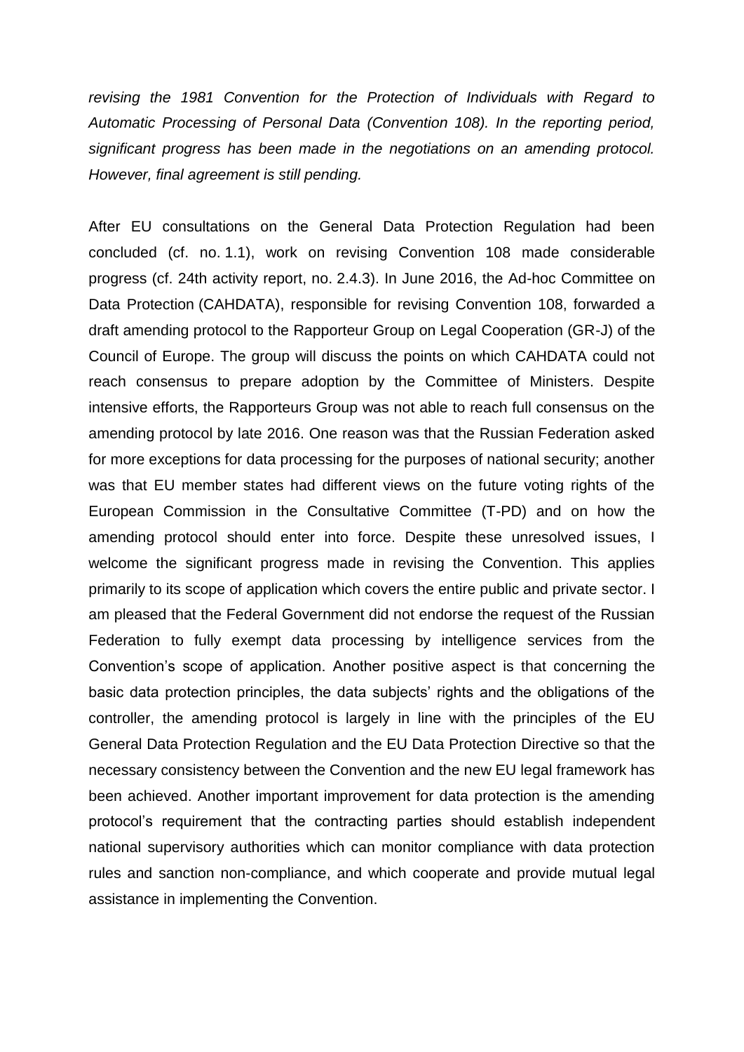*revising the 1981 Convention for the Protection of Individuals with Regard to Automatic Processing of Personal Data (Convention 108). In the reporting period, significant progress has been made in the negotiations on an amending protocol. However, final agreement is still pending.*

After EU consultations on the General Data Protection Regulation had been concluded (cf. no. 1.1), work on revising Convention 108 made considerable progress (cf. 24th activity report, no. 2.4.3). In June 2016, the Ad-hoc Committee on Data Protection (CAHDATA), responsible for revising Convention 108, forwarded a draft amending protocol to the Rapporteur Group on Legal Cooperation (GR-J) of the Council of Europe. The group will discuss the points on which CAHDATA could not reach consensus to prepare adoption by the Committee of Ministers. Despite intensive efforts, the Rapporteurs Group was not able to reach full consensus on the amending protocol by late 2016. One reason was that the Russian Federation asked for more exceptions for data processing for the purposes of national security; another was that EU member states had different views on the future voting rights of the European Commission in the Consultative Committee (T-PD) and on how the amending protocol should enter into force. Despite these unresolved issues, I welcome the significant progress made in revising the Convention. This applies primarily to its scope of application which covers the entire public and private sector. I am pleased that the Federal Government did not endorse the request of the Russian Federation to fully exempt data processing by intelligence services from the Convention's scope of application. Another positive aspect is that concerning the basic data protection principles, the data subjects' rights and the obligations of the controller, the amending protocol is largely in line with the principles of the EU General Data Protection Regulation and the EU Data Protection Directive so that the necessary consistency between the Convention and the new EU legal framework has been achieved. Another important improvement for data protection is the amending protocol's requirement that the contracting parties should establish independent national supervisory authorities which can monitor compliance with data protection rules and sanction non-compliance, and which cooperate and provide mutual legal assistance in implementing the Convention.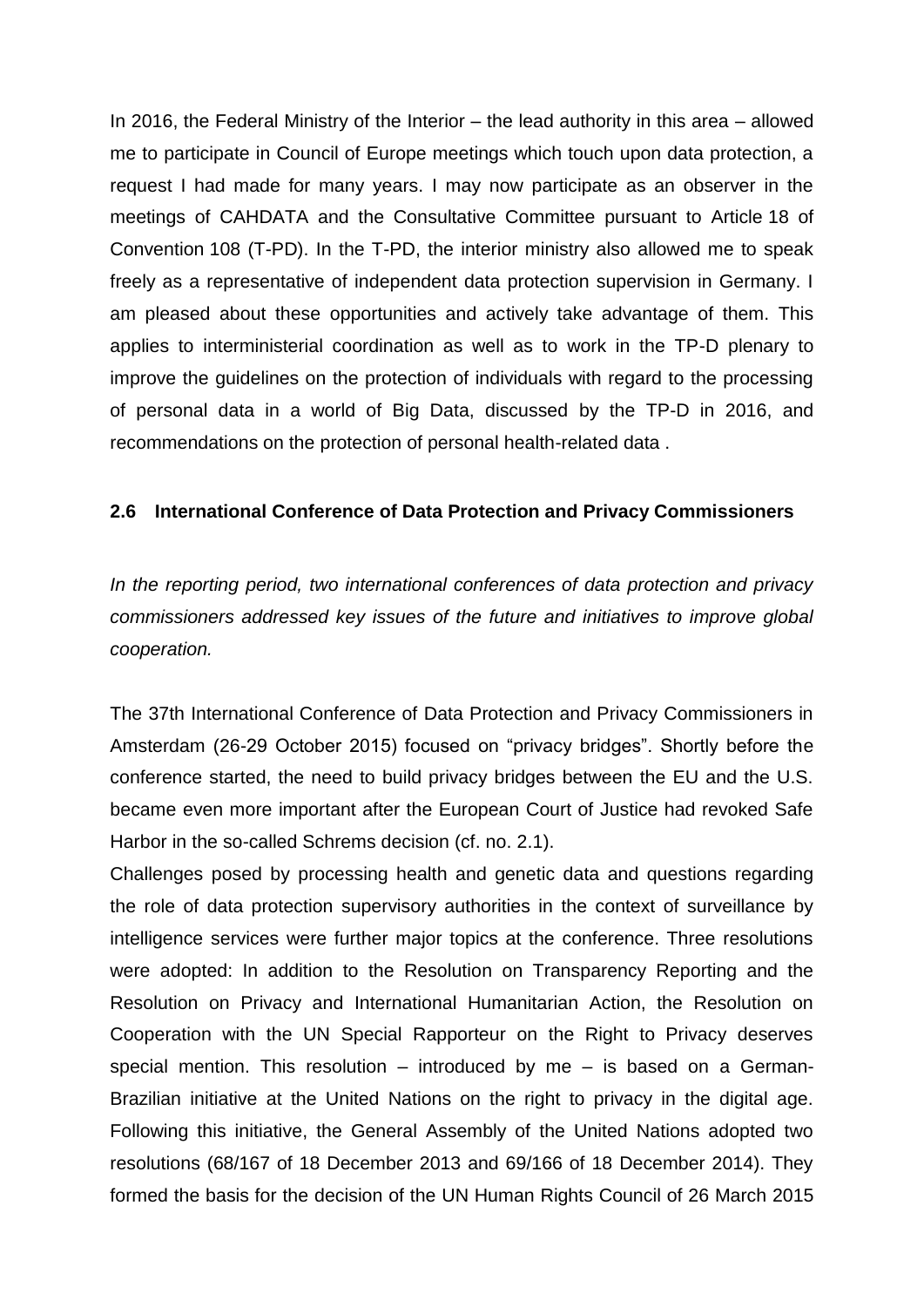In 2016, the Federal Ministry of the Interior – the lead authority in this area – allowed me to participate in Council of Europe meetings which touch upon data protection, a request I had made for many years. I may now participate as an observer in the meetings of CAHDATA and the Consultative Committee pursuant to Article 18 of Convention 108 (T-PD). In the T-PD, the interior ministry also allowed me to speak freely as a representative of independent data protection supervision in Germany. I am pleased about these opportunities and actively take advantage of them. This applies to interministerial coordination as well as to work in the TP-D plenary to improve the guidelines on the protection of individuals with regard to the processing of personal data in a world of Big Data, discussed by the TP-D in 2016, and recommendations on the protection of personal health-related data .

### 2.6 International Conference of Data Protection and Privacy Commissioners

*In the reporting period, two international conferences of data protection and privacy commissioners addressed key issues of the future and initiatives to improve global cooperation.*

The 37th International Conference of Data Protection and Privacy Commissioners in Amsterdam (26-29 October 2015) focused on "privacy bridges". Shortly before the conference started, the need to build privacy bridges between the EU and the U.S. became even more important after the European Court of Justice had revoked Safe Harbor in the so-called Schrems decision (cf. no. 2.1).

Challenges posed by processing health and genetic data and questions regarding the role of data protection supervisory authorities in the context of surveillance by intelligence services were further major topics at the conference. Three resolutions were adopted: In addition to the Resolution on Transparency Reporting and the Resolution on Privacy and International Humanitarian Action, the Resolution on Cooperation with the UN Special Rapporteur on the Right to Privacy deserves special mention. This resolution – introduced by me – is based on a German-Brazilian initiative at the United Nations on the right to privacy in the digital age. Following this initiative, the General Assembly of the United Nations adopted two resolutions (68/167 of 18 December 2013 and 69/166 of 18 December 2014). They formed the basis for the decision of the UN Human Rights Council of 26 March 2015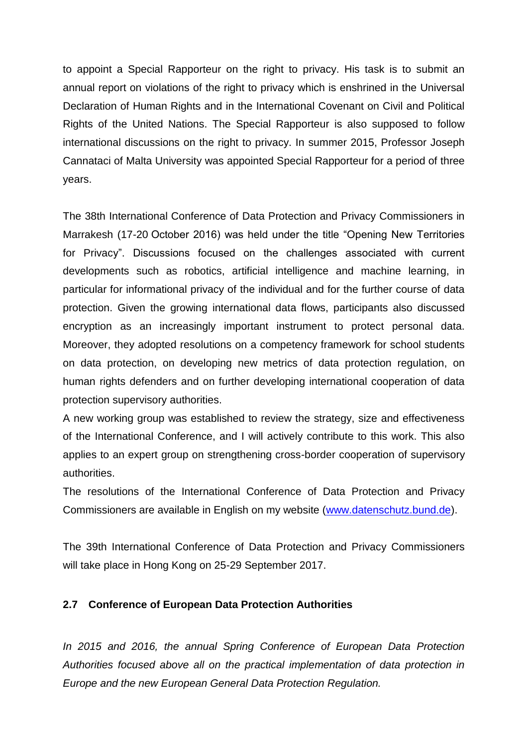to appoint a Special Rapporteur on the right to privacy. His task is to submit an annual report on violations of the right to privacy which is enshrined in the Universal Declaration of Human Rights and in the International Covenant on Civil and Political Rights of the United Nations. The Special Rapporteur is also supposed to follow international discussions on the right to privacy. In summer 2015, Professor Joseph Cannataci of Malta University was appointed Special Rapporteur for a period of three years.

The 38th International Conference of Data Protection and Privacy Commissioners in Marrakesh (17-20 October 2016) was held under the title "Opening New Territories for Privacy". Discussions focused on the challenges associated with current developments such as robotics, artificial intelligence and machine learning, in particular for informational privacy of the individual and for the further course of data protection. Given the growing international data flows, participants also discussed encryption as an increasingly important instrument to protect personal data. Moreover, they adopted resolutions on a competency framework for school students on data protection, on developing new metrics of data protection regulation, on human rights defenders and on further developing international cooperation of data protection supervisory authorities.

A new working group was established to review the strategy, size and effectiveness of the International Conference, and I will actively contribute to this work. This also applies to an expert group on strengthening cross-border cooperation of supervisory authorities.

The resolutions of the International Conference of Data Protection and Privacy Commissioners are available in English on my website ([www.datenschutz.bund.de](www.datenschutz.bund.de)).

The 39th International Conference of Data Protection and Privacy Commissioners will take place in Hong Kong on 25-29 September 2017.

### 2.7 Conference of European Data Protection Authorities

*In 2015 and 2016, the annual Spring Conference of European Data Protection Authorities focused above all on the practical implementation of data protection in Europe and the new European General Data Protection Regulation.*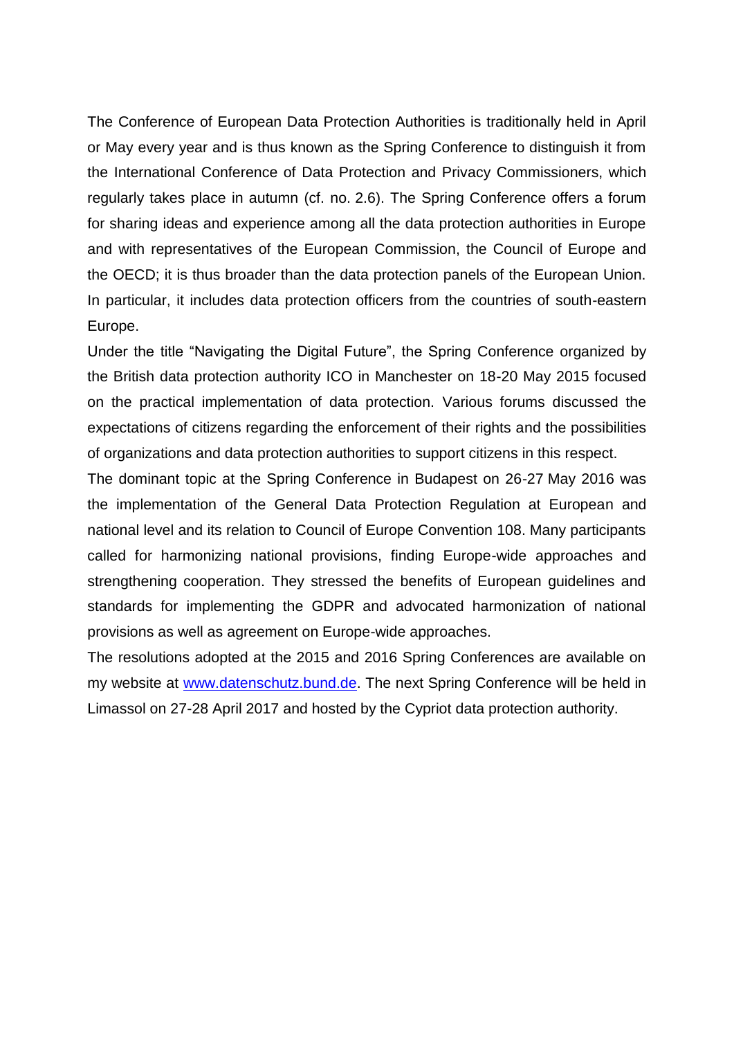The Conference of European Data Protection Authorities is traditionally held in April or May every year and is thus known as the Spring Conference to distinguish it from the International Conference of Data Protection and Privacy Commissioners, which regularly takes place in autumn (cf. no. 2.6). The Spring Conference offers a forum for sharing ideas and experience among all the data protection authorities in Europe and with representatives of the European Commission, the Council of Europe and the OECD; it is thus broader than the data protection panels of the European Union. In particular, it includes data protection officers from the countries of south-eastern Europe.

Under the title "Navigating the Digital Future", the Spring Conference organized by the British data protection authority ICO in Manchester on 18-20 May 2015 focused on the practical implementation of data protection. Various forums discussed the expectations of citizens regarding the enforcement of their rights and the possibilities of organizations and data protection authorities to support citizens in this respect.

The dominant topic at the Spring Conference in Budapest on 26-27 May 2016 was the implementation of the General Data Protection Regulation at European and national level and its relation to Council of Europe Convention 108. Many participants called for harmonizing national provisions, finding Europe-wide approaches and strengthening cooperation. They stressed the benefits of European guidelines and standards for implementing the GDPR and advocated harmonization of national provisions as well as agreement on Europe-wide approaches.

The resolutions adopted at the 2015 and 2016 Spring Conferences are available on my website at [www.datenschutz.bund.de](http://www.datenschutz.bund.de). The next Spring Conference will be held in Limassol on 27-28 April 2017 and hosted by the Cypriot data protection authority.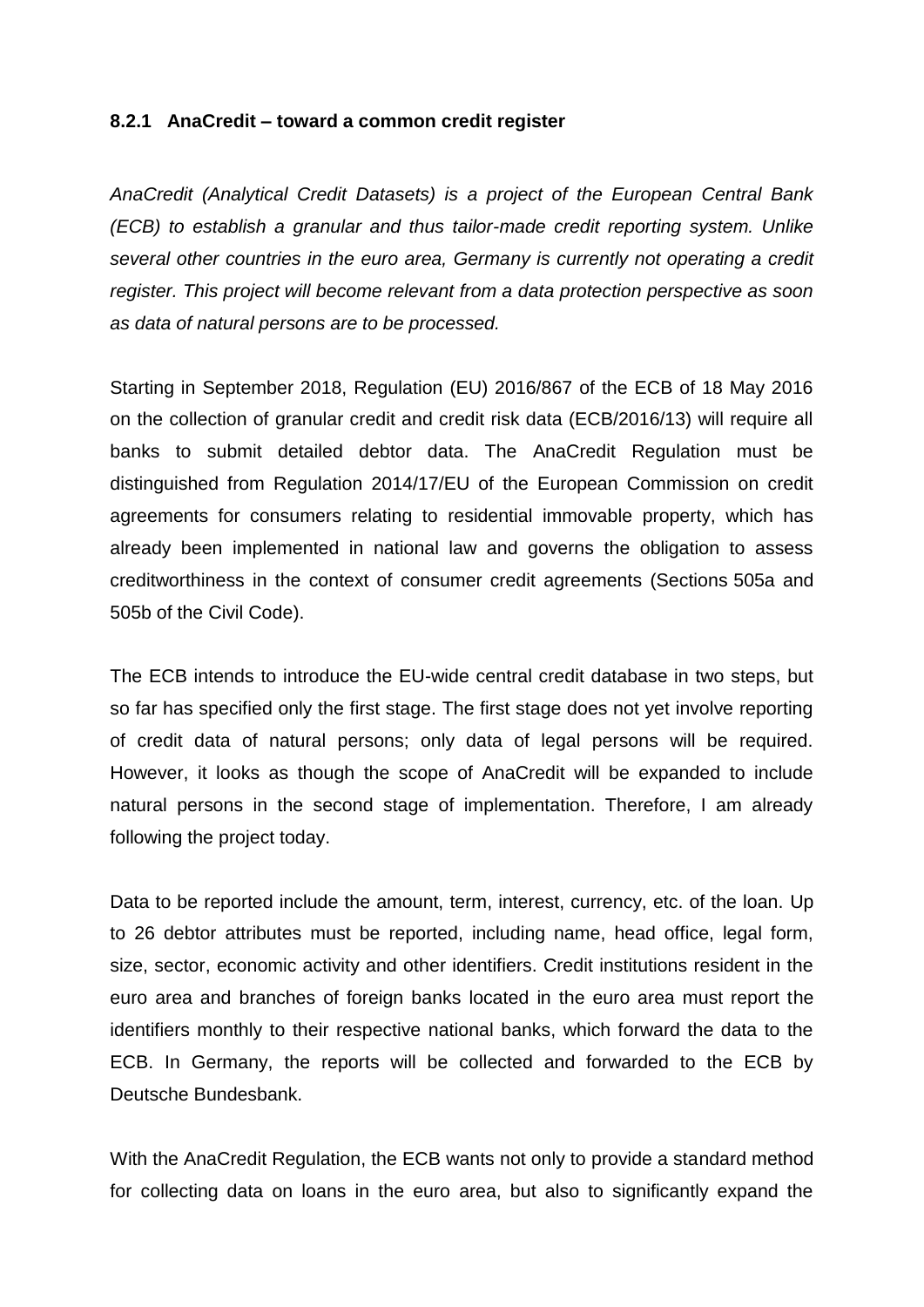### 8.2.1 AnaCredit – toward a common credit register

*AnaCredit (Analytical Credit Datasets) is a project of the European Central Bank (ECB) to establish a granular and thus tailor-made credit reporting system. Unlike several other countries in the euro area, Germany is currently not operating a credit register. This project will become relevant from a data protection perspective as soon as data of natural persons are to be processed.*

Starting in September 2018, Regulation (EU) 2016/867 of the ECB of 18 May 2016 on the collection of granular credit and credit risk data (ECB/2016/13) will require all banks to submit detailed debtor data. The AnaCredit Regulation must be distinguished from Regulation 2014/17/EU of the European Commission on credit agreements for consumers relating to residential immovable property, which has already been implemented in national law and governs the obligation to assess creditworthiness in the context of consumer credit agreements (Sections 505a and 505b of the Civil Code).

The ECB intends to introduce the EU-wide central credit database in two steps, but so far has specified only the first stage. The first stage does not yet involve reporting of credit data of natural persons; only data of legal persons will be required. However, it looks as though the scope of AnaCredit will be expanded to include natural persons in the second stage of implementation. Therefore, I am already following the project today.

Data to be reported include the amount, term, interest, currency, etc. of the loan. Up to 26 debtor attributes must be reported, including name, head office, legal form, size, sector, economic activity and other identifiers. Credit institutions resident in the euro area and branches of foreign banks located in the euro area must report the identifiers monthly to their respective national banks, which forward the data to the ECB. In Germany, the reports will be collected and forwarded to the ECB by Deutsche Bundesbank.

With the AnaCredit Regulation, the ECB wants not only to provide a standard method for collecting data on loans in the euro area, but also to significantly expand the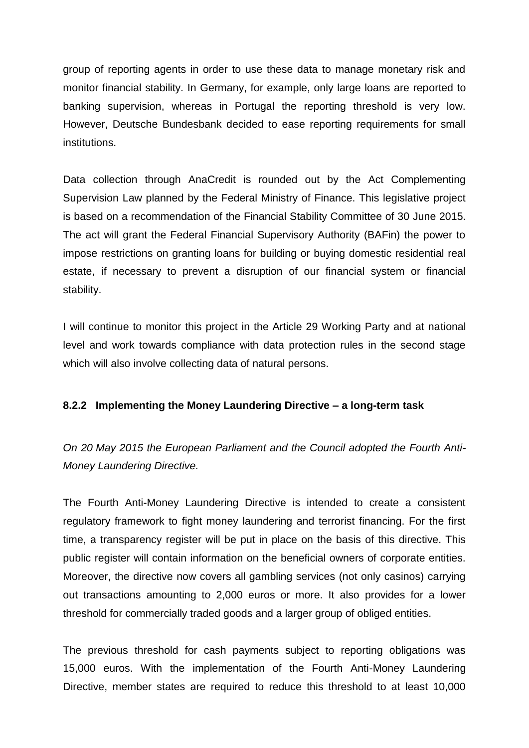group of reporting agents in order to use these data to manage monetary risk and monitor financial stability. In Germany, for example, only large loans are reported to banking supervision, whereas in Portugal the reporting threshold is very low. However, Deutsche Bundesbank decided to ease reporting requirements for small institutions.

Data collection through AnaCredit is rounded out by the Act Complementing Supervision Law planned by the Federal Ministry of Finance. This legislative project is based on a recommendation of the Financial Stability Committee of 30 June 2015. The act will grant the Federal Financial Supervisory Authority (BAFin) the power to impose restrictions on granting loans for building or buying domestic residential real estate, if necessary to prevent a disruption of our financial system or financial stability.

I will continue to monitor this project in the Article 29 Working Party and at national level and work towards compliance with data protection rules in the second stage which will also involve collecting data of natural persons.

#### 8.2.2 Implementing the Money Laundering Directive – a long-term task

*On 20 May 2015 the European Parliament and the Council adopted the Fourth Anti-Money Laundering Directive.*

The Fourth Anti-Money Laundering Directive is intended to create a consistent regulatory framework to fight money laundering and terrorist financing. For the first time, a transparency register will be put in place on the basis of this directive. This public register will contain information on the beneficial owners of corporate entities. Moreover, the directive now covers all gambling services (not only casinos) carrying out transactions amounting to 2,000 euros or more. It also provides for a lower threshold for commercially traded goods and a larger group of obliged entities.

The previous threshold for cash payments subject to reporting obligations was 15,000 euros. With the implementation of the Fourth Anti-Money Laundering Directive, member states are required to reduce this threshold to at least 10,000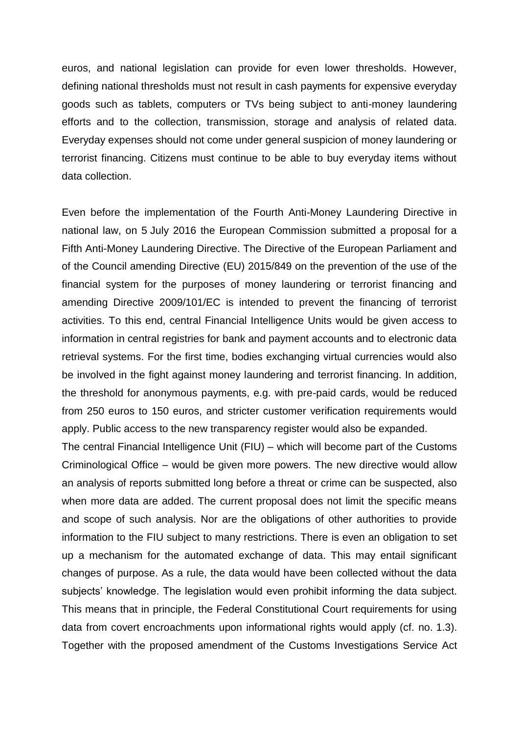euros, and national legislation can provide for even lower thresholds. However, defining national thresholds must not result in cash payments for expensive everyday goods such as tablets, computers or TVs being subject to anti-money laundering efforts and to the collection, transmission, storage and analysis of related data. Everyday expenses should not come under general suspicion of money laundering or terrorist financing. Citizens must continue to be able to buy everyday items without data collection.

Even before the implementation of the Fourth Anti-Money Laundering Directive in national law, on 5 July 2016 the European Commission submitted a proposal for a Fifth Anti-Money Laundering Directive. The Directive of the European Parliament and of the Council amending Directive (EU) 2015/849 on the prevention of the use of the financial system for the purposes of money laundering or terrorist financing and amending Directive 2009/101/EC is intended to prevent the financing of terrorist activities. To this end, central Financial Intelligence Units would be given access to information in central registries for bank and payment accounts and to electronic data retrieval systems. For the first time, bodies exchanging virtual currencies would also be involved in the fight against money laundering and terrorist financing. In addition, the threshold for anonymous payments, e.g. with pre-paid cards, would be reduced from 250 euros to 150 euros, and stricter customer verification requirements would apply. Public access to the new transparency register would also be expanded.

The central Financial Intelligence Unit (FIU) – which will become part of the Customs Criminological Office – would be given more powers. The new directive would allow an analysis of reports submitted long before a threat or crime can be suspected, also when more data are added. The current proposal does not limit the specific means and scope of such analysis. Nor are the obligations of other authorities to provide information to the FIU subject to many restrictions. There is even an obligation to set up a mechanism for the automated exchange of data. This may entail significant changes of purpose. As a rule, the data would have been collected without the data subjects' knowledge. The legislation would even prohibit informing the data subject. This means that in principle, the Federal Constitutional Court requirements for using data from covert encroachments upon informational rights would apply (cf. no. 1.3). Together with the proposed amendment of the Customs Investigations Service Act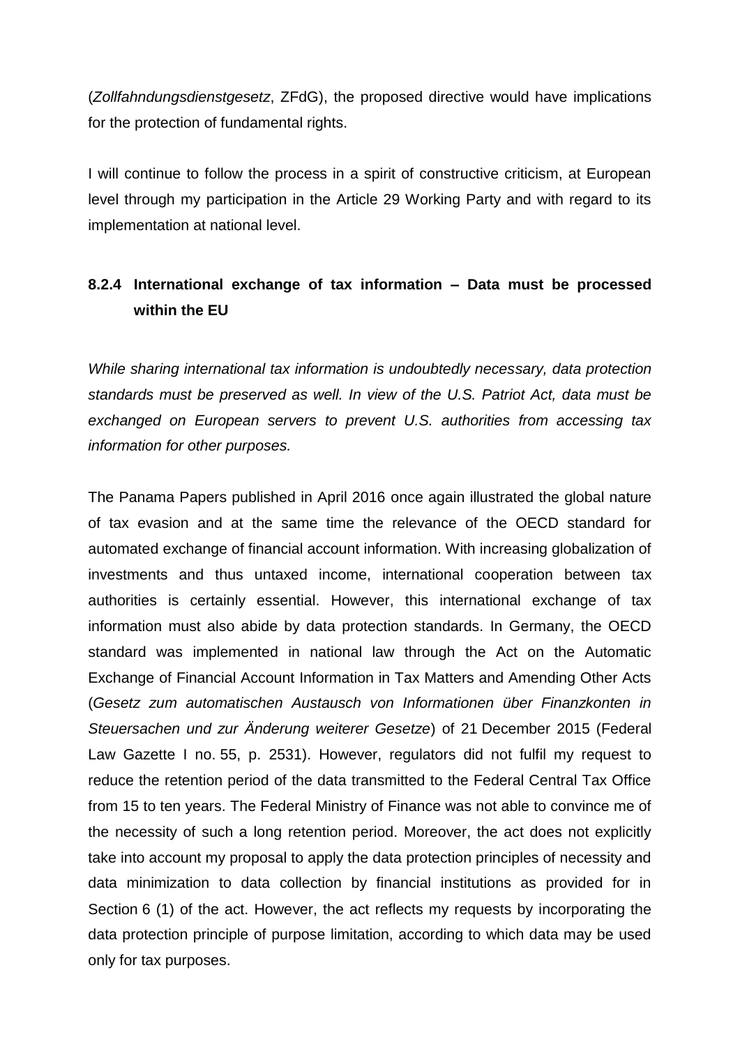(*Zollfahndungsdienstgesetz*, ZFdG), the proposed directive would have implications for the protection of fundamental rights.

I will continue to follow the process in a spirit of constructive criticism, at European level through my participation in the Article 29 Working Party and with regard to its implementation at national level.

### 8.2.4 International exchange of tax information – Data must be processed within the EU

*While sharing international tax information is undoubtedly necessary, data protection standards must be preserved as well. In view of the U.S. Patriot Act, data must be exchanged on European servers to prevent U.S. authorities from accessing tax information for other purposes.*

The Panama Papers published in April 2016 once again illustrated the global nature of tax evasion and at the same time the relevance of the OECD standard for automated exchange of financial account information. With increasing globalization of investments and thus untaxed income, international cooperation between tax authorities is certainly essential. However, this international exchange of tax information must also abide by data protection standards. In Germany, the OECD standard was implemented in national law through the Act on the Automatic Exchange of Financial Account Information in Tax Matters and Amending Other Acts (*Gesetz zum automatischen Austausch von Informationen über Finanzkonten in Steuersachen und zur Änderung weiterer Gesetze*) of 21 December 2015 (Federal Law Gazette I no. 55, p. 2531). However, regulators did not fulfil my request to reduce the retention period of the data transmitted to the Federal Central Tax Office from 15 to ten years. The Federal Ministry of Finance was not able to convince me of the necessity of such a long retention period. Moreover, the act does not explicitly take into account my proposal to apply the data protection principles of necessity and data minimization to data collection by financial institutions as provided for in Section 6 (1) of the act. However, the act reflects my requests by incorporating the data protection principle of purpose limitation, according to which data may be used only for tax purposes.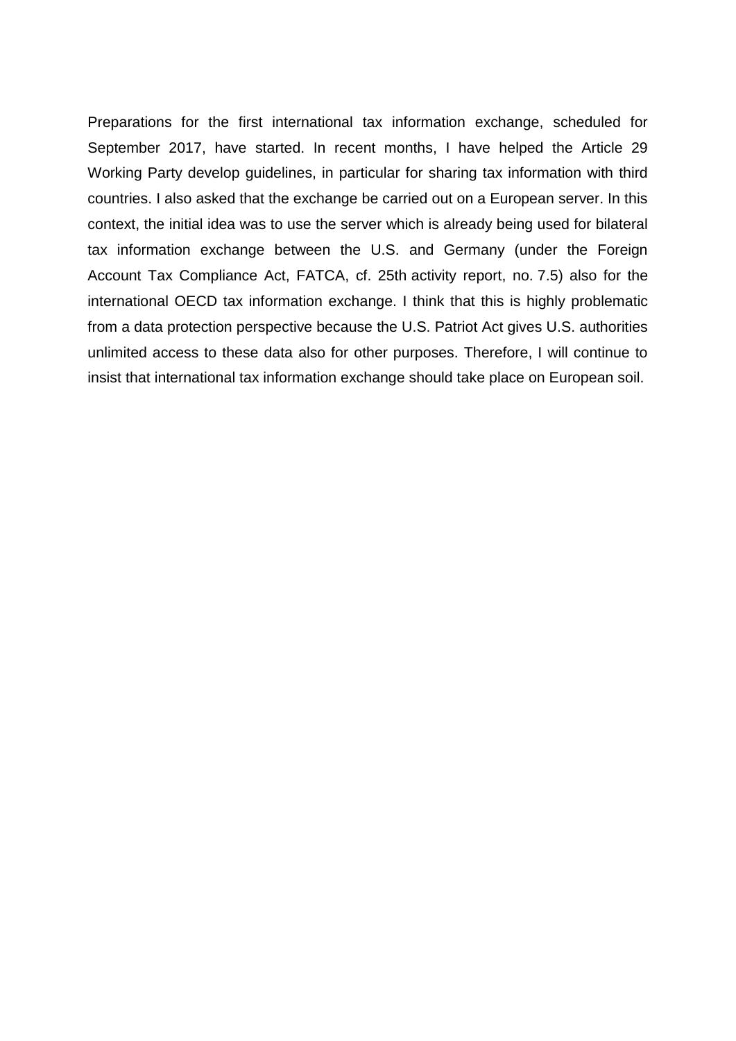Preparations for the first international tax information exchange, scheduled for September 2017, have started. In recent months, I have helped the Article 29 Working Party develop guidelines, in particular for sharing tax information with third countries. I also asked that the exchange be carried out on a European server. In this context, the initial idea was to use the server which is already being used for bilateral tax information exchange between the U.S. and Germany (under the Foreign Account Tax Compliance Act, FATCA, cf. 25th activity report, no. 7.5) also for the international OECD tax information exchange. I think that this is highly problematic from a data protection perspective because the U.S. Patriot Act gives U.S. authorities unlimited access to these data also for other purposes. Therefore, I will continue to insist that international tax information exchange should take place on European soil.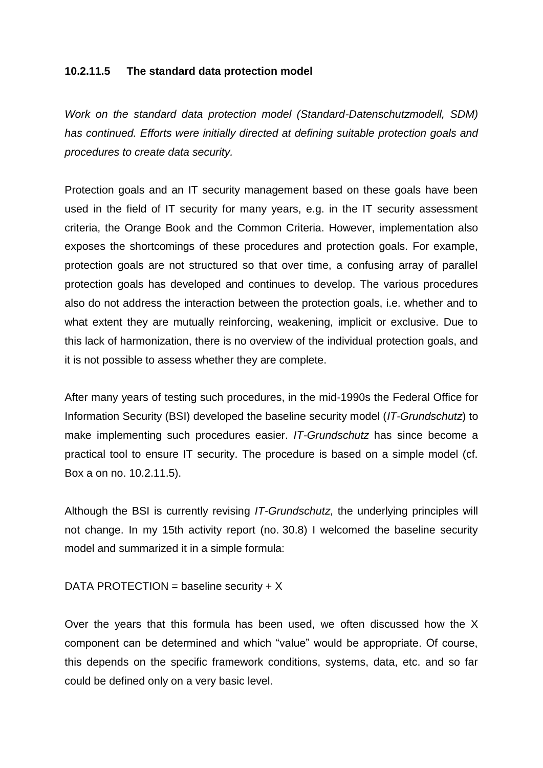#### 10.2.11.5 The standard data protection model

*Work on the standard data protection model (Standard-Datenschutzmodell, SDM) has continued. Efforts were initially directed at defining suitable protection goals and procedures to create data security.*

Protection goals and an IT security management based on these goals have been used in the field of IT security for many years, e.g. in the IT security assessment criteria, the Orange Book and the Common Criteria. However, implementation also exposes the shortcomings of these procedures and protection goals. For example, protection goals are not structured so that over time, a confusing array of parallel protection goals has developed and continues to develop. The various procedures also do not address the interaction between the protection goals, i.e. whether and to what extent they are mutually reinforcing, weakening, implicit or exclusive. Due to this lack of harmonization, there is no overview of the individual protection goals, and it is not possible to assess whether they are complete.

After many years of testing such procedures, in the mid-1990s the Federal Office for Information Security (BSI) developed the baseline security model (*IT-Grundschutz*) to make implementing such procedures easier. *IT-Grundschutz* has since become a practical tool to ensure IT security. The procedure is based on a simple model (cf. Box a on no. 10.2.11.5).

Although the BSI is currently revising *IT-Grundschutz*, the underlying principles will not change. In my 15th activity report (no. 30.8) I welcomed the baseline security model and summarized it in a simple formula:

DATA PROTECTION = baseline security + X

Over the years that this formula has been used, we often discussed how the X component can be determined and which "value" would be appropriate. Of course, this depends on the specific framework conditions, systems, data, etc. and so far could be defined only on a very basic level.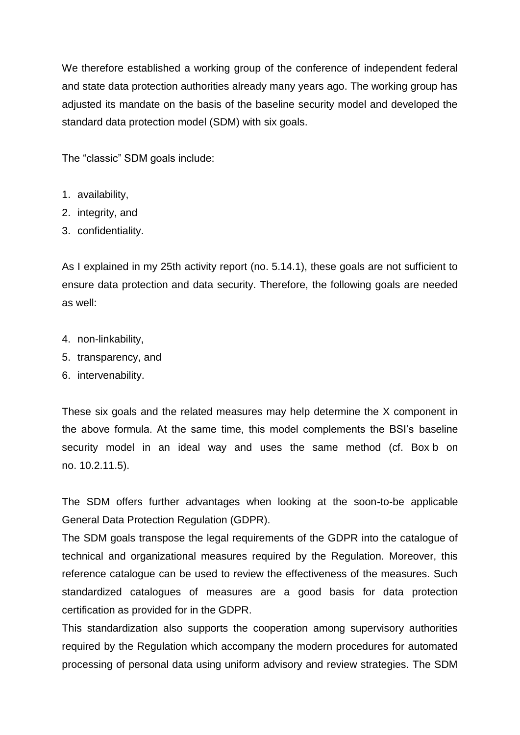We therefore established a working group of the conference of independent federal and state data protection authorities already many years ago. The working group has adjusted its mandate on the basis of the baseline security model and developed the standard data protection model (SDM) with six goals.

The “classic” SDM goals include:

1. availability,
2. integrity, and
3. confidentiality.

As I explained in my 25th activity report (no. 5.14.1), these goals are not sufficient to ensure data protection and data security. Therefore, the following goals are needed as well:

4. non-linkability,
5. transparency, and
6. intervenability.

These six goals and the related measures may help determine the X component in the above formula. At the same time, this model complements the BSI’s baseline security model in an ideal way and uses the same method (cf. Box b on no. 10.2.11.5).

The SDM offers further advantages when looking at the soon-to-be applicable General Data Protection Regulation (GDPR).

The SDM goals transpose the legal requirements of the GDPR into the catalogue of technical and organizational measures required by the Regulation. Moreover, this reference catalogue can be used to review the effectiveness of the measures. Such standardized catalogues of measures are a good basis for data protection certification as provided for in the GDPR.

This standardization also supports the cooperation among supervisory authorities required by the Regulation which accompany the modern procedures for automated processing of personal data using uniform advisory and review strategies. The SDM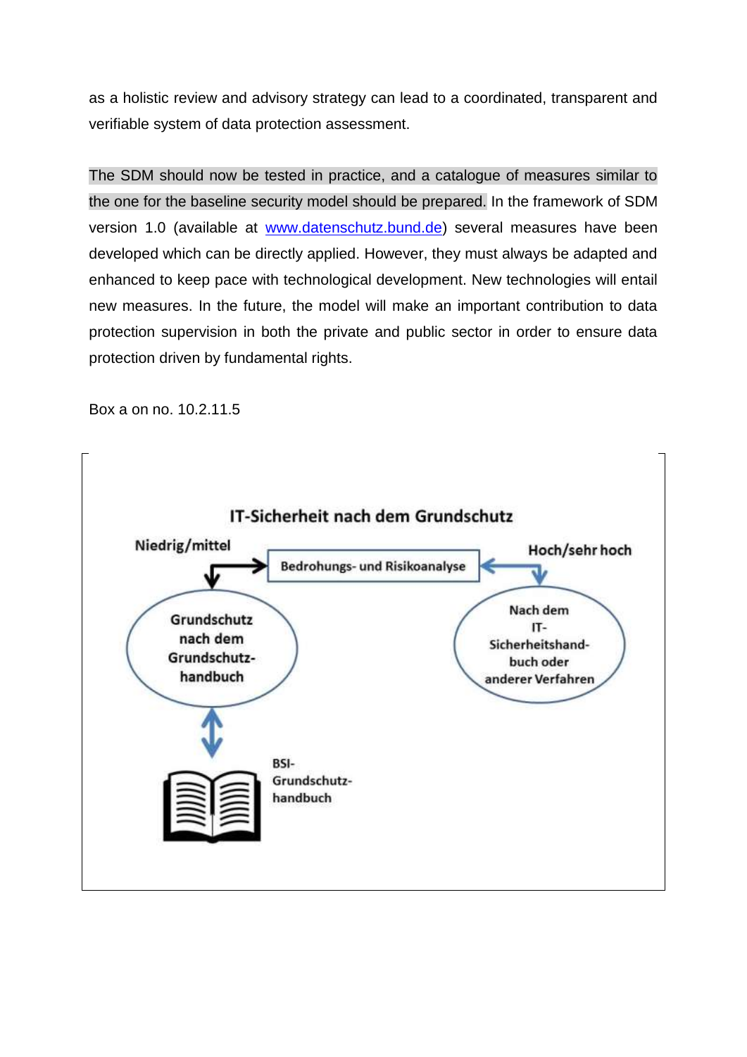as a holistic review and advisory strategy can lead to a coordinated, transparent and verifiable system of data protection assessment.

The SDM should now be tested in practice, and a catalogue of measures similar to the one for the baseline security model should be prepared. In the framework of SDM version 1.0 (available at [www.datenschutz.bund.de](www.datenschutz.bund.de)) several measures have been developed which can be directly applied. However, they must always be adapted and enhanced to keep pace with technological development. New technologies will entail new measures. In the future, the model will make an important contribution to data protection supervision in both the private and public sector in order to ensure data protection driven by fundamental rights.

Box a on no. 10.2.11.5

**IT-Sicherheit nach dem Grundschutz**

Niedrig/mittel

Bedrohungs- und Risikoanalyse

Hoch/sehr hoch

Grundschutz nach dem Grundschutz-handbuch

Nach dem IT-Sicherheitshand-buch oder anderer Verfahren

BSI-Grundschutz-handbuch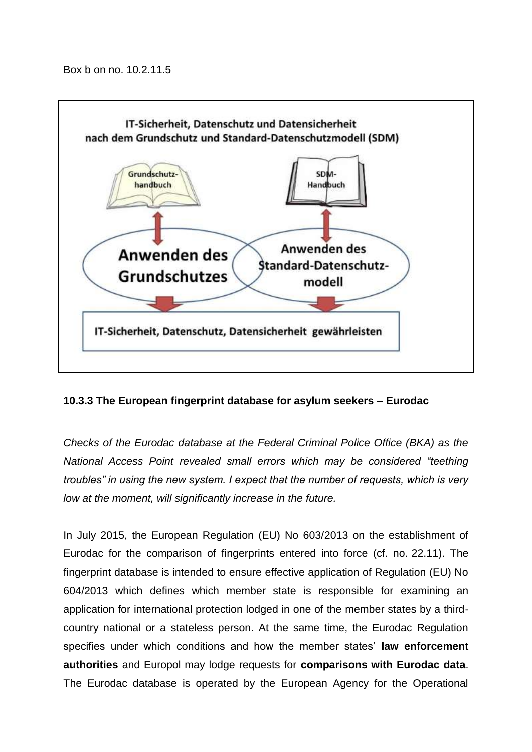Box b on no. 10.2.11.5

IT-Sicherheit, Datenschutz und Datensicherheit
nach dem Grundschutz und Standard-Datenschutzmodell (SDM)

Grundschutz-handbuch

SDM-Handbuch

Anwenden des Grundschutzes

Anwenden des Standard-Datenschutz-modell

IT-Sicherheit, Datenschutz, Datensicherheit gewährleisten

### 10.3.3 The European fingerprint database for asylum seekers – Eurodac

*Checks of the Eurodac database at the Federal Criminal Police Office (BKA) as the National Access Point revealed small errors which may be considered "teething troubles" in using the new system. I expect that the number of requests, which is very low at the moment, will significantly increase in the future.*

In July 2015, the European Regulation (EU) No 603/2013 on the establishment of Eurodac for the comparison of fingerprints entered into force (cf. no. 22.11). The fingerprint database is intended to ensure effective application of Regulation (EU) No 604/2013 which defines which member state is responsible for examining an application for international protection lodged in one of the member states by a third-country national or a stateless person. At the same time, the Eurodac Regulation specifies under which conditions and how the member states' **law enforcement authorities** and Europol may lodge requests for **comparisons with Eurodac data**. The Eurodac database is operated by the European Agency for the Operational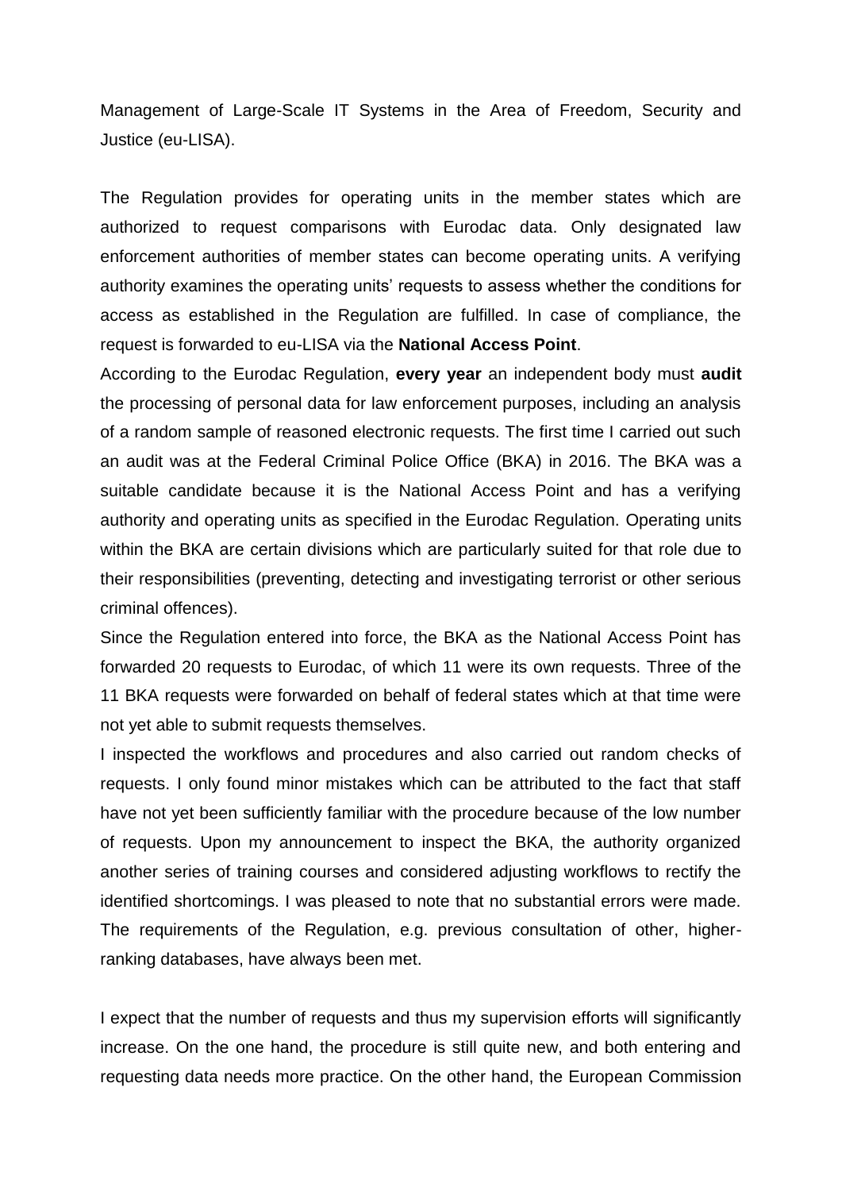Management of Large-Scale IT Systems in the Area of Freedom, Security and Justice (eu-LISA).

The Regulation provides for operating units in the member states which are authorized to request comparisons with Eurodac data. Only designated law enforcement authorities of member states can become operating units. A verifying authority examines the operating units' requests to assess whether the conditions for access as established in the Regulation are fulfilled. In case of compliance, the request is forwarded to eu-LISA via the **National Access Point**.

According to the Eurodac Regulation, **every year** an independent body must **audit** the processing of personal data for law enforcement purposes, including an analysis of a random sample of reasoned electronic requests. The first time I carried out such an audit was at the Federal Criminal Police Office (BKA) in 2016. The BKA was a suitable candidate because it is the National Access Point and has a verifying authority and operating units as specified in the Eurodac Regulation. Operating units within the BKA are certain divisions which are particularly suited for that role due to their responsibilities (preventing, detecting and investigating terrorist or other serious criminal offences).

Since the Regulation entered into force, the BKA as the National Access Point has forwarded 20 requests to Eurodac, of which 11 were its own requests. Three of the 11 BKA requests were forwarded on behalf of federal states which at that time were not yet able to submit requests themselves.

I inspected the workflows and procedures and also carried out random checks of requests. I only found minor mistakes which can be attributed to the fact that staff have not yet been sufficiently familiar with the procedure because of the low number of requests. Upon my announcement to inspect the BKA, the authority organized another series of training courses and considered adjusting workflows to rectify the identified shortcomings. I was pleased to note that no substantial errors were made. The requirements of the Regulation, e.g. previous consultation of other, higher-ranking databases, have always been met.

I expect that the number of requests and thus my supervision efforts will significantly increase. On the one hand, the procedure is still quite new, and both entering and requesting data needs more practice. On the other hand, the European Commission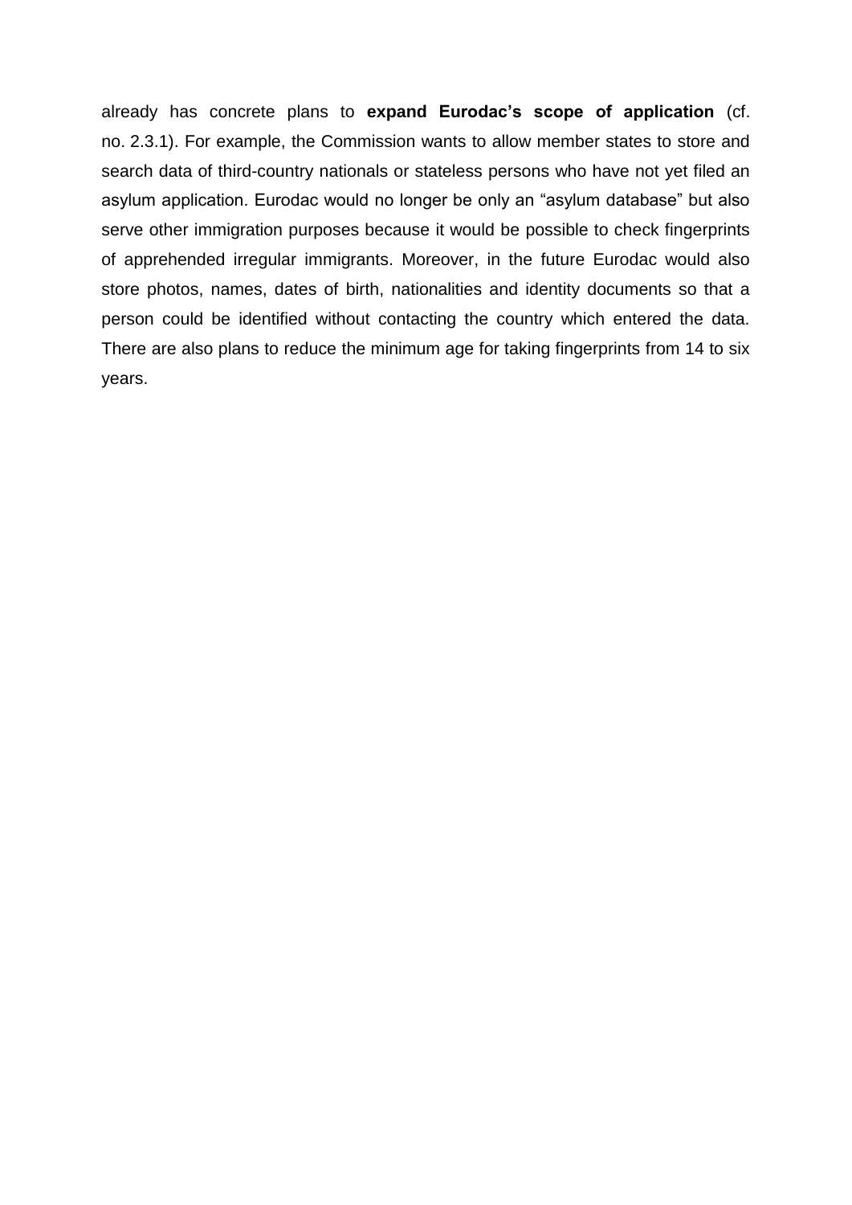already has concrete plans to **expand Eurodac's scope of application** (cf. no. 2.3.1). For example, the Commission wants to allow member states to store and search data of third-country nationals or stateless persons who have not yet filed an asylum application. Eurodac would no longer be only an "asylum database" but also serve other immigration purposes because it would be possible to check fingerprints of apprehended irregular immigrants. Moreover, in the future Eurodac would also store photos, names, dates of birth, nationalities and identity documents so that a person could be identified without contacting the country which entered the data. There are also plans to reduce the minimum age for taking fingerprints from 14 to six years.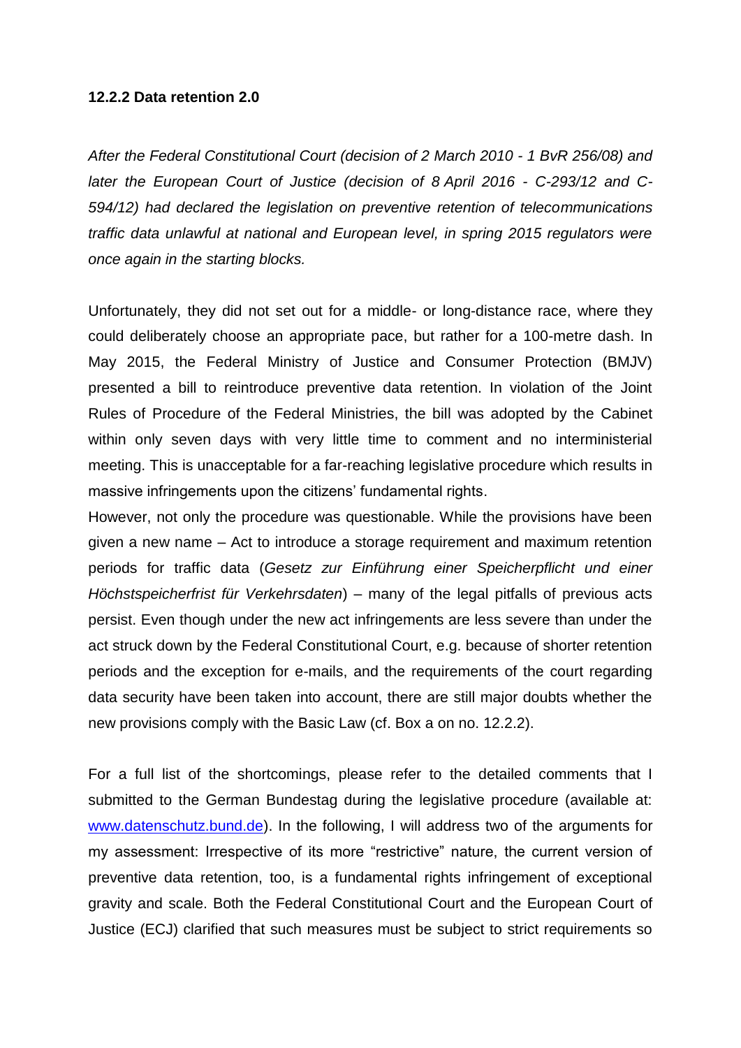### 12.2.2 Data retention 2.0

*After the Federal Constitutional Court (decision of 2 March 2010 - 1 BvR 256/08) and later the European Court of Justice (decision of 8 April 2016 - C-293/12 and C-594/12) had declared the legislation on preventive retention of telecommunications traffic data unlawful at national and European level, in spring 2015 regulators were once again in the starting blocks.*

Unfortunately, they did not set out for a middle- or long-distance race, where they could deliberately choose an appropriate pace, but rather for a 100-metre dash. In May 2015, the Federal Ministry of Justice and Consumer Protection (BMJV) presented a bill to reintroduce preventive data retention. In violation of the Joint Rules of Procedure of the Federal Ministries, the bill was adopted by the Cabinet within only seven days with very little time to comment and no interministerial meeting. This is unacceptable for a far-reaching legislative procedure which results in massive infringements upon the citizens' fundamental rights.

However, not only the procedure was questionable. While the provisions have been given a new name – Act to introduce a storage requirement and maximum retention periods for traffic data (*Gesetz zur Einführung einer Speicherpflicht und einer Höchstspeicherfrist für Verkehrsdaten*) – many of the legal pitfalls of previous acts persist. Even though under the new act infringements are less severe than under the act struck down by the Federal Constitutional Court, e.g. because of shorter retention periods and the exception for e-mails, and the requirements of the court regarding data security have been taken into account, there are still major doubts whether the new provisions comply with the Basic Law (cf. Box a on no. 12.2.2).

For a full list of the shortcomings, please refer to the detailed comments that I submitted to the German Bundestag during the legislative procedure (available at: [www.datenschutz.bund.de](www.datenschutz.bund.de)). In the following, I will address two of the arguments for my assessment: Irrespective of its more "restrictive" nature, the current version of preventive data retention, too, is a fundamental rights infringement of exceptional gravity and scale. Both the Federal Constitutional Court and the European Court of Justice (ECJ) clarified that such measures must be subject to strict requirements so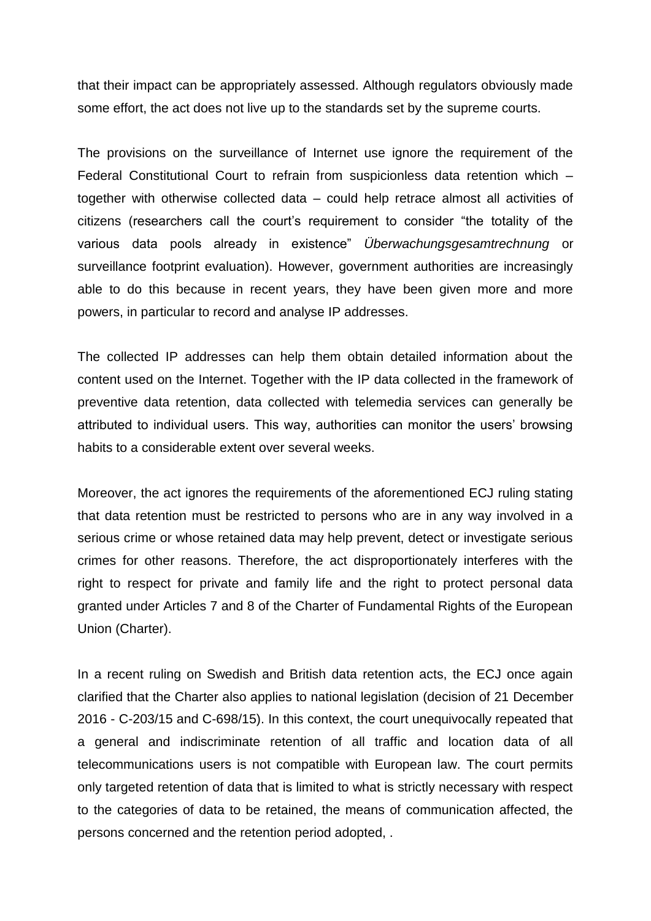that their impact can be appropriately assessed. Although regulators obviously made some effort, the act does not live up to the standards set by the supreme courts.

The provisions on the surveillance of Internet use ignore the requirement of the Federal Constitutional Court to refrain from suspicionless data retention which – together with otherwise collected data – could help retrace almost all activities of citizens (researchers call the court's requirement to consider "the totality of the various data pools already in existence" *Überwachungsgesamtrechnung* or surveillance footprint evaluation). However, government authorities are increasingly able to do this because in recent years, they have been given more and more powers, in particular to record and analyse IP addresses.

The collected IP addresses can help them obtain detailed information about the content used on the Internet. Together with the IP data collected in the framework of preventive data retention, data collected with telemedia services can generally be attributed to individual users. This way, authorities can monitor the users' browsing habits to a considerable extent over several weeks.

Moreover, the act ignores the requirements of the aforementioned ECJ ruling stating that data retention must be restricted to persons who are in any way involved in a serious crime or whose retained data may help prevent, detect or investigate serious crimes for other reasons. Therefore, the act disproportionately interferes with the right to respect for private and family life and the right to protect personal data granted under Articles 7 and 8 of the Charter of Fundamental Rights of the European Union (Charter).

In a recent ruling on Swedish and British data retention acts, the ECJ once again clarified that the Charter also applies to national legislation (decision of 21 December 2016 - C-203/15 and C-698/15). In this context, the court unequivocally repeated that a general and indiscriminate retention of all traffic and location data of all telecommunications users is not compatible with European law. The court permits only targeted retention of data that is limited to what is strictly necessary with respect to the categories of data to be retained, the means of communication affected, the persons concerned and the retention period adopted, .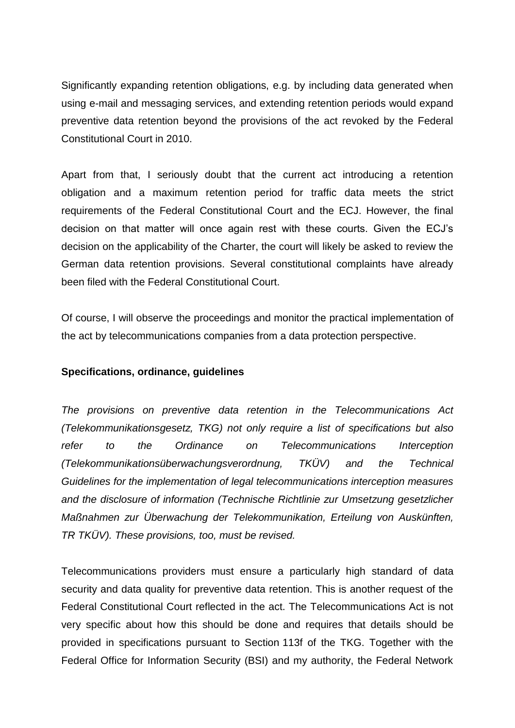Significantly expanding retention obligations, e.g. by including data generated when using e-mail and messaging services, and extending retention periods would expand preventive data retention beyond the provisions of the act revoked by the Federal Constitutional Court in 2010.

Apart from that, I seriously doubt that the current act introducing a retention obligation and a maximum retention period for traffic data meets the strict requirements of the Federal Constitutional Court and the ECJ. However, the final decision on that matter will once again rest with these courts. Given the ECJ's decision on the applicability of the Charter, the court will likely be asked to review the German data retention provisions. Several constitutional complaints have already been filed with the Federal Constitutional Court.

Of course, I will observe the proceedings and monitor the practical implementation of the act by telecommunications companies from a data protection perspective.

**Specifications, ordinance, guidelines**

*The provisions on preventive data retention in the Telecommunications Act (Telekommunikationsgesetz, TKG) not only require a list of specifications but also refer to the Ordinance on Telecommunications Interception (Telekommunikationsüberwachungsverordnung, TKÜV) and the Technical Guidelines for the implementation of legal telecommunications interception measures and the disclosure of information (Technische Richtlinie zur Umsetzung gesetzlicher Maßnahmen zur Überwachung der Telekommunikation, Erteilung von Auskünften, TR TKÜV). These provisions, too, must be revised.*

Telecommunications providers must ensure a particularly high standard of data security and data quality for preventive data retention. This is another request of the Federal Constitutional Court reflected in the act. The Telecommunications Act is not very specific about how this should be done and requires that details should be provided in specifications pursuant to Section 113f of the TKG. Together with the Federal Office for Information Security (BSI) and my authority, the Federal Network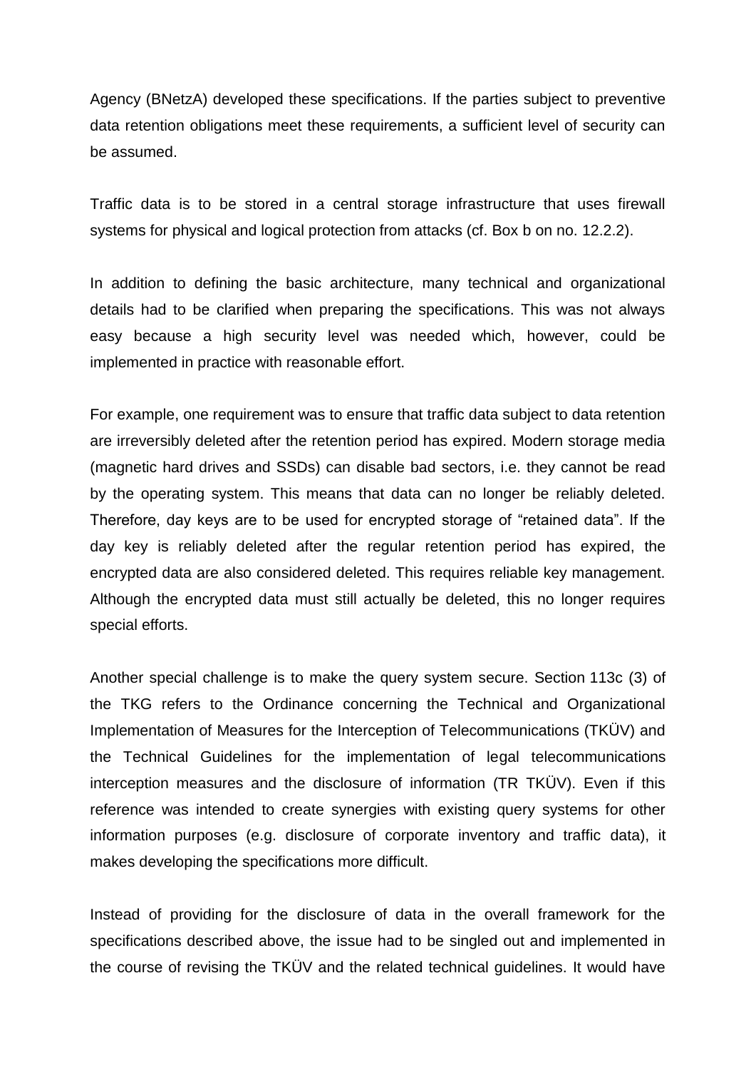Agency (BNetzA) developed these specifications. If the parties subject to preventive data retention obligations meet these requirements, a sufficient level of security can be assumed.

Traffic data is to be stored in a central storage infrastructure that uses firewall systems for physical and logical protection from attacks (cf. Box b on no. 12.2.2).

In addition to defining the basic architecture, many technical and organizational details had to be clarified when preparing the specifications. This was not always easy because a high security level was needed which, however, could be implemented in practice with reasonable effort.

For example, one requirement was to ensure that traffic data subject to data retention are irreversibly deleted after the retention period has expired. Modern storage media (magnetic hard drives and SSDs) can disable bad sectors, i.e. they cannot be read by the operating system. This means that data can no longer be reliably deleted. Therefore, day keys are to be used for encrypted storage of "retained data". If the day key is reliably deleted after the regular retention period has expired, the encrypted data are also considered deleted. This requires reliable key management. Although the encrypted data must still actually be deleted, this no longer requires special efforts.

Another special challenge is to make the query system secure. Section 113c (3) of the TKG refers to the Ordinance concerning the Technical and Organizational Implementation of Measures for the Interception of Telecommunications (TKÜV) and the Technical Guidelines for the implementation of legal telecommunications interception measures and the disclosure of information (TR TKÜV). Even if this reference was intended to create synergies with existing query systems for other information purposes (e.g. disclosure of corporate inventory and traffic data), it makes developing the specifications more difficult.

Instead of providing for the disclosure of data in the overall framework for the specifications described above, the issue had to be singled out and implemented in the course of revising the TKÜV and the related technical guidelines. It would have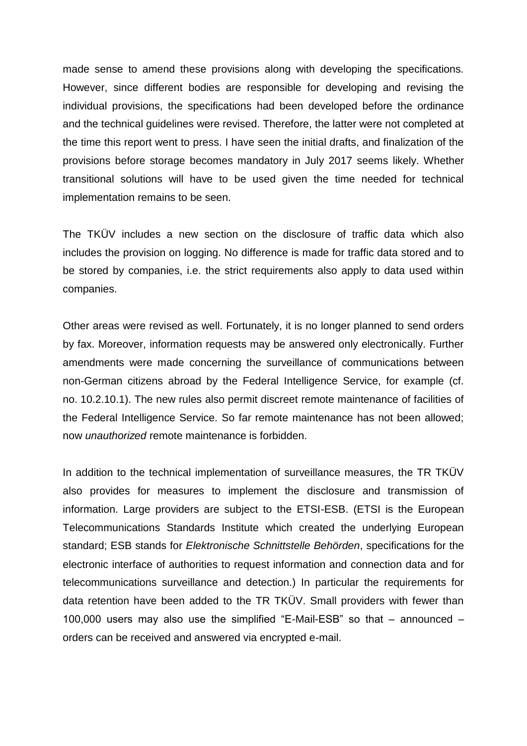made sense to amend these provisions along with developing the specifications. However, since different bodies are responsible for developing and revising the individual provisions, the specifications had been developed before the ordinance and the technical guidelines were revised. Therefore, the latter were not completed at the time this report went to press. I have seen the initial drafts, and finalization of the provisions before storage becomes mandatory in July 2017 seems likely. Whether transitional solutions will have to be used given the time needed for technical implementation remains to be seen.

The TKÜV includes a new section on the disclosure of traffic data which also includes the provision on logging. No difference is made for traffic data stored and to be stored by companies, i.e. the strict requirements also apply to data used within companies.

Other areas were revised as well. Fortunately, it is no longer planned to send orders by fax. Moreover, information requests may be answered only electronically. Further amendments were made concerning the surveillance of communications between non-German citizens abroad by the Federal Intelligence Service, for example (cf. no. 10.2.10.1). The new rules also permit discreet remote maintenance of facilities of the Federal Intelligence Service. So far remote maintenance has not been allowed; now *unauthorized* remote maintenance is forbidden.

In addition to the technical implementation of surveillance measures, the TR TKÜV also provides for measures to implement the disclosure and transmission of information. Large providers are subject to the ETSI-ESB. (ETSI is the European Telecommunications Standards Institute which created the underlying European standard; ESB stands for *Elektronische Schnittstelle Behörden*, specifications for the electronic interface of authorities to request information and connection data and for telecommunications surveillance and detection.) In particular the requirements for data retention have been added to the TR TKÜV. Small providers with fewer than 100,000 users may also use the simplified "E-Mail-ESB" so that – announced – orders can be received and answered via encrypted e-mail.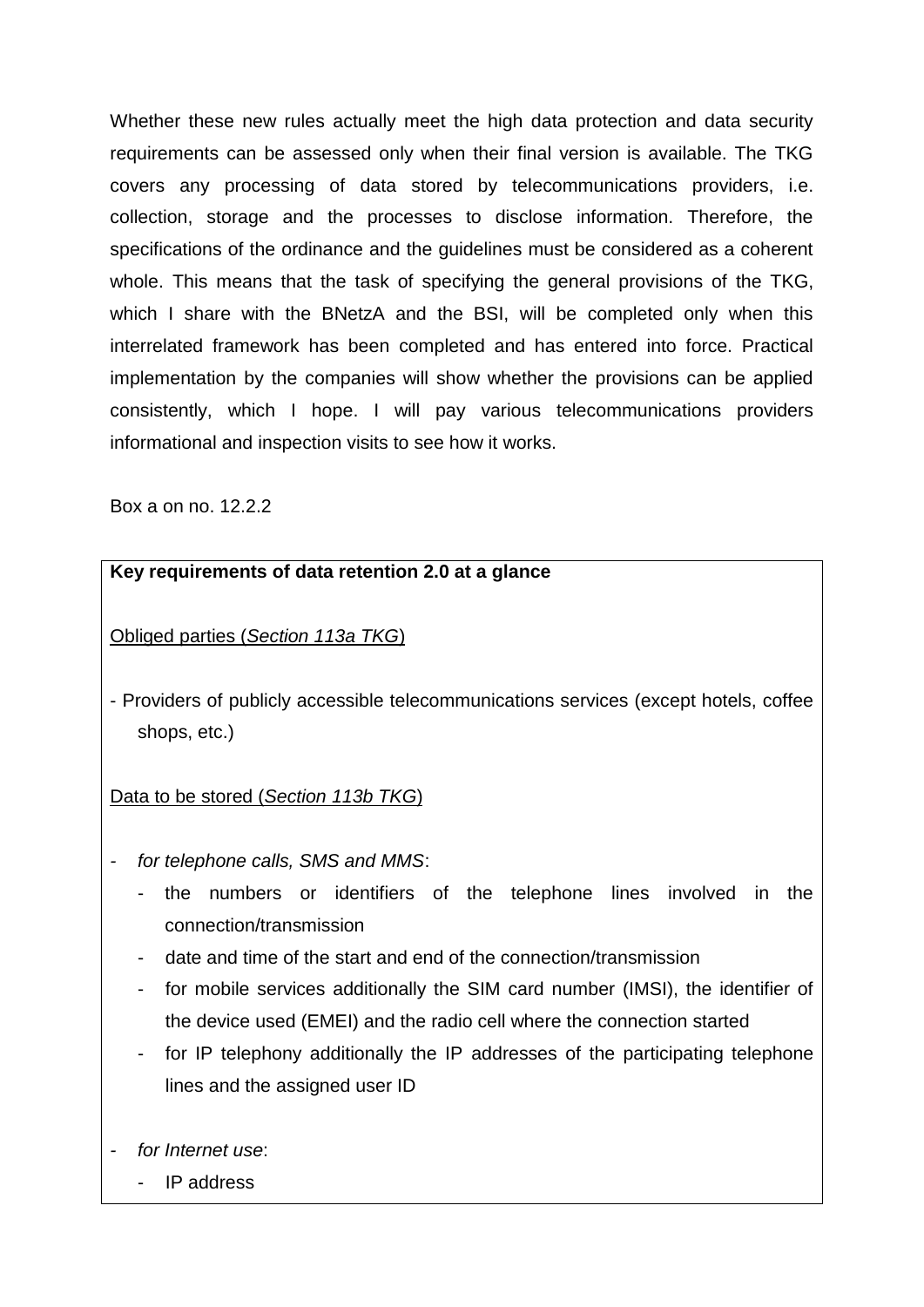Whether these new rules actually meet the high data protection and data security requirements can be assessed only when their final version is available. The TKG covers any processing of data stored by telecommunications providers, i.e. collection, storage and the processes to disclose information. Therefore, the specifications of the ordinance and the guidelines must be considered as a coherent whole. This means that the task of specifying the general provisions of the TKG, which I share with the BNetzA and the BSI, will be completed only when this interrelated framework has been completed and has entered into force. Practical implementation by the companies will show whether the provisions can be applied consistently, which I hope. I will pay various telecommunications providers informational and inspection visits to see how it works.

Box a on no. 12.2.2

**Key requirements of data retention 2.0 at a glance**

Obliged parties (*Section 113a TKG*)

- Providers of publicly accessible telecommunications services (except hotels, coffee shops, etc.)

Data to be stored (*Section 113b TKG*)

- *for telephone calls, SMS and MMS*:
  - the numbers or identifiers of the telephone lines involved in the connection/transmission
  - date and time of the start and end of the connection/transmission
  - for mobile services additionally the SIM card number (IMSI), the identifier of the device used (EMEI) and the radio cell where the connection started
  - for IP telephony additionally the IP addresses of the participating telephone lines and the assigned user ID
- *for Internet use*:
  - IP address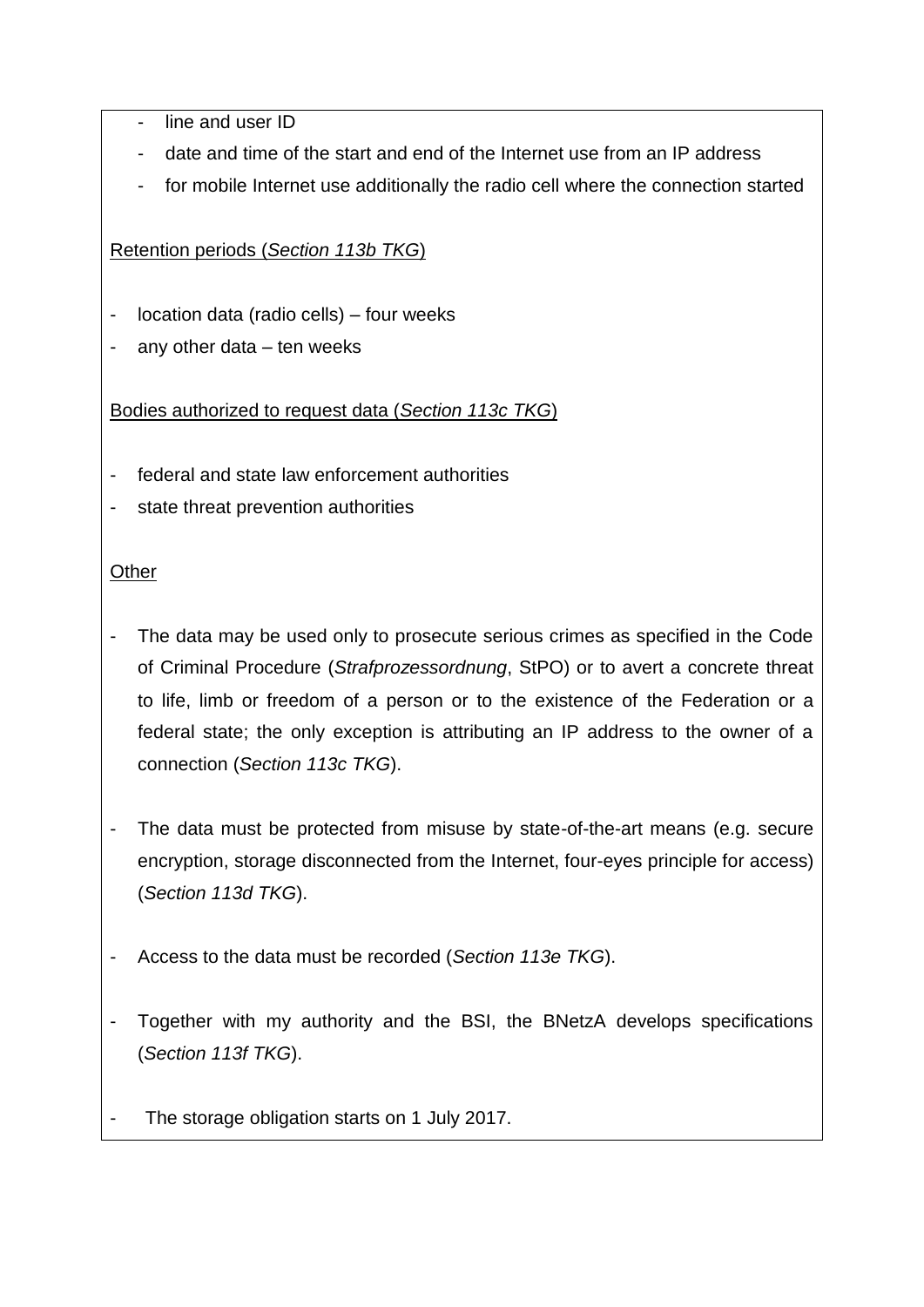- line and user ID
- date and time of the start and end of the Internet use from an IP address
- for mobile Internet use additionally the radio cell where the connection started

<u>Retention periods (*Section 113b TKG*)</u>

- location data (radio cells) – four weeks
- any other data – ten weeks

<u>Bodies authorized to request data (*Section 113c TKG*)</u>

- federal and state law enforcement authorities
- state threat prevention authorities

<u>Other</u>

- The data may be used only to prosecute serious crimes as specified in the Code of Criminal Procedure (*Strafprozessordnung*, StPO) or to avert a concrete threat to life, limb or freedom of a person or to the existence of the Federation or a federal state; the only exception is attributing an IP address to the owner of a connection (*Section 113c TKG*).

- The data must be protected from misuse by state-of-the-art means (e.g. secure encryption, storage disconnected from the Internet, four-eyes principle for access) (*Section 113d TKG*).

- Access to the data must be recorded (*Section 113e TKG*).

- Together with my authority and the BSI, the BNetzA develops specifications (*Section 113f TKG*).

- The storage obligation starts on 1 July 2017.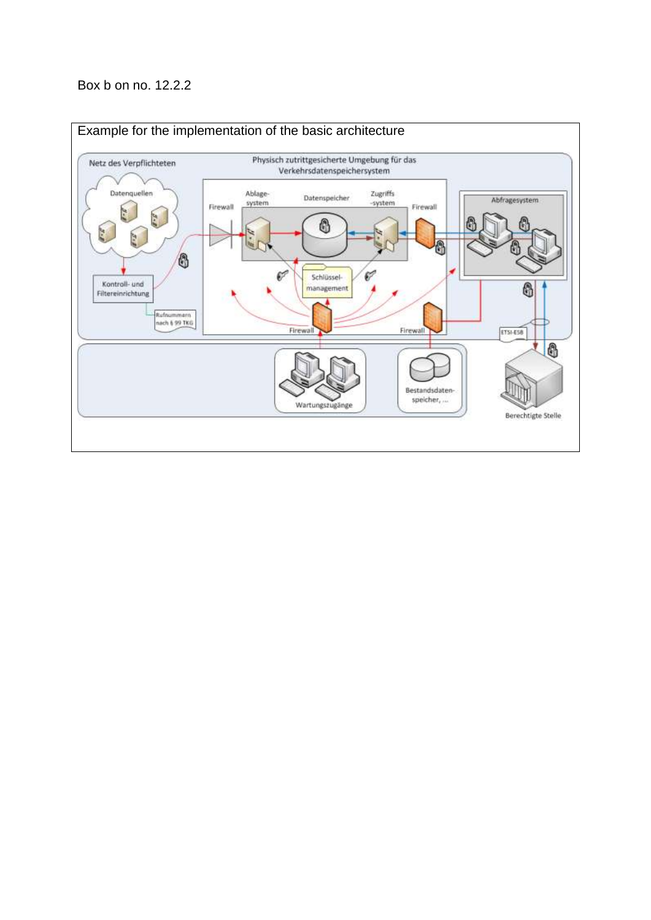Box b on no. 12.2.2

Example for the implementation of the basic architecture

Netz des Verpflichteten

Physisch zutrittgesicherte Umgebung für das Verkehrsdatenspeichersystem

Datenquellen

Kontroll- und Filtereinrichtung

Rufnummern nach § 99 TKG

Firewall

Ablage-system

Datenspeicher

Zugriffs-system

Firewall

Abfragesystem

Schlüssel-management

Firewall

Firewall

ETSI-ESB

Wartungszugänge

Bestandsdaten-speicher, ...

Berechtigte Stelle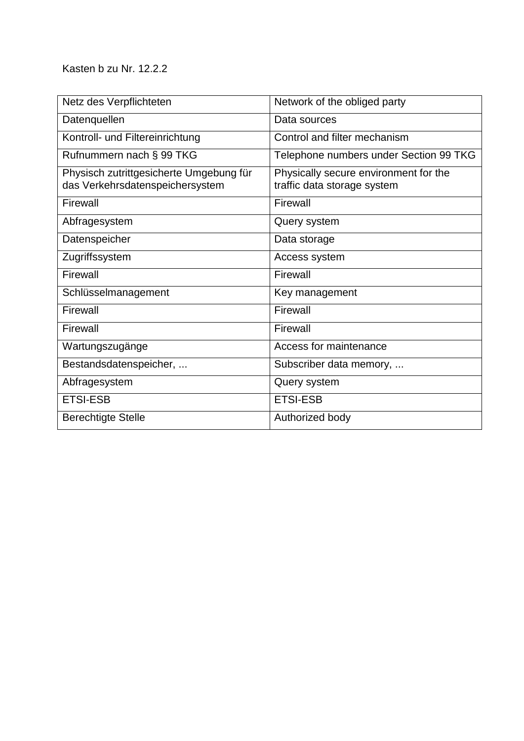Kasten b zu Nr. 12.2.2

| Netz des Verpflichteten | Network of the obliged party |
|---|---|
| Datenquellen | Data sources |
| Kontroll- und Filtereinrichtung | Control and filter mechanism |
| Rufnummern nach § 99 TKG | Telephone numbers under Section 99 TKG |
| Physisch zutrittgesicherte Umgebung für das Verkehrsdatenspeichersystem | Physically secure environment for the traffic data storage system |
| Firewall | Firewall |
| Abfragesystem | Query system |
| Datenspeicher | Data storage |
| Zugriffssystem | Access system |
| Firewall | Firewall |
| Schlüsselmanagement | Key management |
| Firewall | Firewall |
| Firewall | Firewall |
| Wartungszugänge | Access for maintenance |
| Bestandsdatenspeicher, ... | Subscriber data memory, ... |
| Abfragesystem | Query system |
| ETSI-ESB | ETSI-ESB |
| Berechtigte Stelle | Authorized body |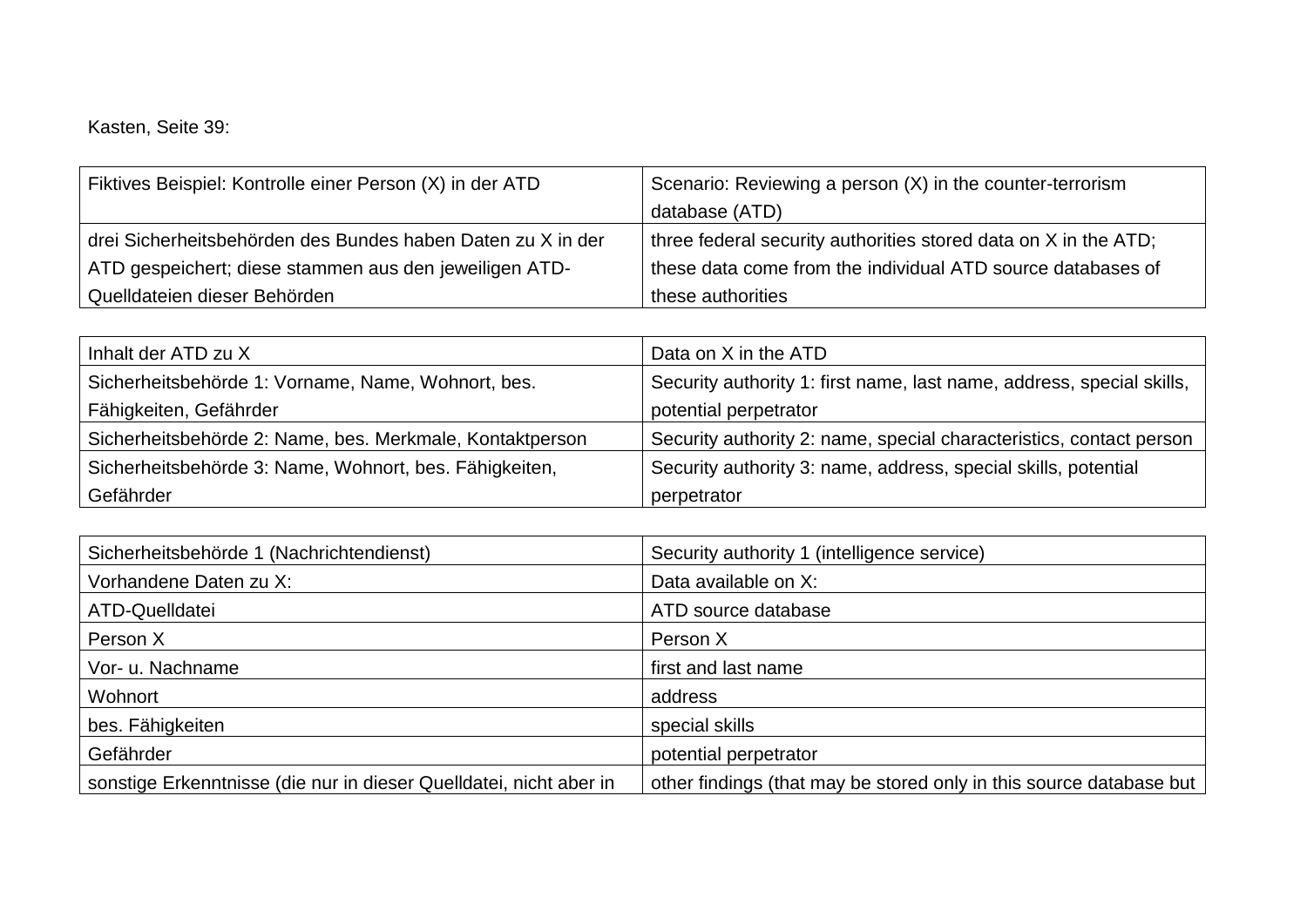Kasten, Seite 39:

| Fiktives Beispiel: Kontrolle einer Person (X) in der ATD | Scenario: Reviewing a person (X) in the counter-terrorism database (ATD) |
| --- | --- |
| drei Sicherheitsbehörden des Bundes haben Daten zu X in der ATD gespeichert; diese stammen aus den jeweiligen ATD-Quelldateien dieser Behörden | three federal security authorities stored data on X in the ATD; these data come from the individual ATD source databases of these authorities |

| Inhalt der ATD zu X | Data on X in the ATD |
| --- | --- |
| Sicherheitsbehörde 1: Vorname, Name, Wohnort, bes. Fähigkeiten, Gefährder | Security authority 1: first name, last name, address, special skills, potential perpetrator |
| Sicherheitsbehörde 2: Name, bes. Merkmale, Kontaktperson | Security authority 2: name, special characteristics, contact person |
| Sicherheitsbehörde 3: Name, Wohnort, bes. Fähigkeiten, Gefährder | Security authority 3: name, address, special skills, potential perpetrator |

| Sicherheitsbehörde 1 (Nachrichtendienst) | Security authority 1 (intelligence service) |
| --- | --- |
| Vorhandene Daten zu X: | Data available on X: |
| ATD-Quelldatei | ATD source database |
| Person X | Person X |
| Vor- u. Nachname | first and last name |
| Wohnort | address |
| bes. Fähigkeiten | special skills |
| Gefährder | potential perpetrator |
| sonstige Erkenntnisse (die nur in dieser Quelldatei, nicht aber in | other findings (that may be stored only in this source database but |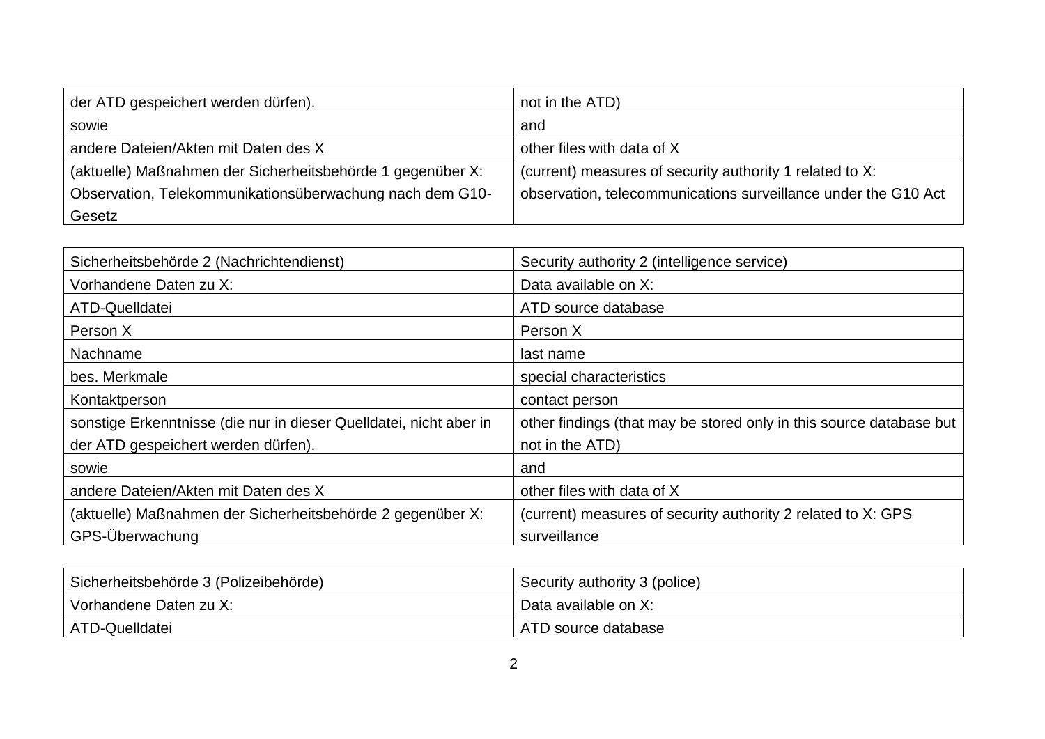| der ATD gespeichert werden dürfen). | not in the ATD) |
|---|---|
| sowie | and |
| andere Dateien/Akten mit Daten des X | other files with data of X |
| (aktuelle) Maßnahmen der Sicherheitsbehörde 1 gegenüber X: Observation, Telekommunikationsüberwachung nach dem G10-Gesetz | (current) measures of security authority 1 related to X: observation, telecommunications surveillance under the G10 Act |

| Sicherheitsbehörde 2 (Nachrichtendienst) | Security authority 2 (intelligence service) |
|---|---|
| Vorhandene Daten zu X: | Data available on X: |
| ATD-Quelldatei | ATD source database |
| Person X | Person X |
| Nachname | last name |
| bes. Merkmale | special characteristics |
| Kontaktperson | contact person |
| sonstige Erkenntnisse (die nur in dieser Quelldatei, nicht aber in der ATD gespeichert werden dürfen). | other findings (that may be stored only in this source database but not in the ATD) |
| sowie | and |
| andere Dateien/Akten mit Daten des X | other files with data of X |
| (aktuelle) Maßnahmen der Sicherheitsbehörde 2 gegenüber X: GPS-Überwachung | (current) measures of security authority 2 related to X: GPS surveillance |

| Sicherheitsbehörde 3 (Polizeibehörde) | Security authority 3 (police) |
|---|---|
| Vorhandene Daten zu X: | Data available on X: |
| ATD-Quelldatei | ATD source database |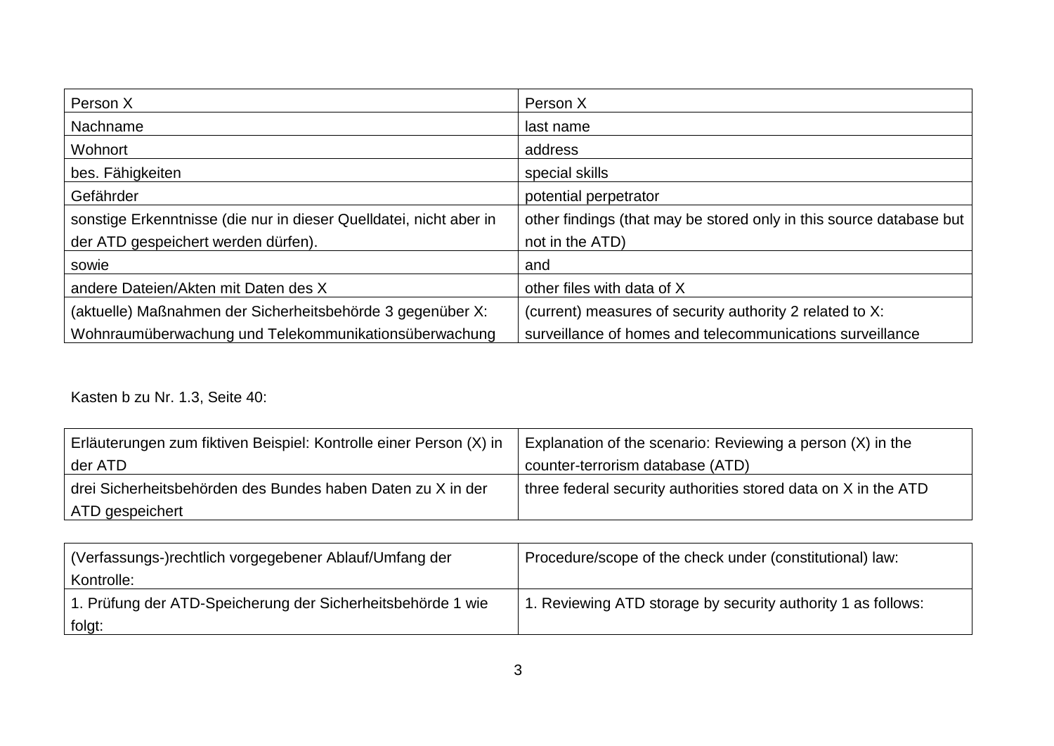| Person X | Person X |
| --- | --- |
| Nachname | last name |
| Wohnort | address |
| bes. Fähigkeiten | special skills |
| Gefährder | potential perpetrator |
| sonstige Erkenntnisse (die nur in dieser Quelldatei, nicht aber in der ATD gespeichert werden dürfen). | other findings (that may be stored only in this source database but not in the ATD) |
| sowie | and |
| andere Dateien/Akten mit Daten des X | other files with data of X |
| (aktuelle) Maßnahmen der Sicherheitsbehörde 3 gegenüber X: Wohnraumüberwachung und Telekommunikationsüberwachung | (current) measures of security authority 2 related to X: surveillance of homes and telecommunications surveillance |

Kasten b zu Nr. 1.3, Seite 40:

| Erläuterungen zum fiktiven Beispiel: Kontrolle einer Person (X) in der ATD | Explanation of the scenario: Reviewing a person (X) in the counter-terrorism database (ATD) |
| --- | --- |
| drei Sicherheitsbehörden des Bundes haben Daten zu X in der ATD gespeichert | three federal security authorities stored data on X in the ATD |

| (Verfassungs-)rechtlich vorgegebener Ablauf/Umfang der Kontrolle: | Procedure/scope of the check under (constitutional) law: |
| --- | --- |
| 1. Prüfung der ATD-Speicherung der Sicherheitsbehörde 1 wie folgt: | 1. Reviewing ATD storage by security authority 1 as follows: |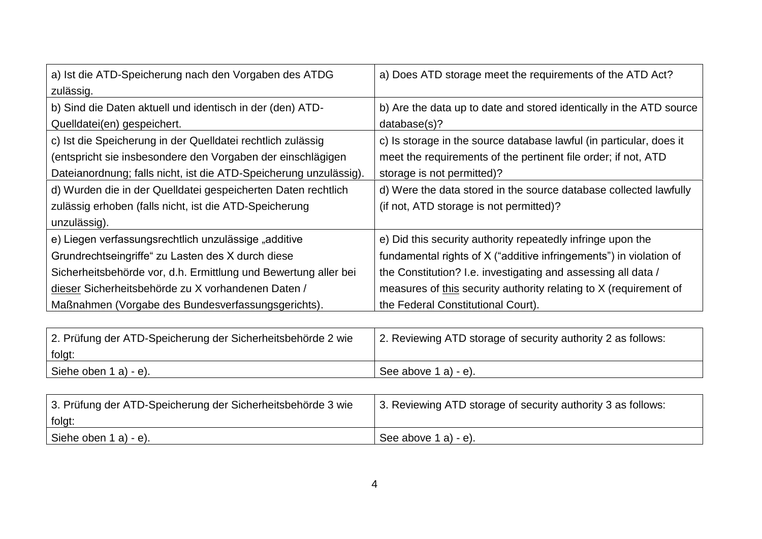| | |
|---|---|
| a) Ist die ATD-Speicherung nach den Vorgaben des ATDG zulässig. | a) Does ATD storage meet the requirements of the ATD Act? |
| b) Sind die Daten aktuell und identisch in der (den) ATD-Quelldatei(en) gespeichert. | b) Are the data up to date and stored identically in the ATD source database(s)? |
| c) Ist die Speicherung in der Quelldatei rechtlich zulässig (entspricht sie insbesondere den Vorgaben der einschlägigen Dateianordnung; falls nicht, ist die ATD-Speicherung unzulässig). | c) Is storage in the source database lawful (in particular, does it meet the requirements of the pertinent file order; if not, ATD storage is not permitted)? |
| d) Wurden die in der Quelldatei gespeicherten Daten rechtlich zulässig erhoben (falls nicht, ist die ATD-Speicherung unzulässig). | d) Were the data stored in the source database collected lawfully (if not, ATD storage is not permitted)? |
| e) Liegen verfassungsrechtlich unzulässige „additive Grundrechtseingriffe" zu Lasten des X durch diese Sicherheitsbehörde vor, d.h. Ermittlung und Bewertung aller bei dieser Sicherheitsbehörde zu X vorhandenen Daten / Maßnahmen (Vorgabe des Bundesverfassungsgerichts). | e) Did this security authority repeatedly infringe upon the fundamental rights of X ("additive infringements") in violation of the Constitution? I.e. investigating and assessing all data / measures of this security authority relating to X (requirement of the Federal Constitutional Court). |

| 2. Prüfung der ATD-Speicherung der Sicherheitsbehörde 2 wie folgt: | 2. Reviewing ATD storage of security authority 2 as follows: |
|---|---|
| Siehe oben 1 a) - e). | See above 1 a) - e). |

| 3. Prüfung der ATD-Speicherung der Sicherheitsbehörde 3 wie folgt: | 3. Reviewing ATD storage of security authority 3 as follows: |
|---|---|
| Siehe oben 1 a) - e). | See above 1 a) - e). |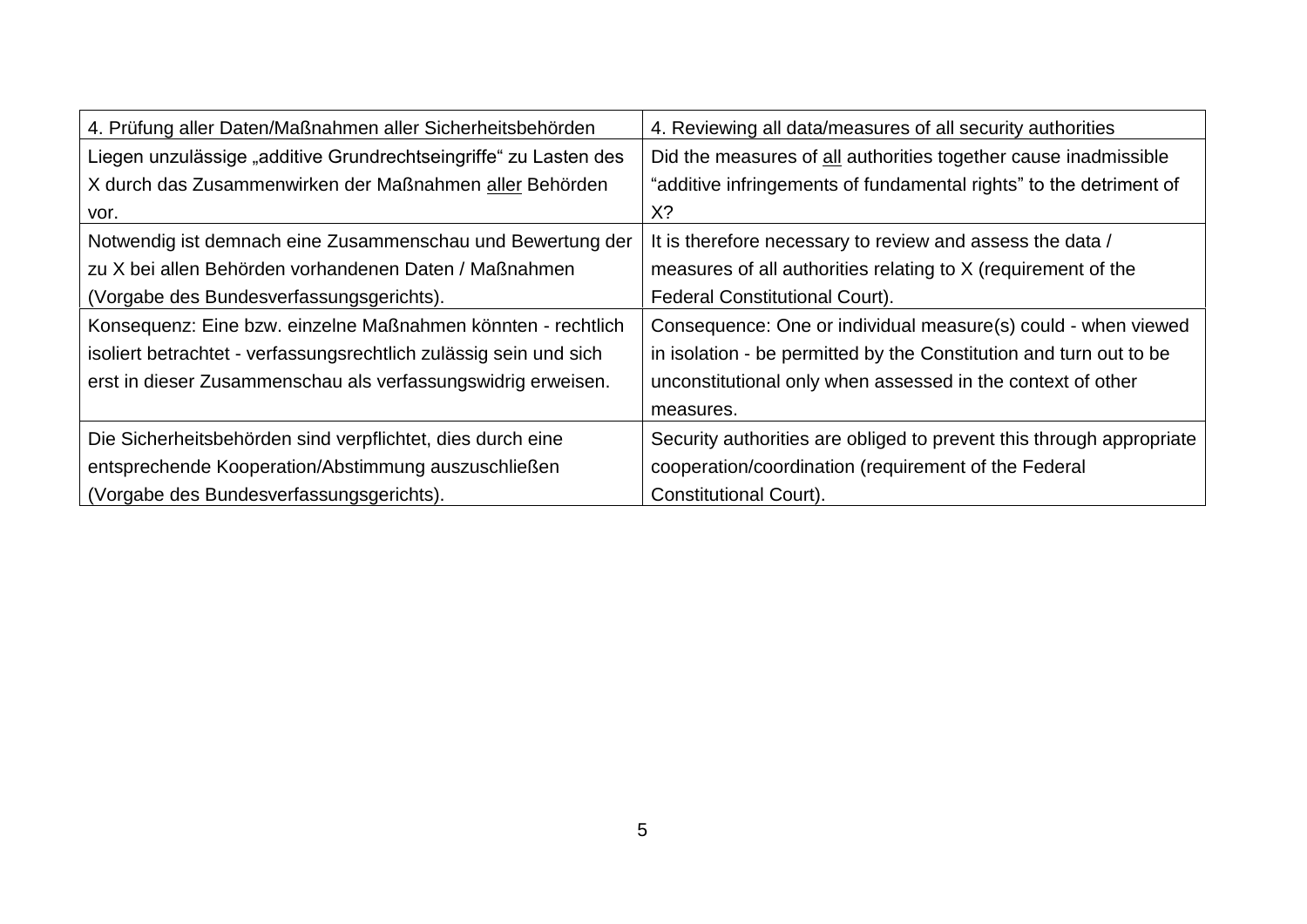| 4. Prüfung aller Daten/Maßnahmen aller Sicherheitsbehörden | 4. Reviewing all data/measures of all security authorities |
|---|---|
| Liegen unzulässige „additive Grundrechtseingriffe“ zu Lasten des X durch das Zusammenwirken der Maßnahmen <u>aller</u> Behörden vor. | Did the measures of <u>all</u> authorities together cause inadmissible “additive infringements of fundamental rights” to the detriment of X? |
| Notwendig ist demnach eine Zusammenschau und Bewertung der zu X bei allen Behörden vorhandenen Daten / Maßnahmen (Vorgabe des Bundesverfassungsgerichts). | It is therefore necessary to review and assess the data / measures of all authorities relating to X (requirement of the Federal Constitutional Court). |
| Konsequenz: Eine bzw. einzelne Maßnahmen könnten - rechtlich isoliert betrachtet - verfassungsrechtlich zulässig sein und sich erst in dieser Zusammenschau als verfassungswidrig erweisen. | Consequence: One or individual measure(s) could - when viewed in isolation - be permitted by the Constitution and turn out to be unconstitutional only when assessed in the context of other measures. |
| Die Sicherheitsbehörden sind verpflichtet, dies durch eine entsprechende Kooperation/Abstimmung auszuschließen (Vorgabe des Bundesverfassungsgerichts). | Security authorities are obliged to prevent this through appropriate cooperation/coordination (requirement of the Federal Constitutional Court). |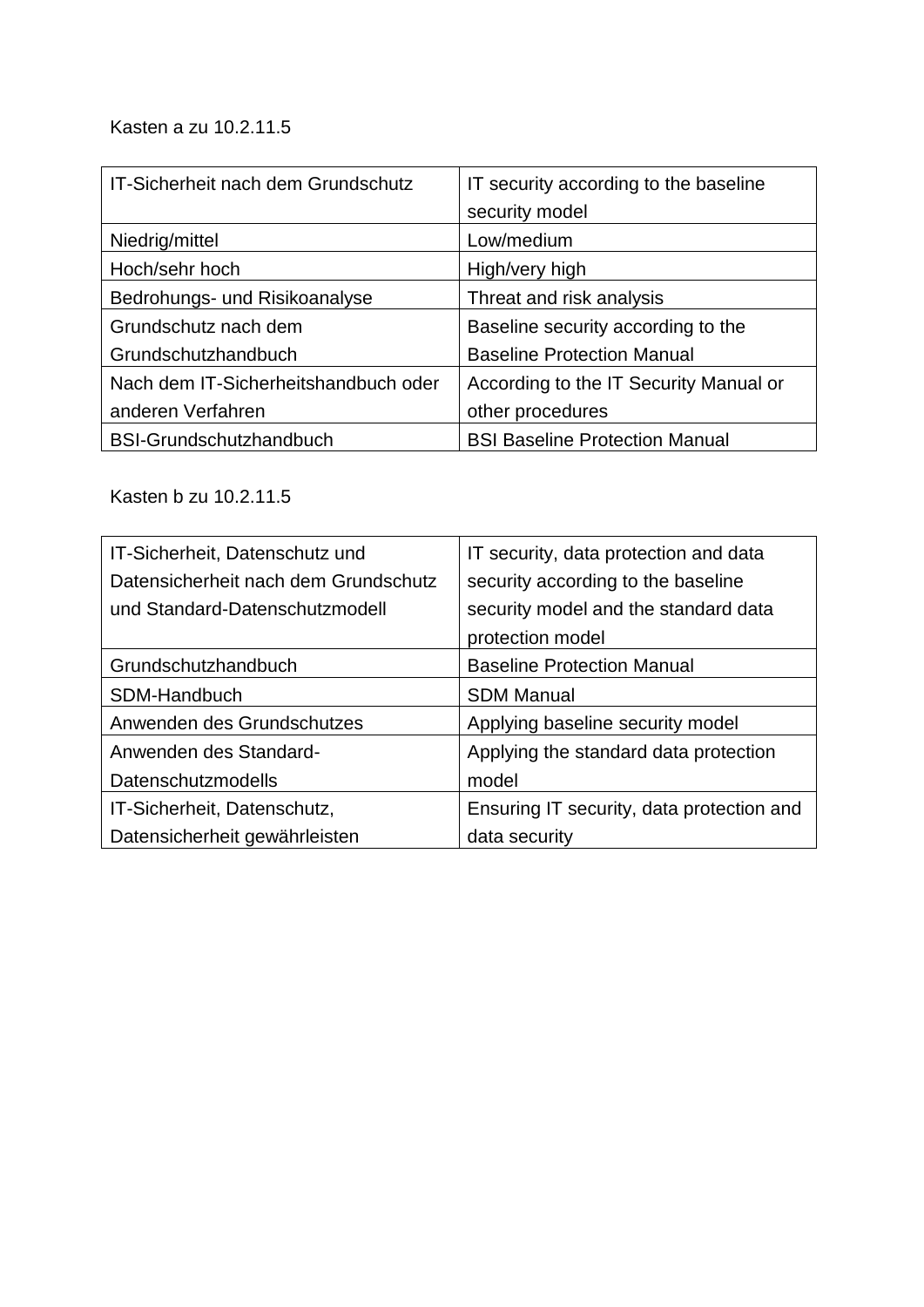Kasten a zu 10.2.11.5

| | |
|---|---|
| IT-Sicherheit nach dem Grundschutz | IT security according to the baseline security model |
| Niedrig/mittel | Low/medium |
| Hoch/sehr hoch | High/very high |
| Bedrohungs- und Risikoanalyse | Threat and risk analysis |
| Grundschutz nach dem Grundschutzhandbuch | Baseline security according to the Baseline Protection Manual |
| Nach dem IT-Sicherheitshandbuch oder anderen Verfahren | According to the IT Security Manual or other procedures |
| BSI-Grundschutzhandbuch | BSI Baseline Protection Manual |

Kasten b zu 10.2.11.5

| | |
|---|---|
| IT-Sicherheit, Datenschutz und Datensicherheit nach dem Grundschutz und Standard-Datenschutzmodell | IT security, data protection and data security according to the baseline security model and the standard data protection model |
| Grundschutzhandbuch | Baseline Protection Manual |
| SDM-Handbuch | SDM Manual |
| Anwenden des Grundschutzes | Applying baseline security model |
| Anwenden des Standard-Datenschutzmodells | Applying the standard data protection model |
| IT-Sicherheit, Datenschutz, Datensicherheit gewährleisten | Ensuring IT security, data protection and data security |